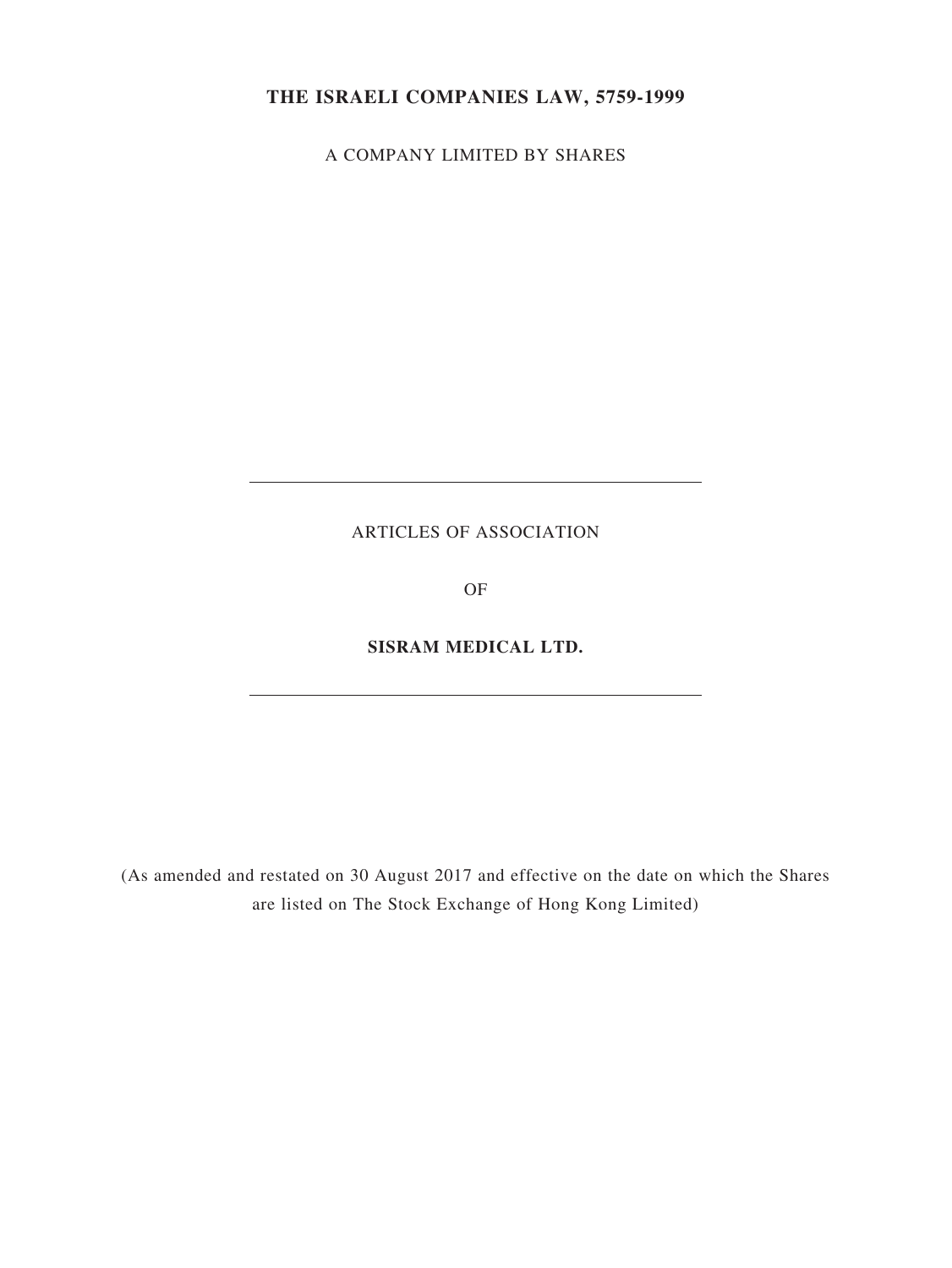**THE ISRAELI COMPANIES LAW, 5759-1999**

A COMPANY LIMITED BY SHARES

---

ARTICLES OF ASSOCIATION

OF

**SISRAM MEDICAL LTD.**

---

(As amended and restated on 30 August 2017 and effective on the date on which the Shares are listed on The Stock Exchange of Hong Kong Limited)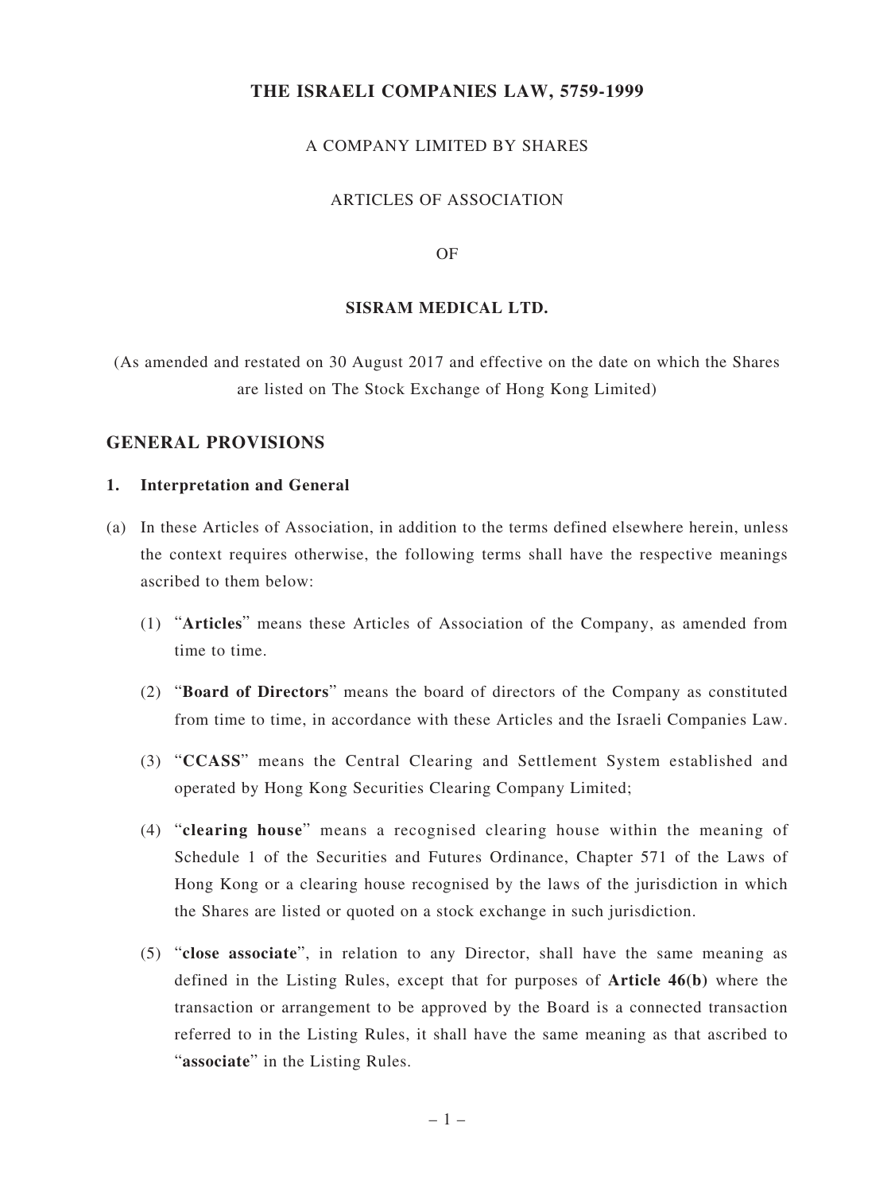# THE ISRAELI COMPANIES LAW, 5759-1999

A COMPANY LIMITED BY SHARES

ARTICLES OF ASSOCIATION

OF

**SISRAM MEDICAL LTD.**

(As amended and restated on 30 August 2017 and effective on the date on which the Shares are listed on The Stock Exchange of Hong Kong Limited)

## GENERAL PROVISIONS

### 1. Interpretation and General

(a) In these Articles of Association, in addition to the terms defined elsewhere herein, unless the context requires otherwise, the following terms shall have the respective meanings ascribed to them below:

(1) "**Articles**" means these Articles of Association of the Company, as amended from time to time.

(2) "**Board of Directors**" means the board of directors of the Company as constituted from time to time, in accordance with these Articles and the Israeli Companies Law.

(3) "**CCASS**" means the Central Clearing and Settlement System established and operated by Hong Kong Securities Clearing Company Limited;

(4) "**clearing house**" means a recognised clearing house within the meaning of Schedule 1 of the Securities and Futures Ordinance, Chapter 571 of the Laws of Hong Kong or a clearing house recognised by the laws of the jurisdiction in which the Shares are listed or quoted on a stock exchange in such jurisdiction.

(5) "**close associate**", in relation to any Director, shall have the same meaning as defined in the Listing Rules, except that for purposes of **Article 46(b)** where the transaction or arrangement to be approved by the Board is a connected transaction referred to in the Listing Rules, it shall have the same meaning as that ascribed to "**associate**" in the Listing Rules.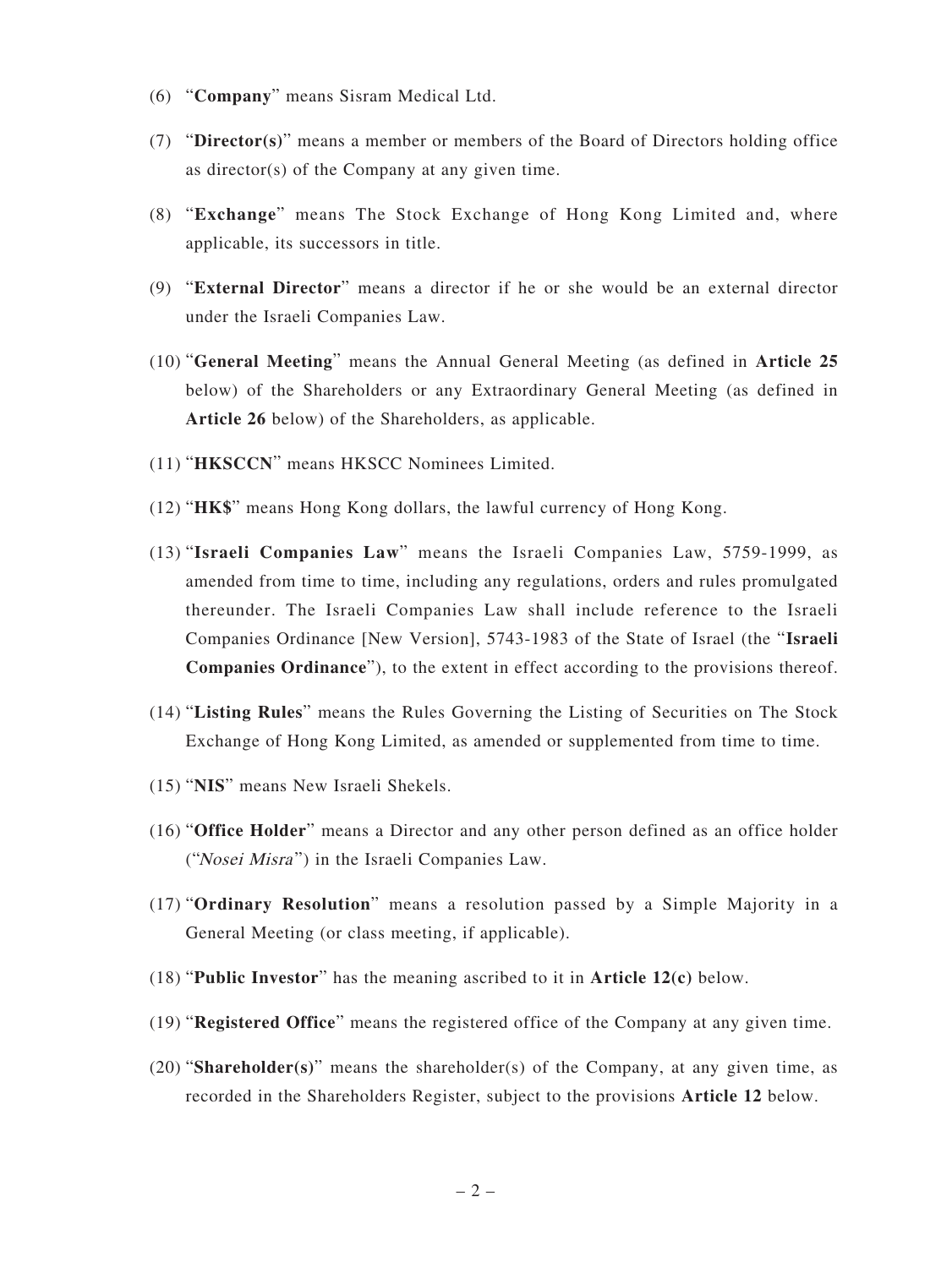(6) "**Company**" means Sisram Medical Ltd.

(7) "**Director(s)**" means a member or members of the Board of Directors holding office as director(s) of the Company at any given time.

(8) "**Exchange**" means The Stock Exchange of Hong Kong Limited and, where applicable, its successors in title.

(9) "**External Director**" means a director if he or she would be an external director under the Israeli Companies Law.

(10) "**General Meeting**" means the Annual General Meeting (as defined in **Article 25** below) of the Shareholders or any Extraordinary General Meeting (as defined in **Article 26** below) of the Shareholders, as applicable.

(11) "**HKSCCN**" means HKSCC Nominees Limited.

(12) "**HK$**" means Hong Kong dollars, the lawful currency of Hong Kong.

(13) "**Israeli Companies Law**" means the Israeli Companies Law, 5759-1999, as amended from time to time, including any regulations, orders and rules promulgated thereunder. The Israeli Companies Law shall include reference to the Israeli Companies Ordinance [New Version], 5743-1983 of the State of Israel (the "**Israeli Companies Ordinance**"), to the extent in effect according to the provisions thereof.

(14) "**Listing Rules**" means the Rules Governing the Listing of Securities on The Stock Exchange of Hong Kong Limited, as amended or supplemented from time to time.

(15) "**NIS**" means New Israeli Shekels.

(16) "**Office Holder**" means a Director and any other person defined as an office holder ("*Nosei Misra*") in the Israeli Companies Law.

(17) "**Ordinary Resolution**" means a resolution passed by a Simple Majority in a General Meeting (or class meeting, if applicable).

(18) "**Public Investor**" has the meaning ascribed to it in **Article 12(c)** below.

(19) "**Registered Office**" means the registered office of the Company at any given time.

(20) "**Shareholder(s)**" means the shareholder(s) of the Company, at any given time, as recorded in the Shareholders Register, subject to the provisions **Article 12** below.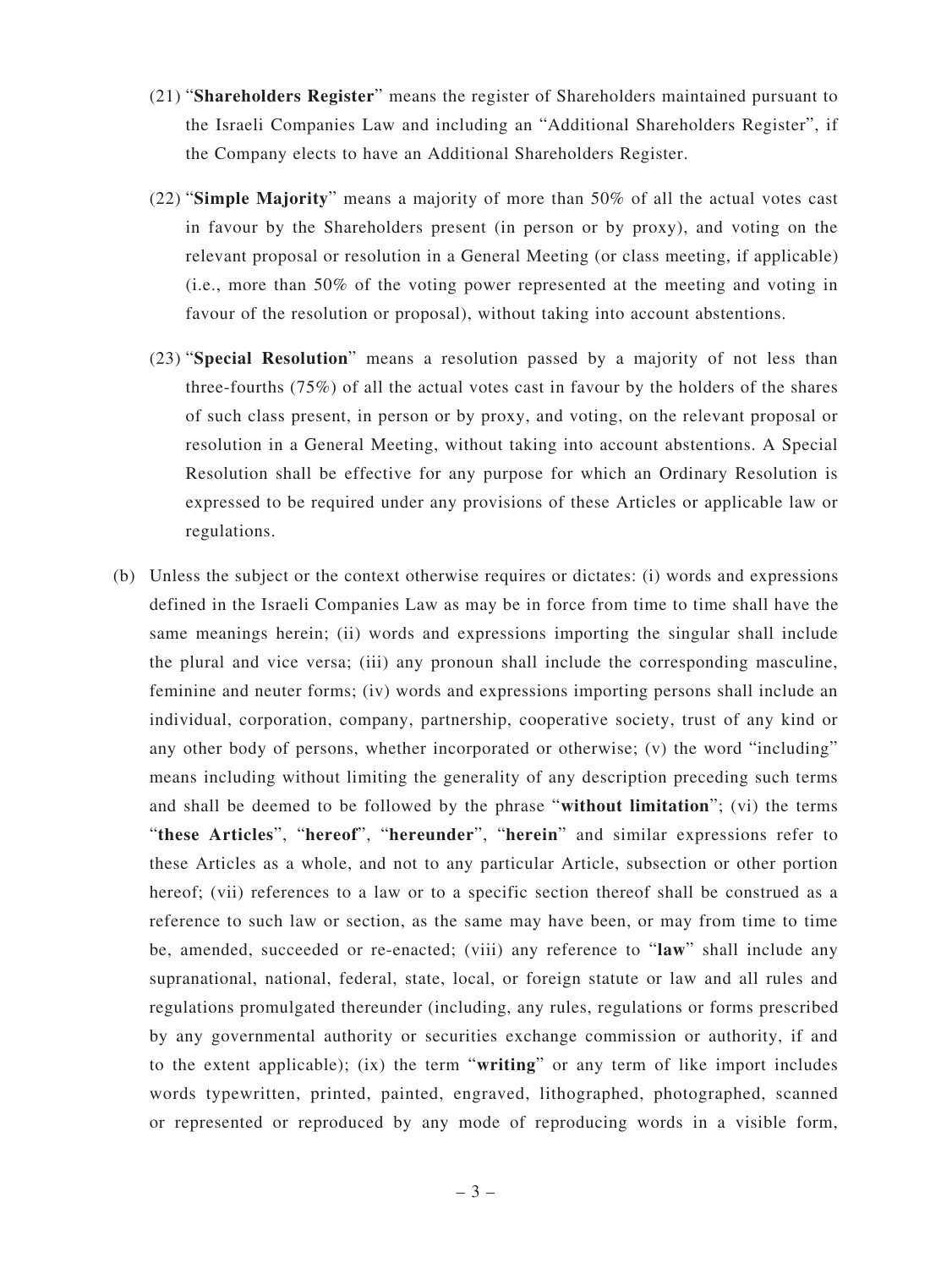(21) "**Shareholders Register**" means the register of Shareholders maintained pursuant to the Israeli Companies Law and including an "Additional Shareholders Register", if the Company elects to have an Additional Shareholders Register.

(22) "**Simple Majority**" means a majority of more than 50% of all the actual votes cast in favour by the Shareholders present (in person or by proxy), and voting on the relevant proposal or resolution in a General Meeting (or class meeting, if applicable) (i.e., more than 50% of the voting power represented at the meeting and voting in favour of the resolution or proposal), without taking into account abstentions.

(23) "**Special Resolution**" means a resolution passed by a majority of not less than three-fourths (75%) of all the actual votes cast in favour by the holders of the shares of such class present, in person or by proxy, and voting, on the relevant proposal or resolution in a General Meeting, without taking into account abstentions. A Special Resolution shall be effective for any purpose for which an Ordinary Resolution is expressed to be required under any provisions of these Articles or applicable law or regulations.

(b) Unless the subject or the context otherwise requires or dictates: (i) words and expressions defined in the Israeli Companies Law as may be in force from time to time shall have the same meanings herein; (ii) words and expressions importing the singular shall include the plural and vice versa; (iii) any pronoun shall include the corresponding masculine, feminine and neuter forms; (iv) words and expressions importing persons shall include an individual, corporation, company, partnership, cooperative society, trust of any kind or any other body of persons, whether incorporated or otherwise; (v) the word "including" means including without limiting the generality of any description preceding such terms and shall be deemed to be followed by the phrase "**without limitation**"; (vi) the terms "**these Articles**", "**hereof**", "**hereunder**", "**herein**" and similar expressions refer to these Articles as a whole, and not to any particular Article, subsection or other portion hereof; (vii) references to a law or to a specific section thereof shall be construed as a reference to such law or section, as the same may have been, or may from time to time be, amended, succeeded or re-enacted; (viii) any reference to "**law**" shall include any supranational, national, federal, state, local, or foreign statute or law and all rules and regulations promulgated thereunder (including, any rules, regulations or forms prescribed by any governmental authority or securities exchange commission or authority, if and to the extent applicable); (ix) the term "**writing**" or any term of like import includes words typewritten, printed, painted, engraved, lithographed, photographed, scanned or represented or reproduced by any mode of reproducing words in a visible form,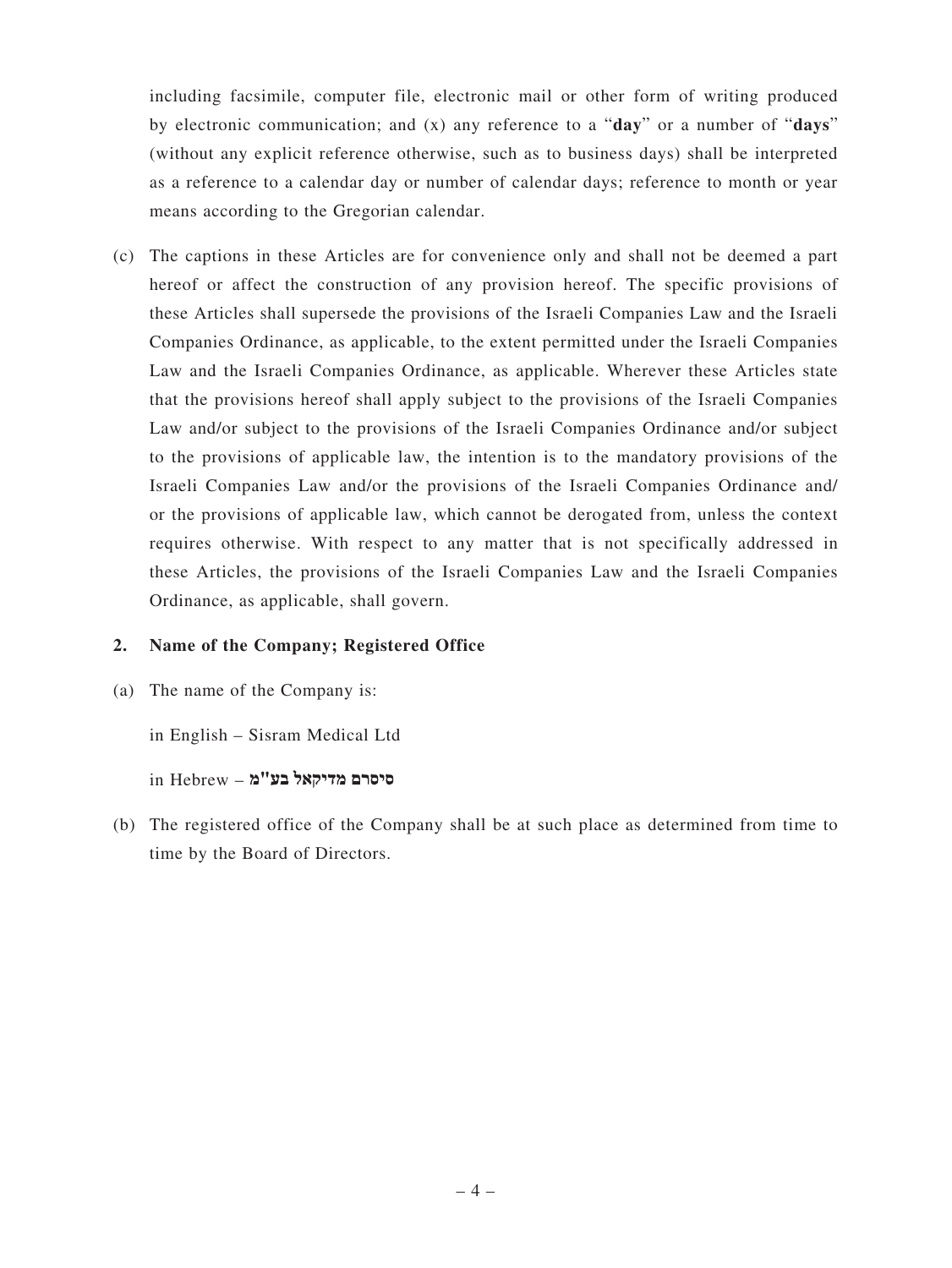including facsimile, computer file, electronic mail or other form of writing produced by electronic communication; and (x) any reference to a "**day**" or a number of "**days**" (without any explicit reference otherwise, such as to business days) shall be interpreted as a reference to a calendar day or number of calendar days; reference to month or year means according to the Gregorian calendar.

(c) The captions in these Articles are for convenience only and shall not be deemed a part hereof or affect the construction of any provision hereof. The specific provisions of these Articles shall supersede the provisions of the Israeli Companies Law and the Israeli Companies Ordinance, as applicable, to the extent permitted under the Israeli Companies Law and the Israeli Companies Ordinance, as applicable. Wherever these Articles state that the provisions hereof shall apply subject to the provisions of the Israeli Companies Law and/or subject to the provisions of the Israeli Companies Ordinance and/or subject to the provisions of applicable law, the intention is to the mandatory provisions of the Israeli Companies Law and/or the provisions of the Israeli Companies Ordinance and/or the provisions of applicable law, which cannot be derogated from, unless the context requires otherwise. With respect to any matter that is not specifically addressed in these Articles, the provisions of the Israeli Companies Law and the Israeli Companies Ordinance, as applicable, shall govern.

## 2. Name of the Company; Registered Office

(a) The name of the Company is:

in English – Sisram Medical Ltd

in Hebrew – **סיסרם מדיקאל בע"מ**

(b) The registered office of the Company shall be at such place as determined from time to time by the Board of Directors.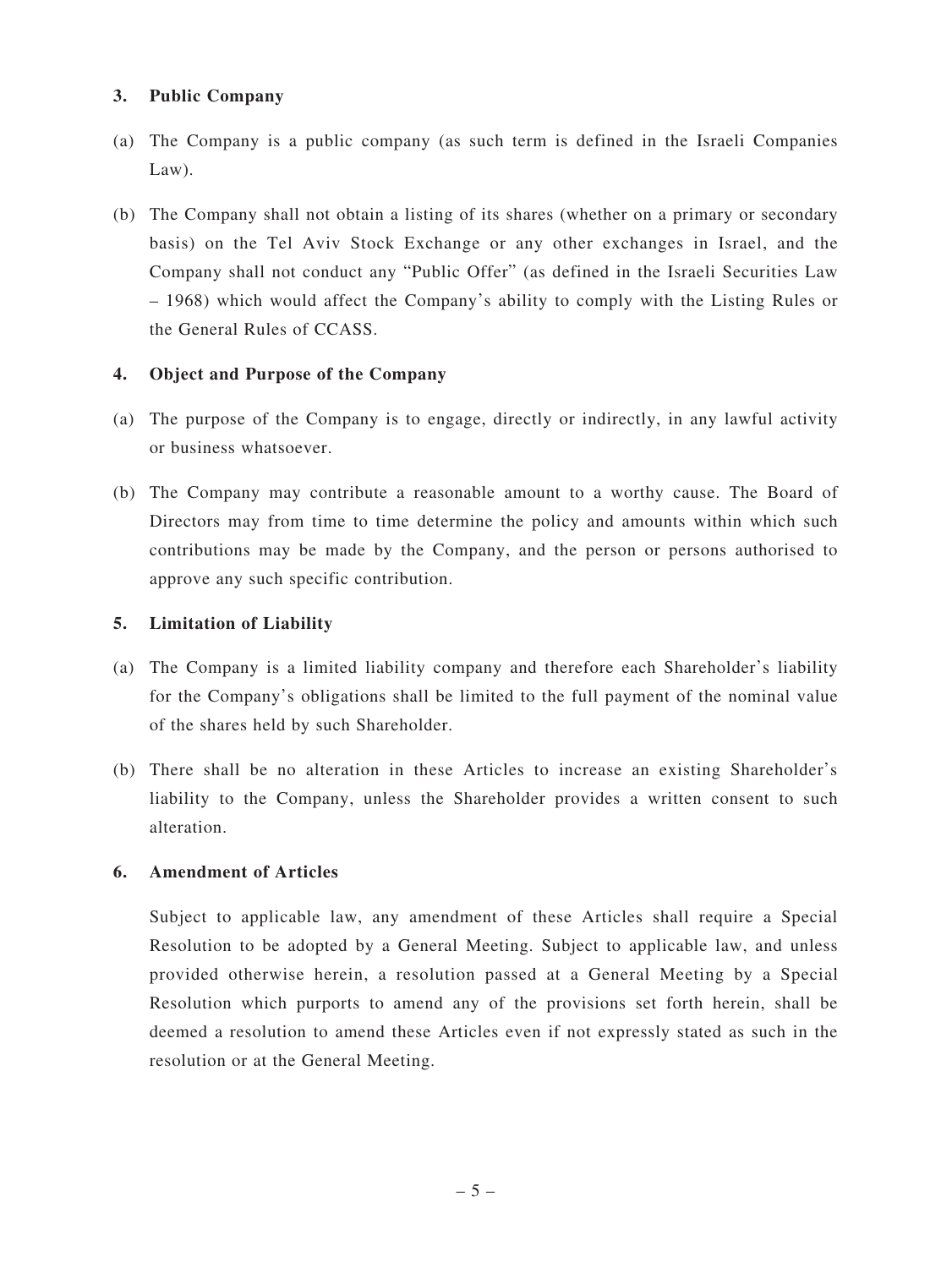### 3. Public Company

(a) The Company is a public company (as such term is defined in the Israeli Companies Law).

(b) The Company shall not obtain a listing of its shares (whether on a primary or secondary basis) on the Tel Aviv Stock Exchange or any other exchanges in Israel, and the Company shall not conduct any "Public Offer" (as defined in the Israeli Securities Law – 1968) which would affect the Company's ability to comply with the Listing Rules or the General Rules of CCASS.

### 4. Object and Purpose of the Company

(a) The purpose of the Company is to engage, directly or indirectly, in any lawful activity or business whatsoever.

(b) The Company may contribute a reasonable amount to a worthy cause. The Board of Directors may from time to time determine the policy and amounts within which such contributions may be made by the Company, and the person or persons authorised to approve any such specific contribution.

### 5. Limitation of Liability

(a) The Company is a limited liability company and therefore each Shareholder's liability for the Company's obligations shall be limited to the full payment of the nominal value of the shares held by such Shareholder.

(b) There shall be no alteration in these Articles to increase an existing Shareholder's liability to the Company, unless the Shareholder provides a written consent to such alteration.

### 6. Amendment of Articles

Subject to applicable law, any amendment of these Articles shall require a Special Resolution to be adopted by a General Meeting. Subject to applicable law, and unless provided otherwise herein, a resolution passed at a General Meeting by a Special Resolution which purports to amend any of the provisions set forth herein, shall be deemed a resolution to amend these Articles even if not expressly stated as such in the resolution or at the General Meeting.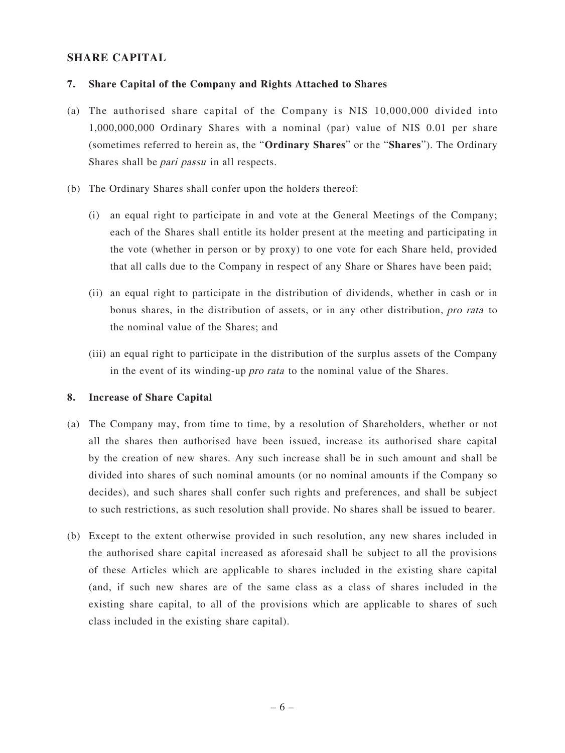## SHARE CAPITAL

### 7. Share Capital of the Company and Rights Attached to Shares

(a) The authorised share capital of the Company is NIS 10,000,000 divided into 1,000,000,000 Ordinary Shares with a nominal (par) value of NIS 0.01 per share (sometimes referred to herein as, the "**Ordinary Shares**" or the "**Shares**"). The Ordinary Shares shall be *pari passu* in all respects.

(b) The Ordinary Shares shall confer upon the holders thereof:

   (i) an equal right to participate in and vote at the General Meetings of the Company; each of the Shares shall entitle its holder present at the meeting and participating in the vote (whether in person or by proxy) to one vote for each Share held, provided that all calls due to the Company in respect of any Share or Shares have been paid;

   (ii) an equal right to participate in the distribution of dividends, whether in cash or in bonus shares, in the distribution of assets, or in any other distribution, *pro rata* to the nominal value of the Shares; and

   (iii) an equal right to participate in the distribution of the surplus assets of the Company in the event of its winding-up *pro rata* to the nominal value of the Shares.

### 8. Increase of Share Capital

(a) The Company may, from time to time, by a resolution of Shareholders, whether or not all the shares then authorised have been issued, increase its authorised share capital by the creation of new shares. Any such increase shall be in such amount and shall be divided into shares of such nominal amounts (or no nominal amounts if the Company so decides), and such shares shall confer such rights and preferences, and shall be subject to such restrictions, as such resolution shall provide. No shares shall be issued to bearer.

(b) Except to the extent otherwise provided in such resolution, any new shares included in the authorised share capital increased as aforesaid shall be subject to all the provisions of these Articles which are applicable to shares included in the existing share capital (and, if such new shares are of the same class as a class of shares included in the existing share capital, to all of the provisions which are applicable to shares of such class included in the existing share capital).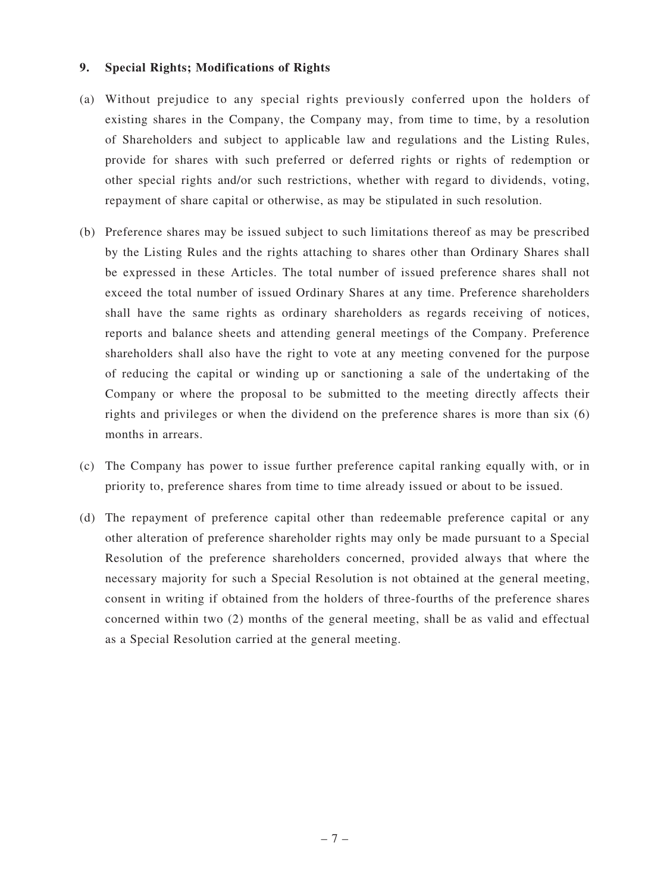**9. Special Rights; Modifications of Rights**

(a) Without prejudice to any special rights previously conferred upon the holders of existing shares in the Company, the Company may, from time to time, by a resolution of Shareholders and subject to applicable law and regulations and the Listing Rules, provide for shares with such preferred or deferred rights or rights of redemption or other special rights and/or such restrictions, whether with regard to dividends, voting, repayment of share capital or otherwise, as may be stipulated in such resolution.

(b) Preference shares may be issued subject to such limitations thereof as may be prescribed by the Listing Rules and the rights attaching to shares other than Ordinary Shares shall be expressed in these Articles. The total number of issued preference shares shall not exceed the total number of issued Ordinary Shares at any time. Preference shareholders shall have the same rights as ordinary shareholders as regards receiving of notices, reports and balance sheets and attending general meetings of the Company. Preference shareholders shall also have the right to vote at any meeting convened for the purpose of reducing the capital or winding up or sanctioning a sale of the undertaking of the Company or where the proposal to be submitted to the meeting directly affects their rights and privileges or when the dividend on the preference shares is more than six (6) months in arrears.

(c) The Company has power to issue further preference capital ranking equally with, or in priority to, preference shares from time to time already issued or about to be issued.

(d) The repayment of preference capital other than redeemable preference capital or any other alteration of preference shareholder rights may only be made pursuant to a Special Resolution of the preference shareholders concerned, provided always that where the necessary majority for such a Special Resolution is not obtained at the general meeting, consent in writing if obtained from the holders of three-fourths of the preference shares concerned within two (2) months of the general meeting, shall be as valid and effectual as a Special Resolution carried at the general meeting.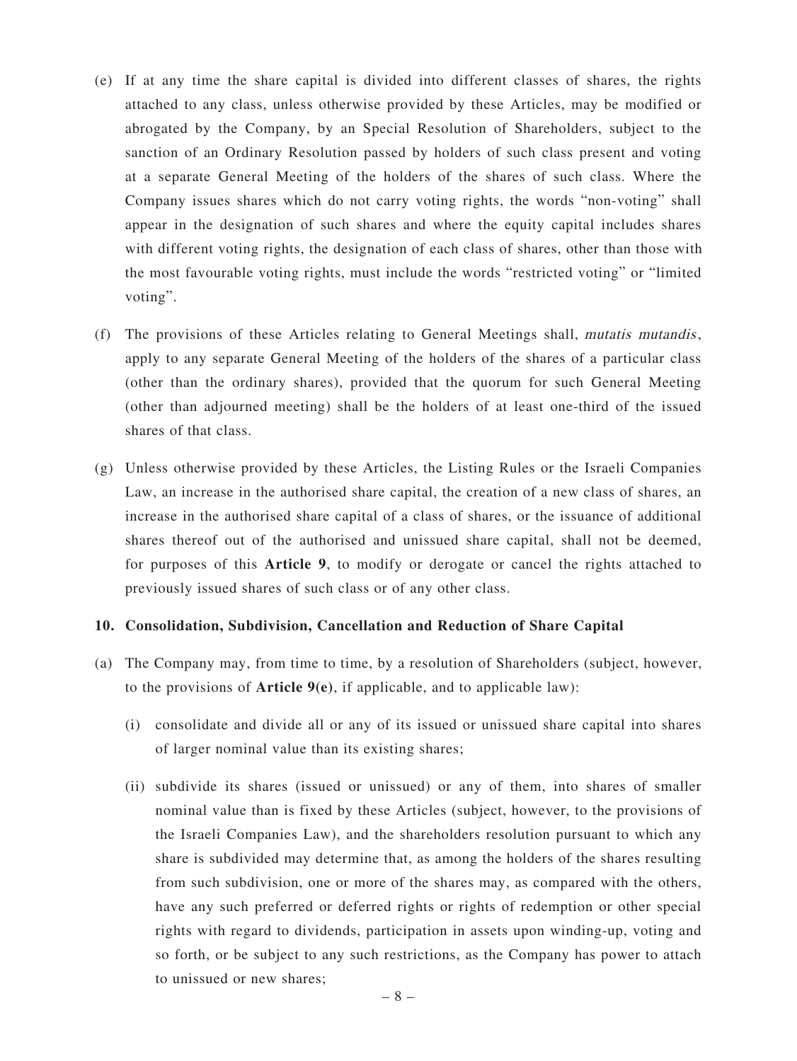(e) If at any time the share capital is divided into different classes of shares, the rights attached to any class, unless otherwise provided by these Articles, may be modified or abrogated by the Company, by an Special Resolution of Shareholders, subject to the sanction of an Ordinary Resolution passed by holders of such class present and voting at a separate General Meeting of the holders of the shares of such class. Where the Company issues shares which do not carry voting rights, the words "non-voting" shall appear in the designation of such shares and where the equity capital includes shares with different voting rights, the designation of each class of shares, other than those with the most favourable voting rights, must include the words "restricted voting" or "limited voting".

(f) The provisions of these Articles relating to General Meetings shall, *mutatis mutandis*, apply to any separate General Meeting of the holders of the shares of a particular class (other than the ordinary shares), provided that the quorum for such General Meeting (other than adjourned meeting) shall be the holders of at least one-third of the issued shares of that class.

(g) Unless otherwise provided by these Articles, the Listing Rules or the Israeli Companies Law, an increase in the authorised share capital, the creation of a new class of shares, an increase in the authorised share capital of a class of shares, or the issuance of additional shares thereof out of the authorised and unissued share capital, shall not be deemed, for purposes of this **Article 9**, to modify or derogate or cancel the rights attached to previously issued shares of such class or of any other class.

**10. Consolidation, Subdivision, Cancellation and Reduction of Share Capital**

(a) The Company may, from time to time, by a resolution of Shareholders (subject, however, to the provisions of **Article 9(e)**, if applicable, and to applicable law):

   (i) consolidate and divide all or any of its issued or unissued share capital into shares of larger nominal value than its existing shares;

   (ii) subdivide its shares (issued or unissued) or any of them, into shares of smaller nominal value than is fixed by these Articles (subject, however, to the provisions of the Israeli Companies Law), and the shareholders resolution pursuant to which any share is subdivided may determine that, as among the holders of the shares resulting from such subdivision, one or more of the shares may, as compared with the others, have any such preferred or deferred rights or rights of redemption or other special rights with regard to dividends, participation in assets upon winding-up, voting and so forth, or be subject to any such restrictions, as the Company has power to attach to unissued or new shares;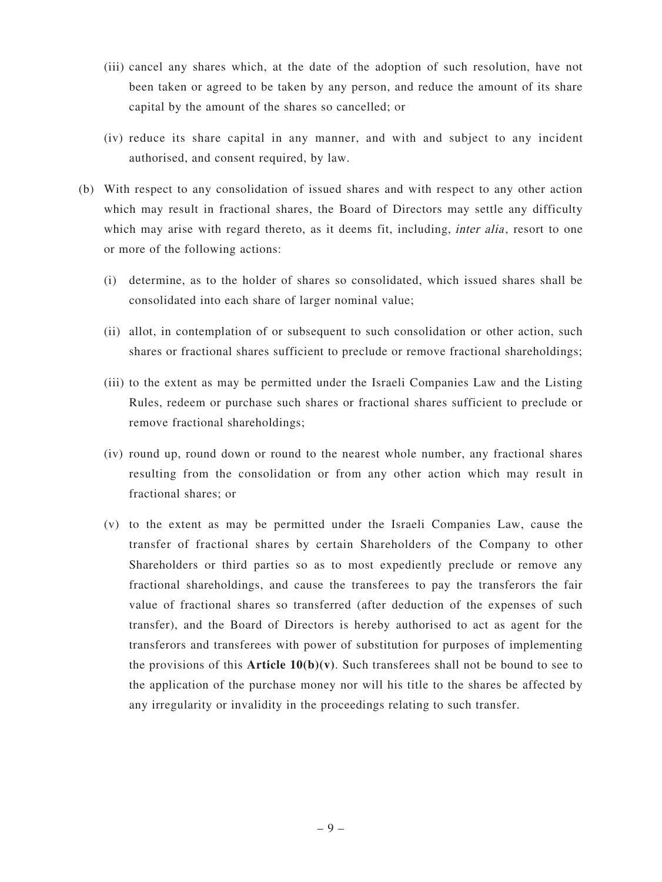(iii) cancel any shares which, at the date of the adoption of such resolution, have not been taken or agreed to be taken by any person, and reduce the amount of its share capital by the amount of the shares so cancelled; or

(iv) reduce its share capital in any manner, and with and subject to any incident authorised, and consent required, by law.

(b) With respect to any consolidation of issued shares and with respect to any other action which may result in fractional shares, the Board of Directors may settle any difficulty which may arise with regard thereto, as it deems fit, including, *inter alia*, resort to one or more of the following actions:

(i) determine, as to the holder of shares so consolidated, which issued shares shall be consolidated into each share of larger nominal value;

(ii) allot, in contemplation of or subsequent to such consolidation or other action, such shares or fractional shares sufficient to preclude or remove fractional shareholdings;

(iii) to the extent as may be permitted under the Israeli Companies Law and the Listing Rules, redeem or purchase such shares or fractional shares sufficient to preclude or remove fractional shareholdings;

(iv) round up, round down or round to the nearest whole number, any fractional shares resulting from the consolidation or from any other action which may result in fractional shares; or

(v) to the extent as may be permitted under the Israeli Companies Law, cause the transfer of fractional shares by certain Shareholders of the Company to other Shareholders or third parties so as to most expediently preclude or remove any fractional shareholdings, and cause the transferees to pay the transferors the fair value of fractional shares so transferred (after deduction of the expenses of such transfer), and the Board of Directors is hereby authorised to act as agent for the transferors and transferees with power of substitution for purposes of implementing the provisions of this **Article 10(b)(v)**. Such transferees shall not be bound to see to the application of the purchase money nor will his title to the shares be affected by any irregularity or invalidity in the proceedings relating to such transfer.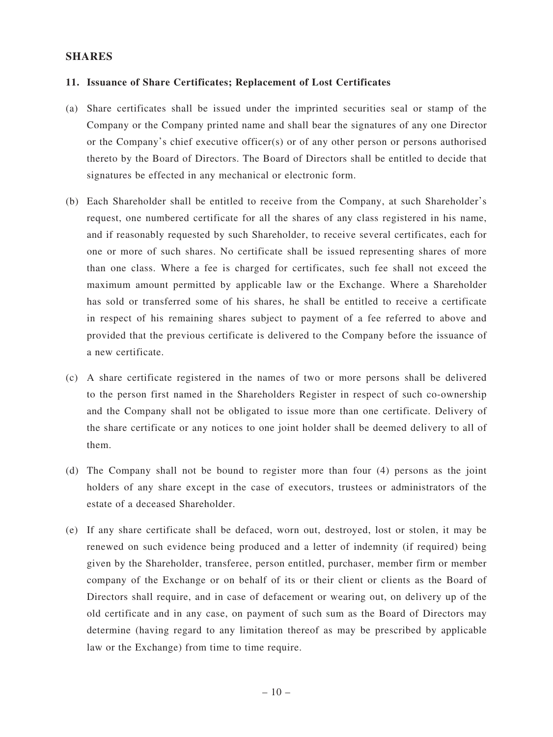## SHARES

### 11. Issuance of Share Certificates; Replacement of Lost Certificates

(a) Share certificates shall be issued under the imprinted securities seal or stamp of the Company or the Company printed name and shall bear the signatures of any one Director or the Company's chief executive officer(s) or of any other person or persons authorised thereto by the Board of Directors. The Board of Directors shall be entitled to decide that signatures be effected in any mechanical or electronic form.

(b) Each Shareholder shall be entitled to receive from the Company, at such Shareholder's request, one numbered certificate for all the shares of any class registered in his name, and if reasonably requested by such Shareholder, to receive several certificates, each for one or more of such shares. No certificate shall be issued representing shares of more than one class. Where a fee is charged for certificates, such fee shall not exceed the maximum amount permitted by applicable law or the Exchange. Where a Shareholder has sold or transferred some of his shares, he shall be entitled to receive a certificate in respect of his remaining shares subject to payment of a fee referred to above and provided that the previous certificate is delivered to the Company before the issuance of a new certificate.

(c) A share certificate registered in the names of two or more persons shall be delivered to the person first named in the Shareholders Register in respect of such co-ownership and the Company shall not be obligated to issue more than one certificate. Delivery of the share certificate or any notices to one joint holder shall be deemed delivery to all of them.

(d) The Company shall not be bound to register more than four (4) persons as the joint holders of any share except in the case of executors, trustees or administrators of the estate of a deceased Shareholder.

(e) If any share certificate shall be defaced, worn out, destroyed, lost or stolen, it may be renewed on such evidence being produced and a letter of indemnity (if required) being given by the Shareholder, transferee, person entitled, purchaser, member firm or member company of the Exchange or on behalf of its or their client or clients as the Board of Directors shall require, and in case of defacement or wearing out, on delivery up of the old certificate and in any case, on payment of such sum as the Board of Directors may determine (having regard to any limitation thereof as may be prescribed by applicable law or the Exchange) from time to time require.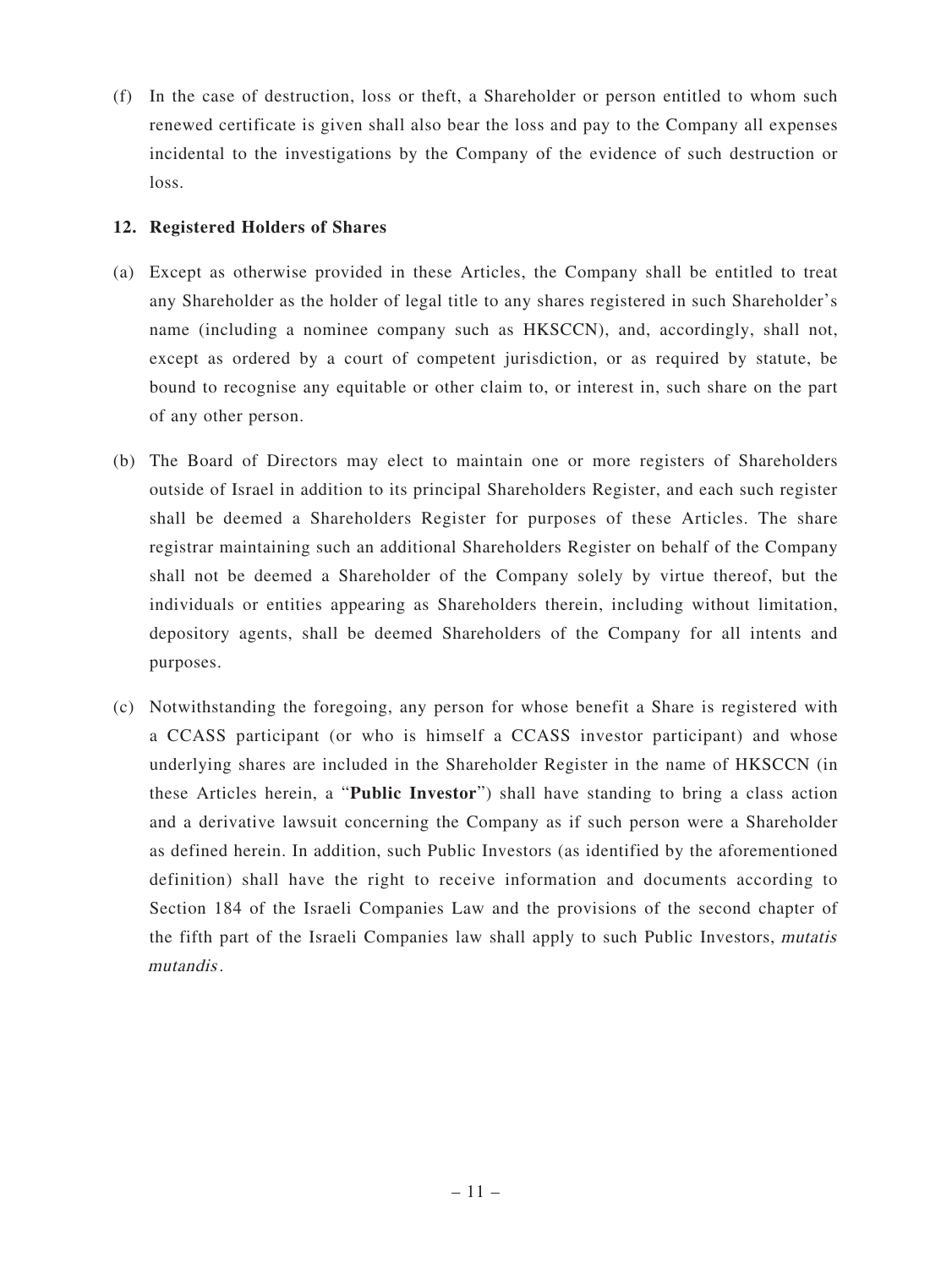(f) In the case of destruction, loss or theft, a Shareholder or person entitled to whom such renewed certificate is given shall also bear the loss and pay to the Company all expenses incidental to the investigations by the Company of the evidence of such destruction or loss.

**12. Registered Holders of Shares**

(a) Except as otherwise provided in these Articles, the Company shall be entitled to treat any Shareholder as the holder of legal title to any shares registered in such Shareholder's name (including a nominee company such as HKSCCN), and, accordingly, shall not, except as ordered by a court of competent jurisdiction, or as required by statute, be bound to recognise any equitable or other claim to, or interest in, such share on the part of any other person.

(b) The Board of Directors may elect to maintain one or more registers of Shareholders outside of Israel in addition to its principal Shareholders Register, and each such register shall be deemed a Shareholders Register for purposes of these Articles. The share registrar maintaining such an additional Shareholders Register on behalf of the Company shall not be deemed a Shareholder of the Company solely by virtue thereof, but the individuals or entities appearing as Shareholders therein, including without limitation, depository agents, shall be deemed Shareholders of the Company for all intents and purposes.

(c) Notwithstanding the foregoing, any person for whose benefit a Share is registered with a CCASS participant (or who is himself a CCASS investor participant) and whose underlying shares are included in the Shareholder Register in the name of HKSCCN (in these Articles herein, a "**Public Investor**") shall have standing to bring a class action and a derivative lawsuit concerning the Company as if such person were a Shareholder as defined herein. In addition, such Public Investors (as identified by the aforementioned definition) shall have the right to receive information and documents according to Section 184 of the Israeli Companies Law and the provisions of the second chapter of the fifth part of the Israeli Companies law shall apply to such Public Investors, *mutatis mutandis*.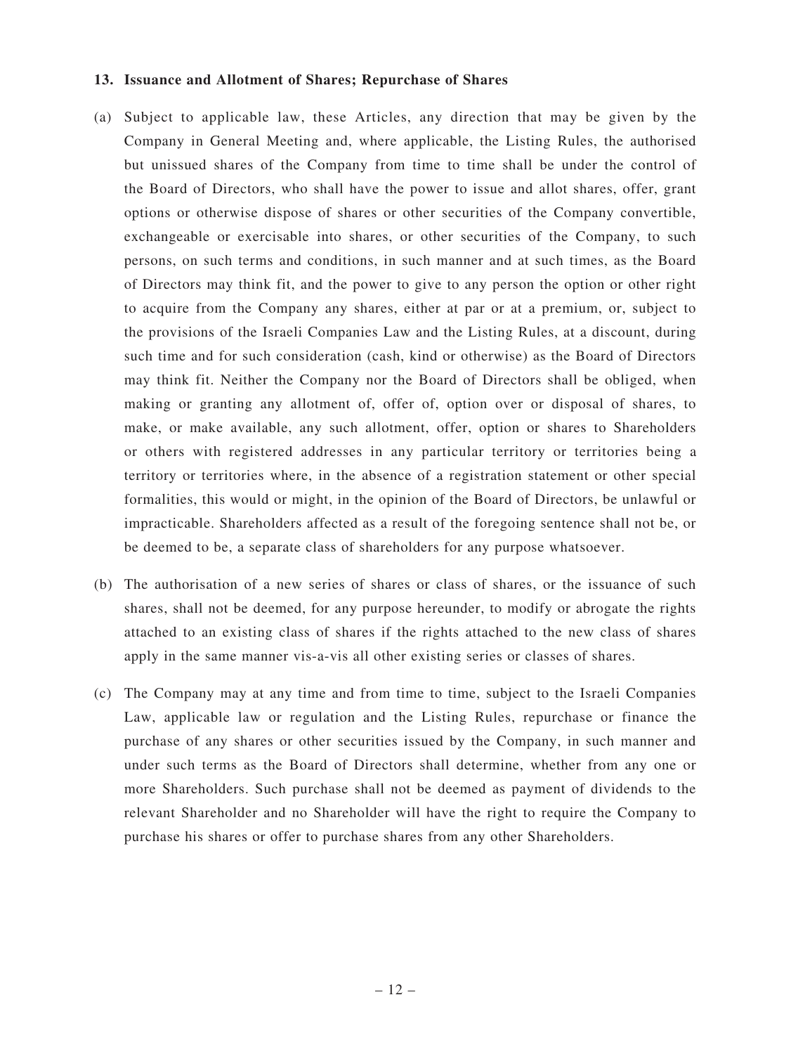**13. Issuance and Allotment of Shares; Repurchase of Shares**

(a) Subject to applicable law, these Articles, any direction that may be given by the Company in General Meeting and, where applicable, the Listing Rules, the authorised but unissued shares of the Company from time to time shall be under the control of the Board of Directors, who shall have the power to issue and allot shares, offer, grant options or otherwise dispose of shares or other securities of the Company convertible, exchangeable or exercisable into shares, or other securities of the Company, to such persons, on such terms and conditions, in such manner and at such times, as the Board of Directors may think fit, and the power to give to any person the option or other right to acquire from the Company any shares, either at par or at a premium, or, subject to the provisions of the Israeli Companies Law and the Listing Rules, at a discount, during such time and for such consideration (cash, kind or otherwise) as the Board of Directors may think fit. Neither the Company nor the Board of Directors shall be obliged, when making or granting any allotment of, offer of, option over or disposal of shares, to make, or make available, any such allotment, offer, option or shares to Shareholders or others with registered addresses in any particular territory or territories being a territory or territories where, in the absence of a registration statement or other special formalities, this would or might, in the opinion of the Board of Directors, be unlawful or impracticable. Shareholders affected as a result of the foregoing sentence shall not be, or be deemed to be, a separate class of shareholders for any purpose whatsoever.

(b) The authorisation of a new series of shares or class of shares, or the issuance of such shares, shall not be deemed, for any purpose hereunder, to modify or abrogate the rights attached to an existing class of shares if the rights attached to the new class of shares apply in the same manner vis-a-vis all other existing series or classes of shares.

(c) The Company may at any time and from time to time, subject to the Israeli Companies Law, applicable law or regulation and the Listing Rules, repurchase or finance the purchase of any shares or other securities issued by the Company, in such manner and under such terms as the Board of Directors shall determine, whether from any one or more Shareholders. Such purchase shall not be deemed as payment of dividends to the relevant Shareholder and no Shareholder will have the right to require the Company to purchase his shares or offer to purchase shares from any other Shareholders.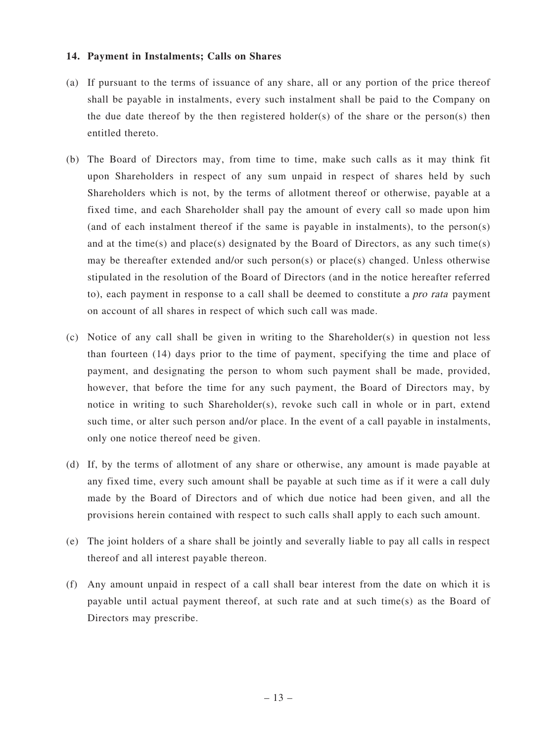**14. Payment in Instalments; Calls on Shares**

(a) If pursuant to the terms of issuance of any share, all or any portion of the price thereof shall be payable in instalments, every such instalment shall be paid to the Company on the due date thereof by the then registered holder(s) of the share or the person(s) then entitled thereto.

(b) The Board of Directors may, from time to time, make such calls as it may think fit upon Shareholders in respect of any sum unpaid in respect of shares held by such Shareholders which is not, by the terms of allotment thereof or otherwise, payable at a fixed time, and each Shareholder shall pay the amount of every call so made upon him (and of each instalment thereof if the same is payable in instalments), to the person(s) and at the time(s) and place(s) designated by the Board of Directors, as any such time(s) may be thereafter extended and/or such person(s) or place(s) changed. Unless otherwise stipulated in the resolution of the Board of Directors (and in the notice hereafter referred to), each payment in response to a call shall be deemed to constitute a *pro rata* payment on account of all shares in respect of which such call was made.

(c) Notice of any call shall be given in writing to the Shareholder(s) in question not less than fourteen (14) days prior to the time of payment, specifying the time and place of payment, and designating the person to whom such payment shall be made, provided, however, that before the time for any such payment, the Board of Directors may, by notice in writing to such Shareholder(s), revoke such call in whole or in part, extend such time, or alter such person and/or place. In the event of a call payable in instalments, only one notice thereof need be given.

(d) If, by the terms of allotment of any share or otherwise, any amount is made payable at any fixed time, every such amount shall be payable at such time as if it were a call duly made by the Board of Directors and of which due notice had been given, and all the provisions herein contained with respect to such calls shall apply to each such amount.

(e) The joint holders of a share shall be jointly and severally liable to pay all calls in respect thereof and all interest payable thereon.

(f) Any amount unpaid in respect of a call shall bear interest from the date on which it is payable until actual payment thereof, at such rate and at such time(s) as the Board of Directors may prescribe.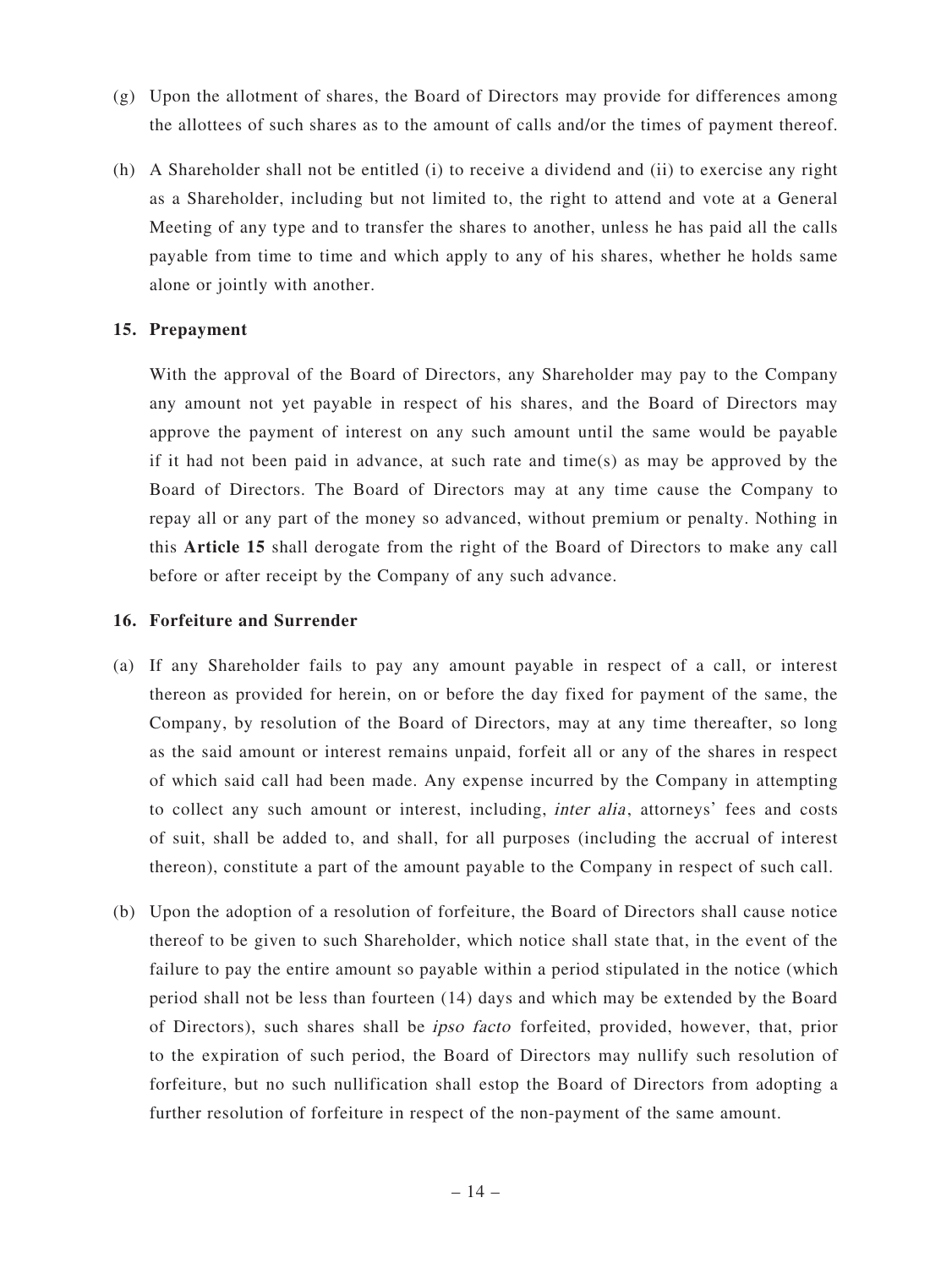(g) Upon the allotment of shares, the Board of Directors may provide for differences among the allottees of such shares as to the amount of calls and/or the times of payment thereof.

(h) A Shareholder shall not be entitled (i) to receive a dividend and (ii) to exercise any right as a Shareholder, including but not limited to, the right to attend and vote at a General Meeting of any type and to transfer the shares to another, unless he has paid all the calls payable from time to time and which apply to any of his shares, whether he holds same alone or jointly with another.

**15. Prepayment**

With the approval of the Board of Directors, any Shareholder may pay to the Company any amount not yet payable in respect of his shares, and the Board of Directors may approve the payment of interest on any such amount until the same would be payable if it had not been paid in advance, at such rate and time(s) as may be approved by the Board of Directors. The Board of Directors may at any time cause the Company to repay all or any part of the money so advanced, without premium or penalty. Nothing in this **Article 15** shall derogate from the right of the Board of Directors to make any call before or after receipt by the Company of any such advance.

**16. Forfeiture and Surrender**

(a) If any Shareholder fails to pay any amount payable in respect of a call, or interest thereon as provided for herein, on or before the day fixed for payment of the same, the Company, by resolution of the Board of Directors, may at any time thereafter, so long as the said amount or interest remains unpaid, forfeit all or any of the shares in respect of which said call had been made. Any expense incurred by the Company in attempting to collect any such amount or interest, including, *inter alia*, attorneys' fees and costs of suit, shall be added to, and shall, for all purposes (including the accrual of interest thereon), constitute a part of the amount payable to the Company in respect of such call.

(b) Upon the adoption of a resolution of forfeiture, the Board of Directors shall cause notice thereof to be given to such Shareholder, which notice shall state that, in the event of the failure to pay the entire amount so payable within a period stipulated in the notice (which period shall not be less than fourteen (14) days and which may be extended by the Board of Directors), such shares shall be *ipso facto* forfeited, provided, however, that, prior to the expiration of such period, the Board of Directors may nullify such resolution of forfeiture, but no such nullification shall estop the Board of Directors from adopting a further resolution of forfeiture in respect of the non-payment of the same amount.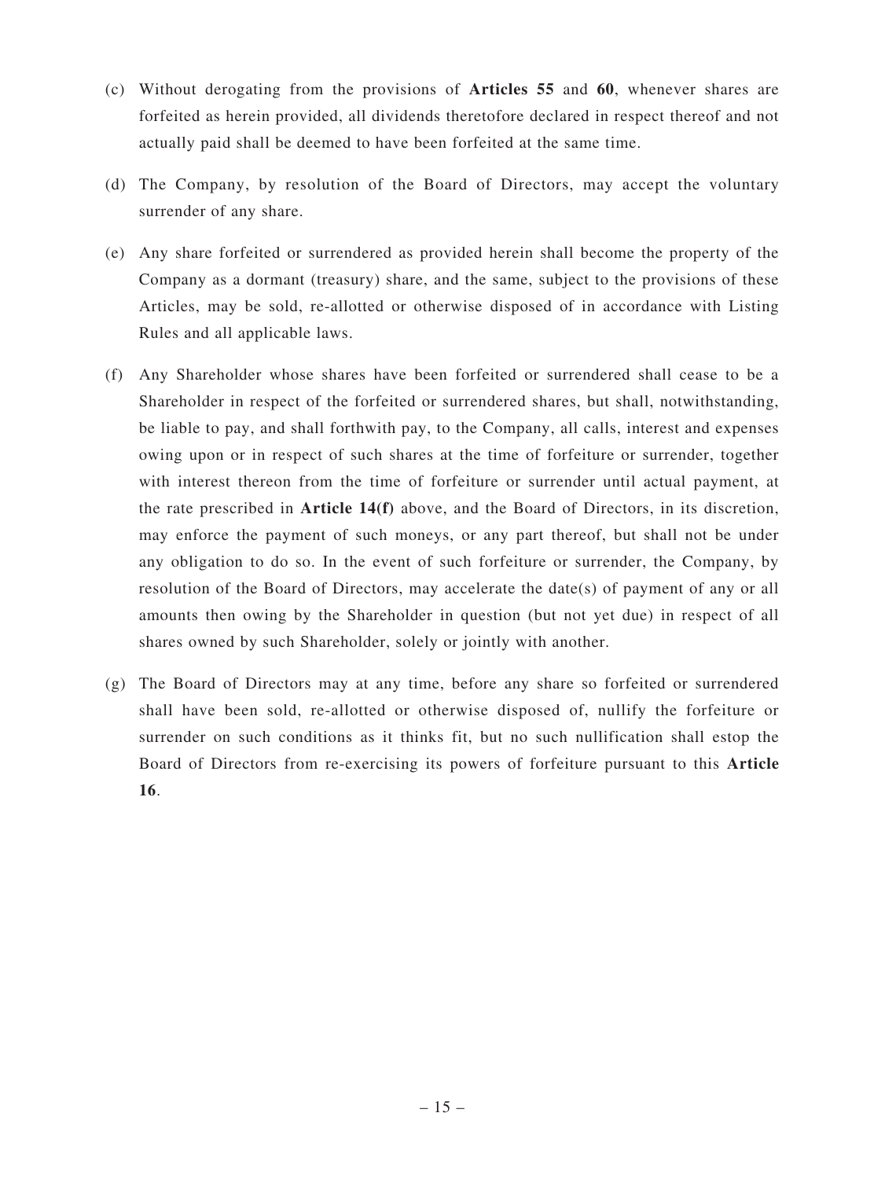(c) Without derogating from the provisions of **Articles 55** and **60**, whenever shares are forfeited as herein provided, all dividends theretofore declared in respect thereof and not actually paid shall be deemed to have been forfeited at the same time.

(d) The Company, by resolution of the Board of Directors, may accept the voluntary surrender of any share.

(e) Any share forfeited or surrendered as provided herein shall become the property of the Company as a dormant (treasury) share, and the same, subject to the provisions of these Articles, may be sold, re-allotted or otherwise disposed of in accordance with Listing Rules and all applicable laws.

(f) Any Shareholder whose shares have been forfeited or surrendered shall cease to be a Shareholder in respect of the forfeited or surrendered shares, but shall, notwithstanding, be liable to pay, and shall forthwith pay, to the Company, all calls, interest and expenses owing upon or in respect of such shares at the time of forfeiture or surrender, together with interest thereon from the time of forfeiture or surrender until actual payment, at the rate prescribed in **Article 14(f)** above, and the Board of Directors, in its discretion, may enforce the payment of such moneys, or any part thereof, but shall not be under any obligation to do so. In the event of such forfeiture or surrender, the Company, by resolution of the Board of Directors, may accelerate the date(s) of payment of any or all amounts then owing by the Shareholder in question (but not yet due) in respect of all shares owned by such Shareholder, solely or jointly with another.

(g) The Board of Directors may at any time, before any share so forfeited or surrendered shall have been sold, re-allotted or otherwise disposed of, nullify the forfeiture or surrender on such conditions as it thinks fit, but no such nullification shall estop the Board of Directors from re-exercising its powers of forfeiture pursuant to this **Article 16**.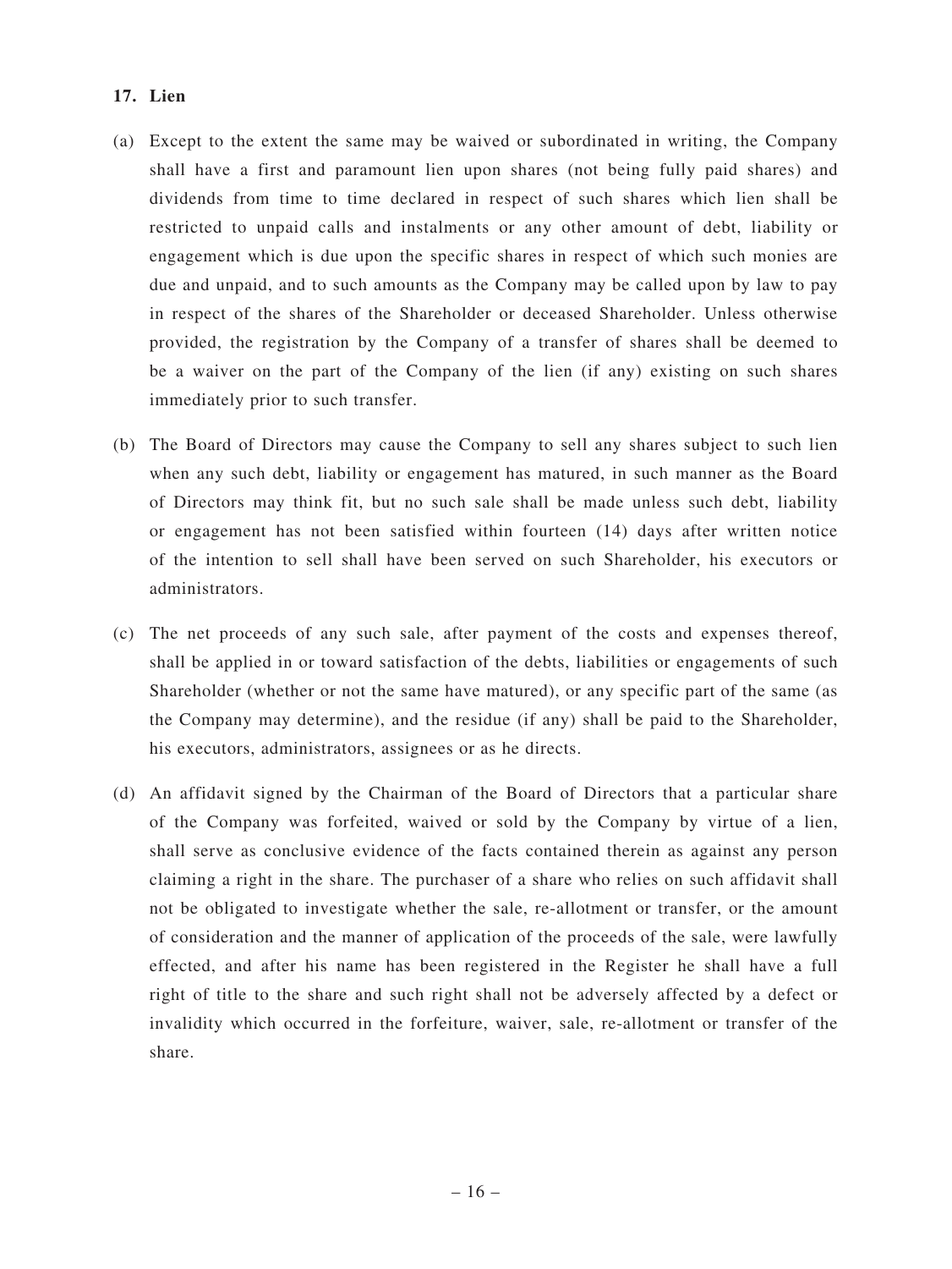**17. Lien**

(a) Except to the extent the same may be waived or subordinated in writing, the Company shall have a first and paramount lien upon shares (not being fully paid shares) and dividends from time to time declared in respect of such shares which lien shall be restricted to unpaid calls and instalments or any other amount of debt, liability or engagement which is due upon the specific shares in respect of which such monies are due and unpaid, and to such amounts as the Company may be called upon by law to pay in respect of the shares of the Shareholder or deceased Shareholder. Unless otherwise provided, the registration by the Company of a transfer of shares shall be deemed to be a waiver on the part of the Company of the lien (if any) existing on such shares immediately prior to such transfer.

(b) The Board of Directors may cause the Company to sell any shares subject to such lien when any such debt, liability or engagement has matured, in such manner as the Board of Directors may think fit, but no such sale shall be made unless such debt, liability or engagement has not been satisfied within fourteen (14) days after written notice of the intention to sell shall have been served on such Shareholder, his executors or administrators.

(c) The net proceeds of any such sale, after payment of the costs and expenses thereof, shall be applied in or toward satisfaction of the debts, liabilities or engagements of such Shareholder (whether or not the same have matured), or any specific part of the same (as the Company may determine), and the residue (if any) shall be paid to the Shareholder, his executors, administrators, assignees or as he directs.

(d) An affidavit signed by the Chairman of the Board of Directors that a particular share of the Company was forfeited, waived or sold by the Company by virtue of a lien, shall serve as conclusive evidence of the facts contained therein as against any person claiming a right in the share. The purchaser of a share who relies on such affidavit shall not be obligated to investigate whether the sale, re-allotment or transfer, or the amount of consideration and the manner of application of the proceeds of the sale, were lawfully effected, and after his name has been registered in the Register he shall have a full right of title to the share and such right shall not be adversely affected by a defect or invalidity which occurred in the forfeiture, waiver, sale, re-allotment or transfer of the share.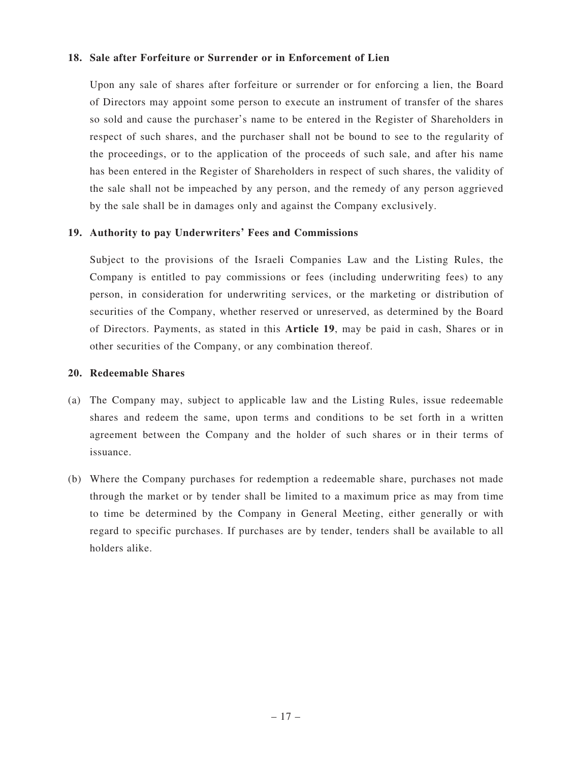### 18. Sale after Forfeiture or Surrender or in Enforcement of Lien

Upon any sale of shares after forfeiture or surrender or for enforcing a lien, the Board of Directors may appoint some person to execute an instrument of transfer of the shares so sold and cause the purchaser's name to be entered in the Register of Shareholders in respect of such shares, and the purchaser shall not be bound to see to the regularity of the proceedings, or to the application of the proceeds of such sale, and after his name has been entered in the Register of Shareholders in respect of such shares, the validity of the sale shall not be impeached by any person, and the remedy of any person aggrieved by the sale shall be in damages only and against the Company exclusively.

### 19. Authority to pay Underwriters' Fees and Commissions

Subject to the provisions of the Israeli Companies Law and the Listing Rules, the Company is entitled to pay commissions or fees (including underwriting fees) to any person, in consideration for underwriting services, or the marketing or distribution of securities of the Company, whether reserved or unreserved, as determined by the Board of Directors. Payments, as stated in this **Article 19**, may be paid in cash, Shares or in other securities of the Company, or any combination thereof.

### 20. Redeemable Shares

(a) The Company may, subject to applicable law and the Listing Rules, issue redeemable shares and redeem the same, upon terms and conditions to be set forth in a written agreement between the Company and the holder of such shares or in their terms of issuance.

(b) Where the Company purchases for redemption a redeemable share, purchases not made through the market or by tender shall be limited to a maximum price as may from time to time be determined by the Company in General Meeting, either generally or with regard to specific purchases. If purchases are by tender, tenders shall be available to all holders alike.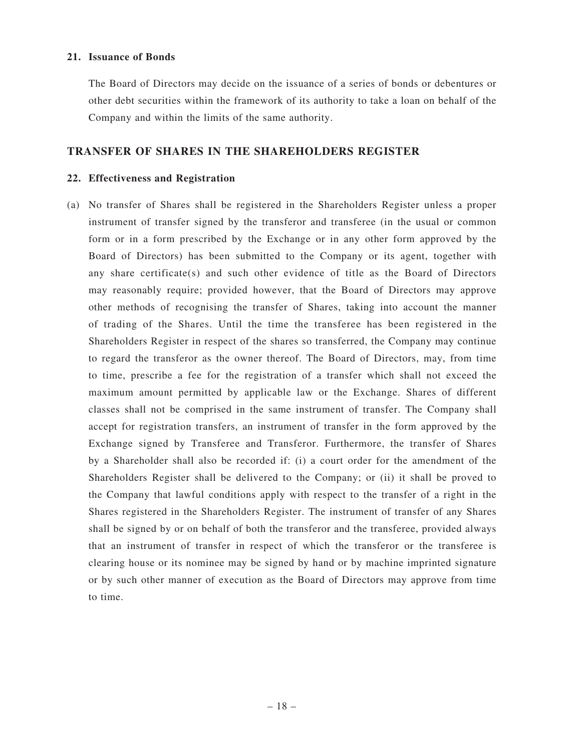**21. Issuance of Bonds**

The Board of Directors may decide on the issuance of a series of bonds or debentures or other debt securities within the framework of its authority to take a loan on behalf of the Company and within the limits of the same authority.

## TRANSFER OF SHARES IN THE SHAREHOLDERS REGISTER

**22. Effectiveness and Registration**

(a) No transfer of Shares shall be registered in the Shareholders Register unless a proper instrument of transfer signed by the transferor and transferee (in the usual or common form or in a form prescribed by the Exchange or in any other form approved by the Board of Directors) has been submitted to the Company or its agent, together with any share certificate(s) and such other evidence of title as the Board of Directors may reasonably require; provided however, that the Board of Directors may approve other methods of recognising the transfer of Shares, taking into account the manner of trading of the Shares. Until the time the transferee has been registered in the Shareholders Register in respect of the shares so transferred, the Company may continue to regard the transferor as the owner thereof. The Board of Directors, may, from time to time, prescribe a fee for the registration of a transfer which shall not exceed the maximum amount permitted by applicable law or the Exchange. Shares of different classes shall not be comprised in the same instrument of transfer. The Company shall accept for registration transfers, an instrument of transfer in the form approved by the Exchange signed by Transferee and Transferor. Furthermore, the transfer of Shares by a Shareholder shall also be recorded if: (i) a court order for the amendment of the Shareholders Register shall be delivered to the Company; or (ii) it shall be proved to the Company that lawful conditions apply with respect to the transfer of a right in the Shares registered in the Shareholders Register. The instrument of transfer of any Shares shall be signed by or on behalf of both the transferor and the transferee, provided always that an instrument of transfer in respect of which the transferor or the transferee is clearing house or its nominee may be signed by hand or by machine imprinted signature or by such other manner of execution as the Board of Directors may approve from time to time.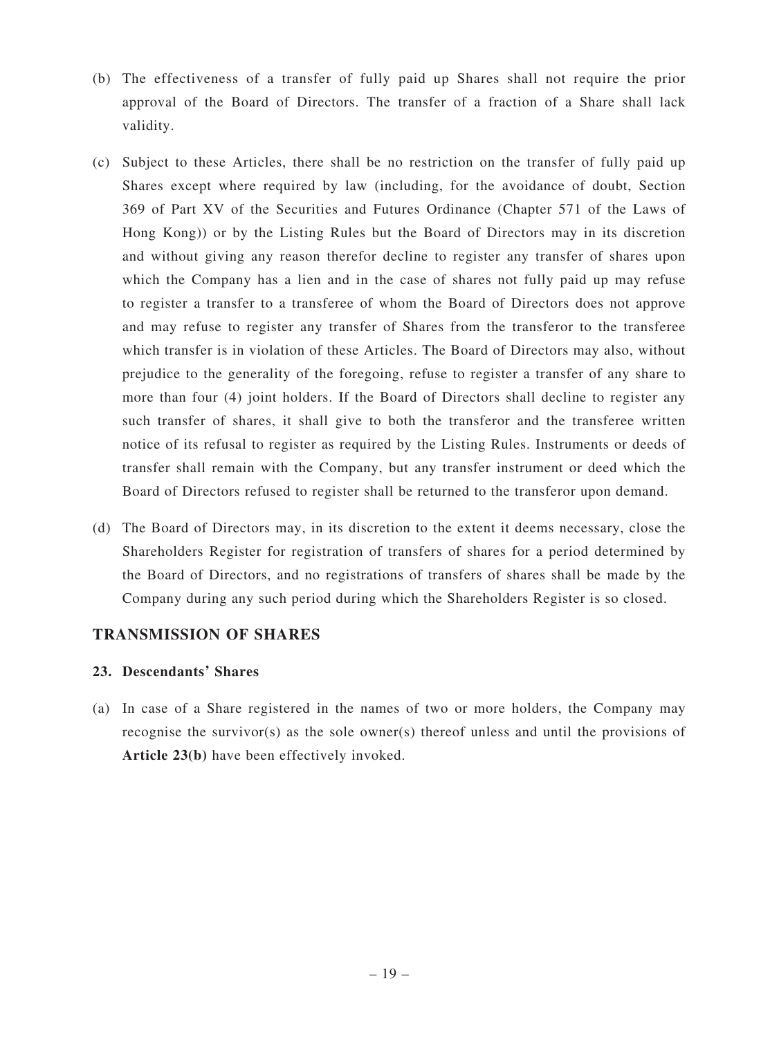(b) The effectiveness of a transfer of fully paid up Shares shall not require the prior approval of the Board of Directors. The transfer of a fraction of a Share shall lack validity.

(c) Subject to these Articles, there shall be no restriction on the transfer of fully paid up Shares except where required by law (including, for the avoidance of doubt, Section 369 of Part XV of the Securities and Futures Ordinance (Chapter 571 of the Laws of Hong Kong)) or by the Listing Rules but the Board of Directors may in its discretion and without giving any reason therefor decline to register any transfer of shares upon which the Company has a lien and in the case of shares not fully paid up may refuse to register a transfer to a transferee of whom the Board of Directors does not approve and may refuse to register any transfer of Shares from the transferor to the transferee which transfer is in violation of these Articles. The Board of Directors may also, without prejudice to the generality of the foregoing, refuse to register a transfer of any share to more than four (4) joint holders. If the Board of Directors shall decline to register any such transfer of shares, it shall give to both the transferor and the transferee written notice of its refusal to register as required by the Listing Rules. Instruments or deeds of transfer shall remain with the Company, but any transfer instrument or deed which the Board of Directors refused to register shall be returned to the transferor upon demand.

(d) The Board of Directors may, in its discretion to the extent it deems necessary, close the Shareholders Register for registration of transfers of shares for a period determined by the Board of Directors, and no registrations of transfers of shares shall be made by the Company during any such period during which the Shareholders Register is so closed.

## TRANSMISSION OF SHARES

### 23. Descendants' Shares

(a) In case of a Share registered in the names of two or more holders, the Company may recognise the survivor(s) as the sole owner(s) thereof unless and until the provisions of **Article 23(b)** have been effectively invoked.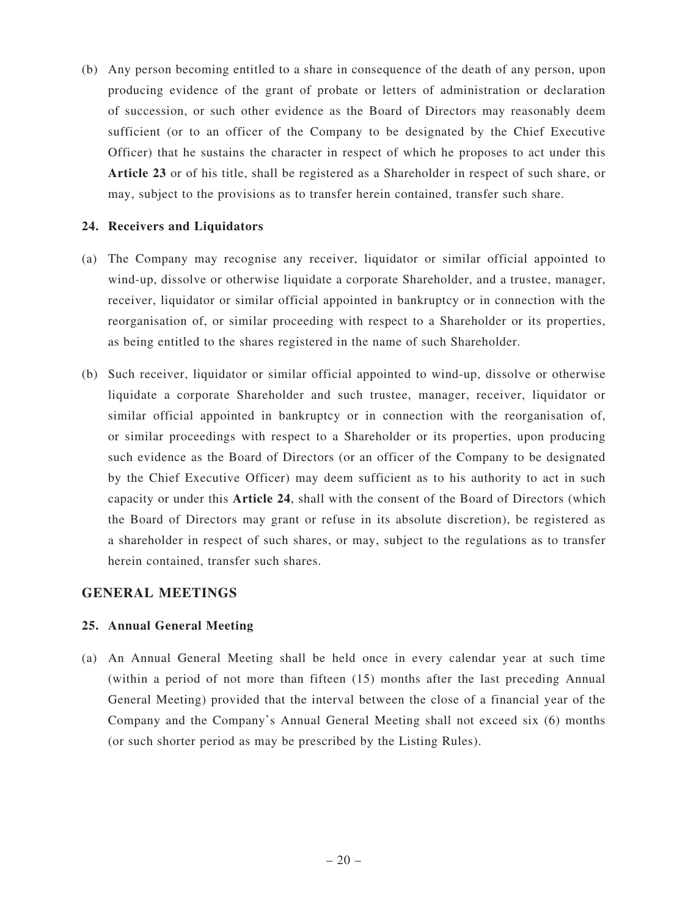(b) Any person becoming entitled to a share in consequence of the death of any person, upon producing evidence of the grant of probate or letters of administration or declaration of succession, or such other evidence as the Board of Directors may reasonably deem sufficient (or to an officer of the Company to be designated by the Chief Executive Officer) that he sustains the character in respect of which he proposes to act under this **Article 23** or of his title, shall be registered as a Shareholder in respect of such share, or may, subject to the provisions as to transfer herein contained, transfer such share.

**24. Receivers and Liquidators**

(a) The Company may recognise any receiver, liquidator or similar official appointed to wind-up, dissolve or otherwise liquidate a corporate Shareholder, and a trustee, manager, receiver, liquidator or similar official appointed in bankruptcy or in connection with the reorganisation of, or similar proceeding with respect to a Shareholder or its properties, as being entitled to the shares registered in the name of such Shareholder.

(b) Such receiver, liquidator or similar official appointed to wind-up, dissolve or otherwise liquidate a corporate Shareholder and such trustee, manager, receiver, liquidator or similar official appointed in bankruptcy or in connection with the reorganisation of, or similar proceedings with respect to a Shareholder or its properties, upon producing such evidence as the Board of Directors (or an officer of the Company to be designated by the Chief Executive Officer) may deem sufficient as to his authority to act in such capacity or under this **Article 24**, shall with the consent of the Board of Directors (which the Board of Directors may grant or refuse in its absolute discretion), be registered as a shareholder in respect of such shares, or may, subject to the regulations as to transfer herein contained, transfer such shares.

## GENERAL MEETINGS

**25. Annual General Meeting**

(a) An Annual General Meeting shall be held once in every calendar year at such time (within a period of not more than fifteen (15) months after the last preceding Annual General Meeting) provided that the interval between the close of a financial year of the Company and the Company's Annual General Meeting shall not exceed six (6) months (or such shorter period as may be prescribed by the Listing Rules).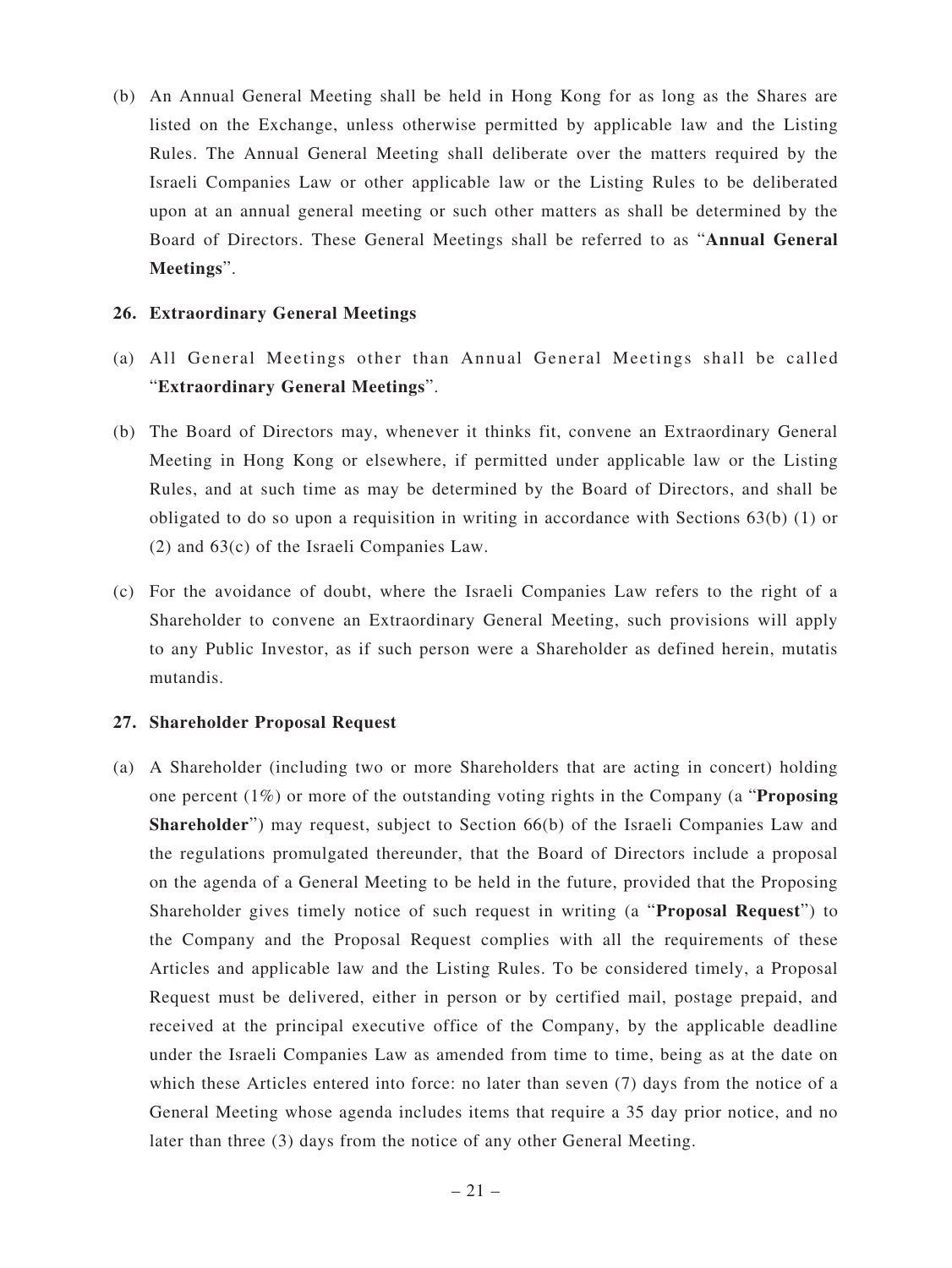(b) An Annual General Meeting shall be held in Hong Kong for as long as the Shares are listed on the Exchange, unless otherwise permitted by applicable law and the Listing Rules. The Annual General Meeting shall deliberate over the matters required by the Israeli Companies Law or other applicable law or the Listing Rules to be deliberated upon at an annual general meeting or such other matters as shall be determined by the Board of Directors. These General Meetings shall be referred to as "**Annual General Meetings**".

**26. Extraordinary General Meetings**

(a) All General Meetings other than Annual General Meetings shall be called "**Extraordinary General Meetings**".

(b) The Board of Directors may, whenever it thinks fit, convene an Extraordinary General Meeting in Hong Kong or elsewhere, if permitted under applicable law or the Listing Rules, and at such time as may be determined by the Board of Directors, and shall be obligated to do so upon a requisition in writing in accordance with Sections 63(b) (1) or (2) and 63(c) of the Israeli Companies Law.

(c) For the avoidance of doubt, where the Israeli Companies Law refers to the right of a Shareholder to convene an Extraordinary General Meeting, such provisions will apply to any Public Investor, as if such person were a Shareholder as defined herein, mutatis mutandis.

**27. Shareholder Proposal Request**

(a) A Shareholder (including two or more Shareholders that are acting in concert) holding one percent (1%) or more of the outstanding voting rights in the Company (a "**Proposing Shareholder**") may request, subject to Section 66(b) of the Israeli Companies Law and the regulations promulgated thereunder, that the Board of Directors include a proposal on the agenda of a General Meeting to be held in the future, provided that the Proposing Shareholder gives timely notice of such request in writing (a "**Proposal Request**") to the Company and the Proposal Request complies with all the requirements of these Articles and applicable law and the Listing Rules. To be considered timely, a Proposal Request must be delivered, either in person or by certified mail, postage prepaid, and received at the principal executive office of the Company, by the applicable deadline under the Israeli Companies Law as amended from time to time, being as at the date on which these Articles entered into force: no later than seven (7) days from the notice of a General Meeting whose agenda includes items that require a 35 day prior notice, and no later than three (3) days from the notice of any other General Meeting.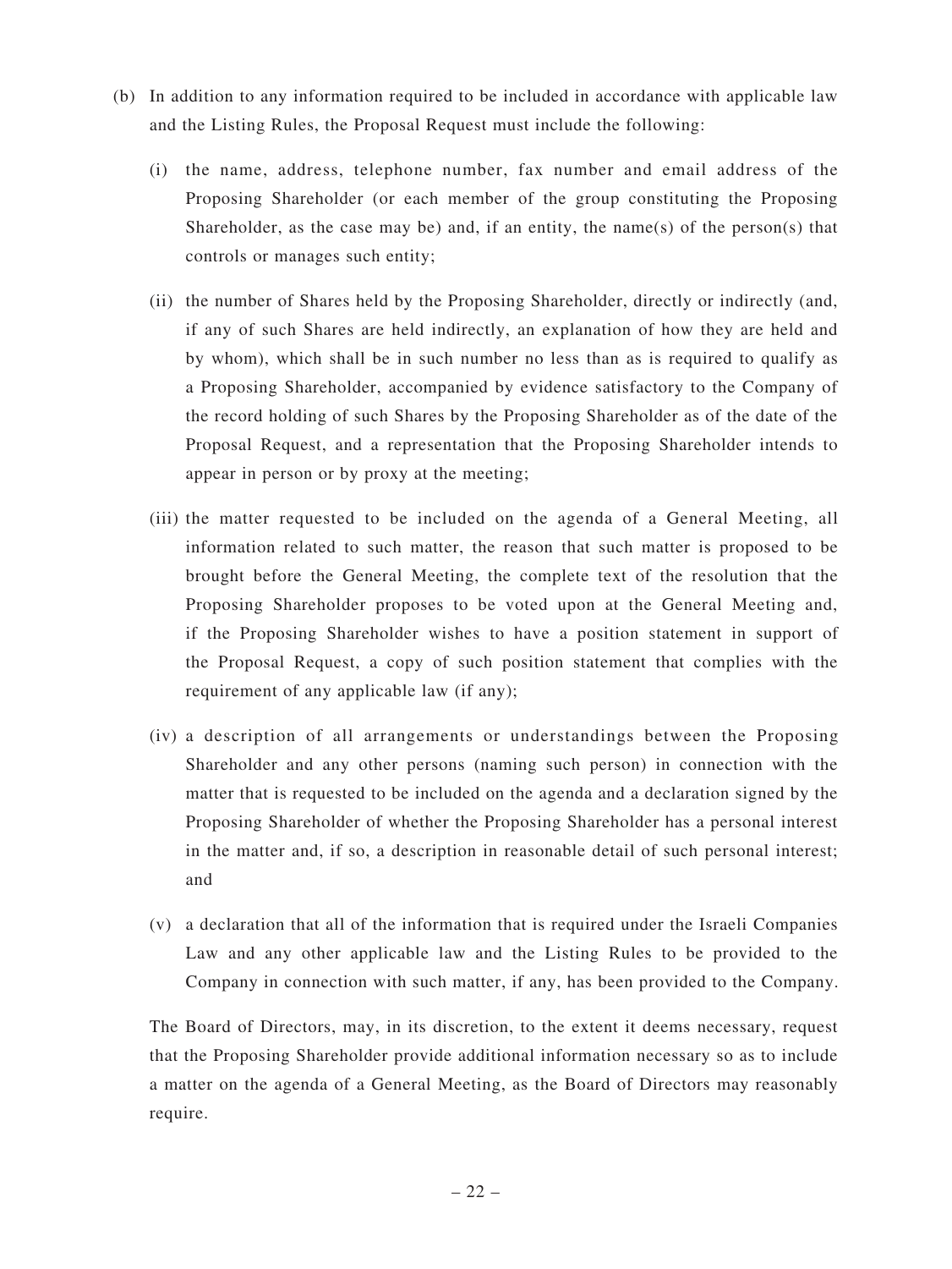(b) In addition to any information required to be included in accordance with applicable law and the Listing Rules, the Proposal Request must include the following:

  (i) the name, address, telephone number, fax number and email address of the Proposing Shareholder (or each member of the group constituting the Proposing Shareholder, as the case may be) and, if an entity, the name(s) of the person(s) that controls or manages such entity;

  (ii) the number of Shares held by the Proposing Shareholder, directly or indirectly (and, if any of such Shares are held indirectly, an explanation of how they are held and by whom), which shall be in such number no less than as is required to qualify as a Proposing Shareholder, accompanied by evidence satisfactory to the Company of the record holding of such Shares by the Proposing Shareholder as of the date of the Proposal Request, and a representation that the Proposing Shareholder intends to appear in person or by proxy at the meeting;

  (iii) the matter requested to be included on the agenda of a General Meeting, all information related to such matter, the reason that such matter is proposed to be brought before the General Meeting, the complete text of the resolution that the Proposing Shareholder proposes to be voted upon at the General Meeting and, if the Proposing Shareholder wishes to have a position statement in support of the Proposal Request, a copy of such position statement that complies with the requirement of any applicable law (if any);

  (iv) a description of all arrangements or understandings between the Proposing Shareholder and any other persons (naming such person) in connection with the matter that is requested to be included on the agenda and a declaration signed by the Proposing Shareholder of whether the Proposing Shareholder has a personal interest in the matter and, if so, a description in reasonable detail of such personal interest; and

  (v) a declaration that all of the information that is required under the Israeli Companies Law and any other applicable law and the Listing Rules to be provided to the Company in connection with such matter, if any, has been provided to the Company.

The Board of Directors, may, in its discretion, to the extent it deems necessary, request that the Proposing Shareholder provide additional information necessary so as to include a matter on the agenda of a General Meeting, as the Board of Directors may reasonably require.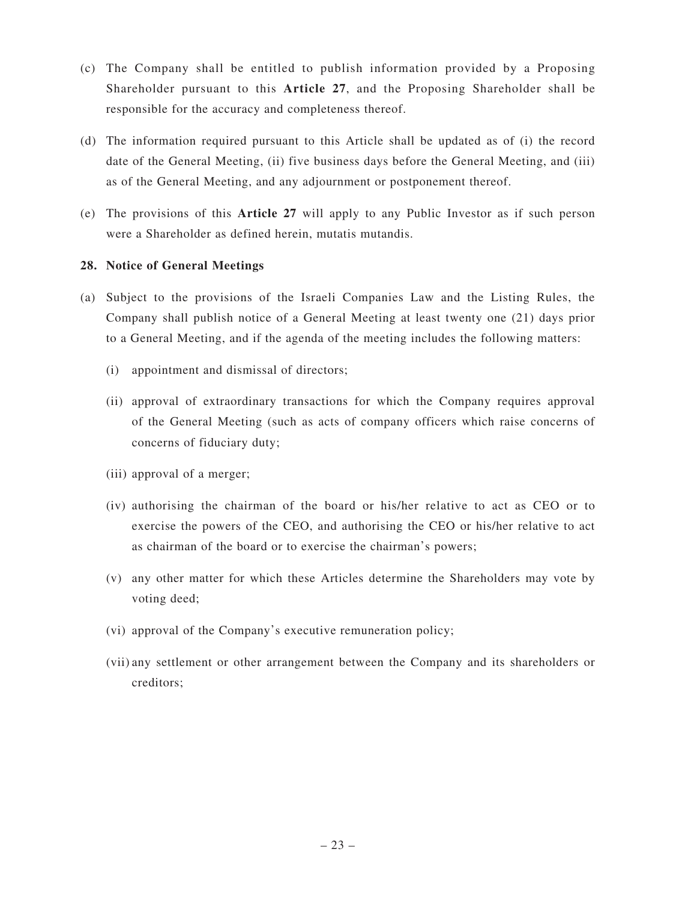(c) The Company shall be entitled to publish information provided by a Proposing Shareholder pursuant to this **Article 27**, and the Proposing Shareholder shall be responsible for the accuracy and completeness thereof.

(d) The information required pursuant to this Article shall be updated as of (i) the record date of the General Meeting, (ii) five business days before the General Meeting, and (iii) as of the General Meeting, and any adjournment or postponement thereof.

(e) The provisions of this **Article 27** will apply to any Public Investor as if such person were a Shareholder as defined herein, mutatis mutandis.

**28. Notice of General Meetings**

(a) Subject to the provisions of the Israeli Companies Law and the Listing Rules, the Company shall publish notice of a General Meeting at least twenty one (21) days prior to a General Meeting, and if the agenda of the meeting includes the following matters:

(i) appointment and dismissal of directors;

(ii) approval of extraordinary transactions for which the Company requires approval of the General Meeting (such as acts of company officers which raise concerns of concerns of fiduciary duty;

(iii) approval of a merger;

(iv) authorising the chairman of the board or his/her relative to act as CEO or to exercise the powers of the CEO, and authorising the CEO or his/her relative to act as chairman of the board or to exercise the chairman's powers;

(v) any other matter for which these Articles determine the Shareholders may vote by voting deed;

(vi) approval of the Company's executive remuneration policy;

(vii) any settlement or other arrangement between the Company and its shareholders or creditors;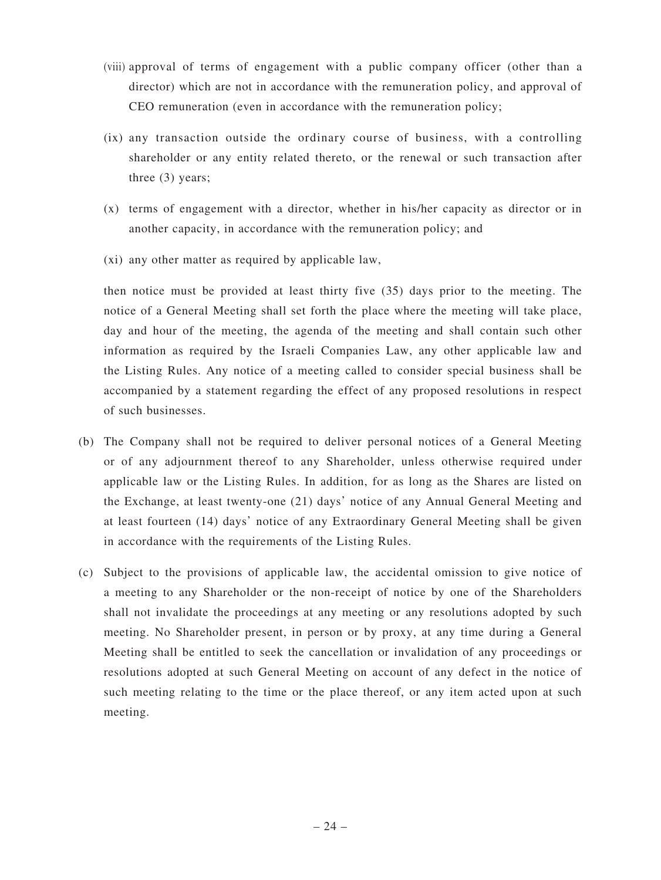(viii) approval of terms of engagement with a public company officer (other than a director) which are not in accordance with the remuneration policy, and approval of CEO remuneration (even in accordance with the remuneration policy;

(ix) any transaction outside the ordinary course of business, with a controlling shareholder or any entity related thereto, or the renewal or such transaction after three (3) years;

(x) terms of engagement with a director, whether in his/her capacity as director or in another capacity, in accordance with the remuneration policy; and

(xi) any other matter as required by applicable law,

then notice must be provided at least thirty five (35) days prior to the meeting. The notice of a General Meeting shall set forth the place where the meeting will take place, day and hour of the meeting, the agenda of the meeting and shall contain such other information as required by the Israeli Companies Law, any other applicable law and the Listing Rules. Any notice of a meeting called to consider special business shall be accompanied by a statement regarding the effect of any proposed resolutions in respect of such businesses.

(b) The Company shall not be required to deliver personal notices of a General Meeting or of any adjournment thereof to any Shareholder, unless otherwise required under applicable law or the Listing Rules. In addition, for as long as the Shares are listed on the Exchange, at least twenty-one (21) days' notice of any Annual General Meeting and at least fourteen (14) days' notice of any Extraordinary General Meeting shall be given in accordance with the requirements of the Listing Rules.

(c) Subject to the provisions of applicable law, the accidental omission to give notice of a meeting to any Shareholder or the non-receipt of notice by one of the Shareholders shall not invalidate the proceedings at any meeting or any resolutions adopted by such meeting. No Shareholder present, in person or by proxy, at any time during a General Meeting shall be entitled to seek the cancellation or invalidation of any proceedings or resolutions adopted at such General Meeting on account of any defect in the notice of such meeting relating to the time or the place thereof, or any item acted upon at such meeting.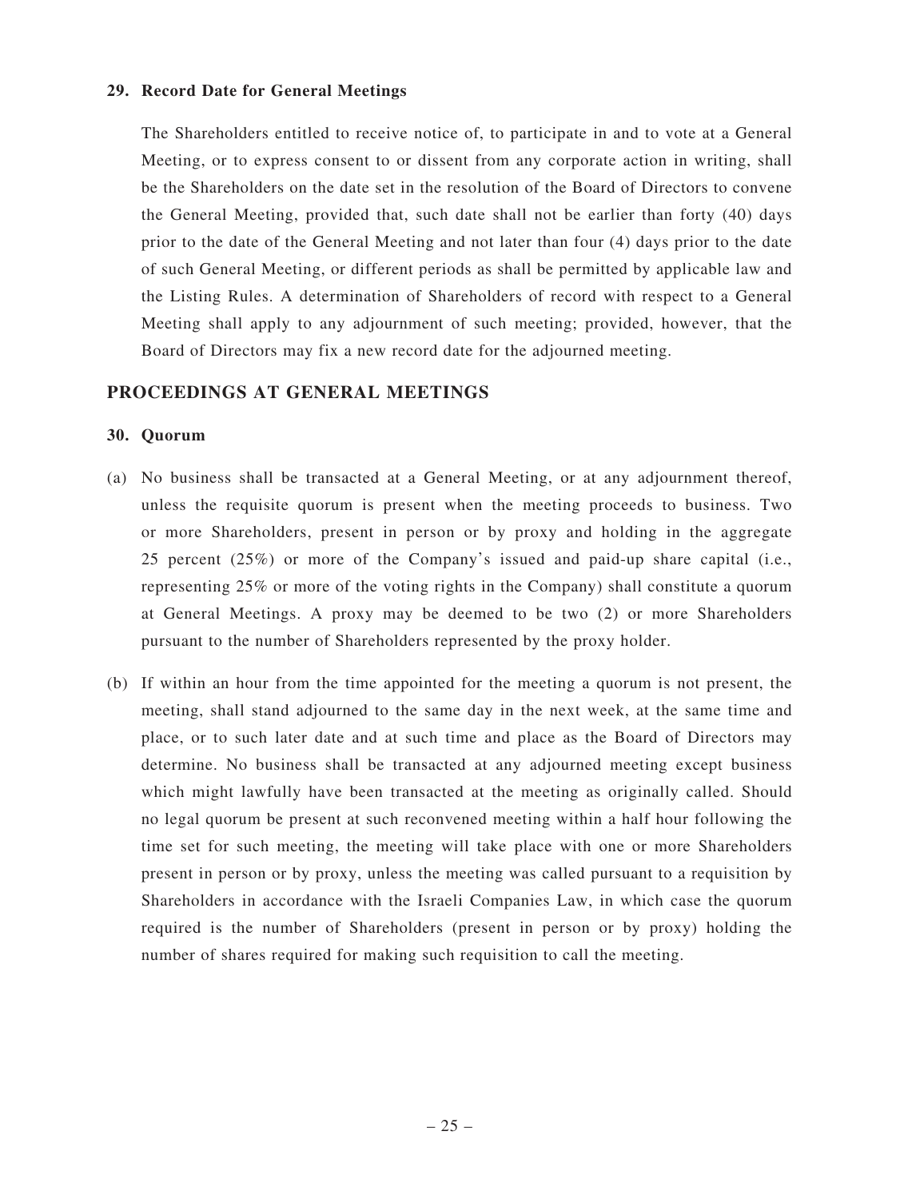**29. Record Date for General Meetings**

The Shareholders entitled to receive notice of, to participate in and to vote at a General Meeting, or to express consent to or dissent from any corporate action in writing, shall be the Shareholders on the date set in the resolution of the Board of Directors to convene the General Meeting, provided that, such date shall not be earlier than forty (40) days prior to the date of the General Meeting and not later than four (4) days prior to the date of such General Meeting, or different periods as shall be permitted by applicable law and the Listing Rules. A determination of Shareholders of record with respect to a General Meeting shall apply to any adjournment of such meeting; provided, however, that the Board of Directors may fix a new record date for the adjourned meeting.

## PROCEEDINGS AT GENERAL MEETINGS

**30. Quorum**

(a) No business shall be transacted at a General Meeting, or at any adjournment thereof, unless the requisite quorum is present when the meeting proceeds to business. Two or more Shareholders, present in person or by proxy and holding in the aggregate 25 percent (25%) or more of the Company's issued and paid-up share capital (i.e., representing 25% or more of the voting rights in the Company) shall constitute a quorum at General Meetings. A proxy may be deemed to be two (2) or more Shareholders pursuant to the number of Shareholders represented by the proxy holder.

(b) If within an hour from the time appointed for the meeting a quorum is not present, the meeting, shall stand adjourned to the same day in the next week, at the same time and place, or to such later date and at such time and place as the Board of Directors may determine. No business shall be transacted at any adjourned meeting except business which might lawfully have been transacted at the meeting as originally called. Should no legal quorum be present at such reconvened meeting within a half hour following the time set for such meeting, the meeting will take place with one or more Shareholders present in person or by proxy, unless the meeting was called pursuant to a requisition by Shareholders in accordance with the Israeli Companies Law, in which case the quorum required is the number of Shareholders (present in person or by proxy) holding the number of shares required for making such requisition to call the meeting.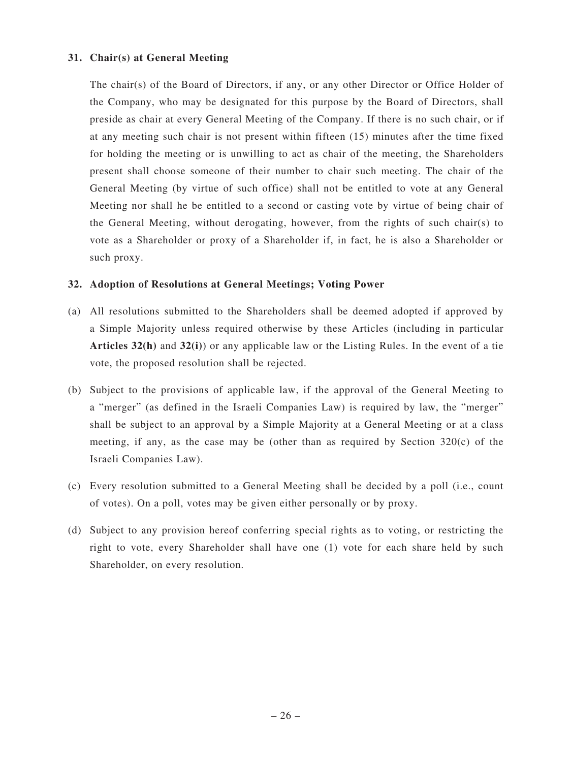**31. Chair(s) at General Meeting**

The chair(s) of the Board of Directors, if any, or any other Director or Office Holder of the Company, who may be designated for this purpose by the Board of Directors, shall preside as chair at every General Meeting of the Company. If there is no such chair, or if at any meeting such chair is not present within fifteen (15) minutes after the time fixed for holding the meeting or is unwilling to act as chair of the meeting, the Shareholders present shall choose someone of their number to chair such meeting. The chair of the General Meeting (by virtue of such office) shall not be entitled to vote at any General Meeting nor shall he be entitled to a second or casting vote by virtue of being chair of the General Meeting, without derogating, however, from the rights of such chair(s) to vote as a Shareholder or proxy of a Shareholder if, in fact, he is also a Shareholder or such proxy.

**32. Adoption of Resolutions at General Meetings; Voting Power**

(a) All resolutions submitted to the Shareholders shall be deemed adopted if approved by a Simple Majority unless required otherwise by these Articles (including in particular **Articles 32(h)** and **32(i)**) or any applicable law or the Listing Rules. In the event of a tie vote, the proposed resolution shall be rejected.

(b) Subject to the provisions of applicable law, if the approval of the General Meeting to a "merger" (as defined in the Israeli Companies Law) is required by law, the "merger" shall be subject to an approval by a Simple Majority at a General Meeting or at a class meeting, if any, as the case may be (other than as required by Section 320(c) of the Israeli Companies Law).

(c) Every resolution submitted to a General Meeting shall be decided by a poll (i.e., count of votes). On a poll, votes may be given either personally or by proxy.

(d) Subject to any provision hereof conferring special rights as to voting, or restricting the right to vote, every Shareholder shall have one (1) vote for each share held by such Shareholder, on every resolution.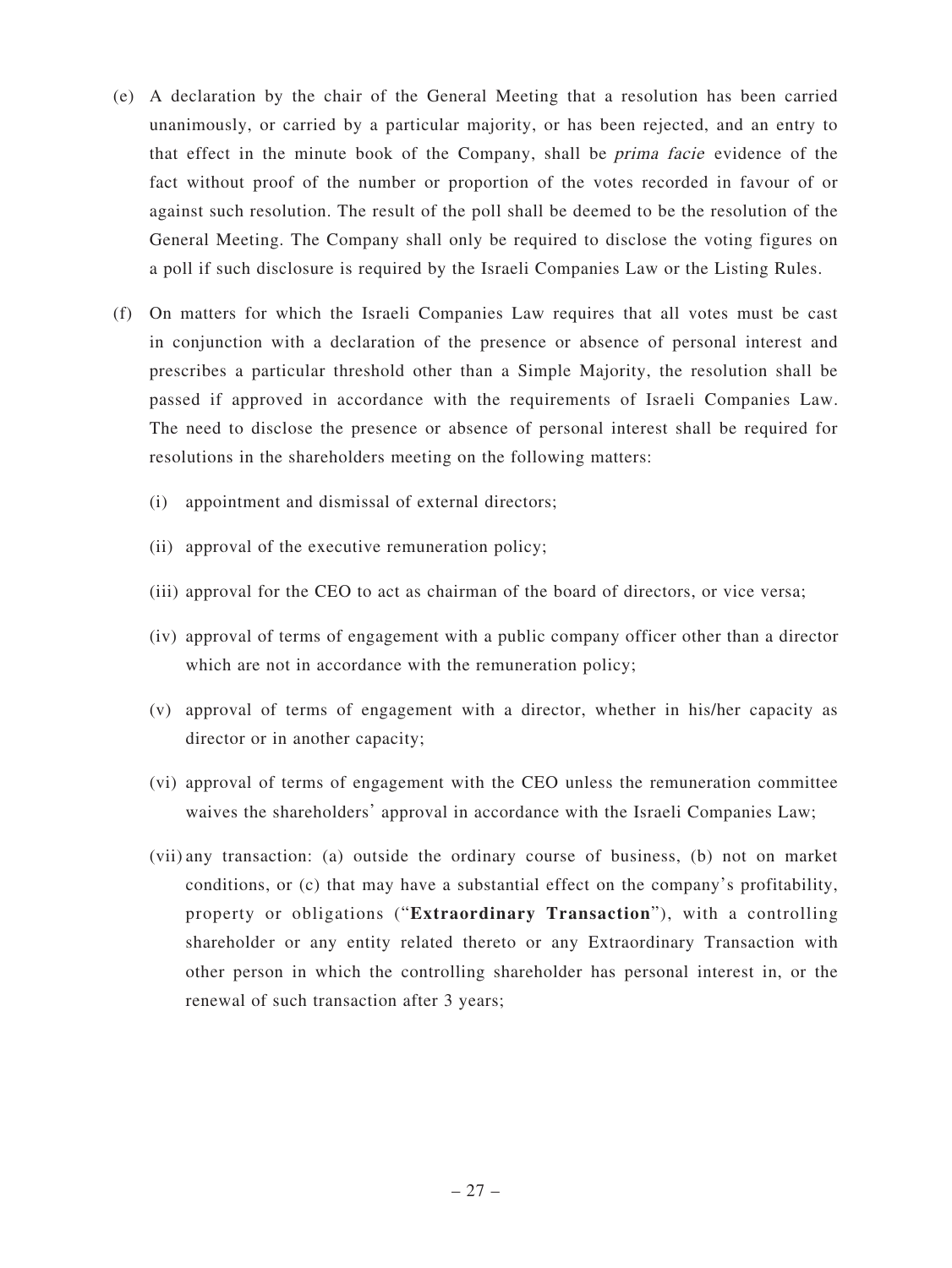(e) A declaration by the chair of the General Meeting that a resolution has been carried unanimously, or carried by a particular majority, or has been rejected, and an entry to that effect in the minute book of the Company, shall be *prima facie* evidence of the fact without proof of the number or proportion of the votes recorded in favour of or against such resolution. The result of the poll shall be deemed to be the resolution of the General Meeting. The Company shall only be required to disclose the voting figures on a poll if such disclosure is required by the Israeli Companies Law or the Listing Rules.

(f) On matters for which the Israeli Companies Law requires that all votes must be cast in conjunction with a declaration of the presence or absence of personal interest and prescribes a particular threshold other than a Simple Majority, the resolution shall be passed if approved in accordance with the requirements of Israeli Companies Law. The need to disclose the presence or absence of personal interest shall be required for resolutions in the shareholders meeting on the following matters:

   (i) appointment and dismissal of external directors;

   (ii) approval of the executive remuneration policy;

   (iii) approval for the CEO to act as chairman of the board of directors, or vice versa;

   (iv) approval of terms of engagement with a public company officer other than a director which are not in accordance with the remuneration policy;

   (v) approval of terms of engagement with a director, whether in his/her capacity as director or in another capacity;

   (vi) approval of terms of engagement with the CEO unless the remuneration committee waives the shareholders' approval in accordance with the Israeli Companies Law;

   (vii) any transaction: (a) outside the ordinary course of business, (b) not on market conditions, or (c) that may have a substantial effect on the company's profitability, property or obligations ("**Extraordinary Transaction**"), with a controlling shareholder or any entity related thereto or any Extraordinary Transaction with other person in which the controlling shareholder has personal interest in, or the renewal of such transaction after 3 years;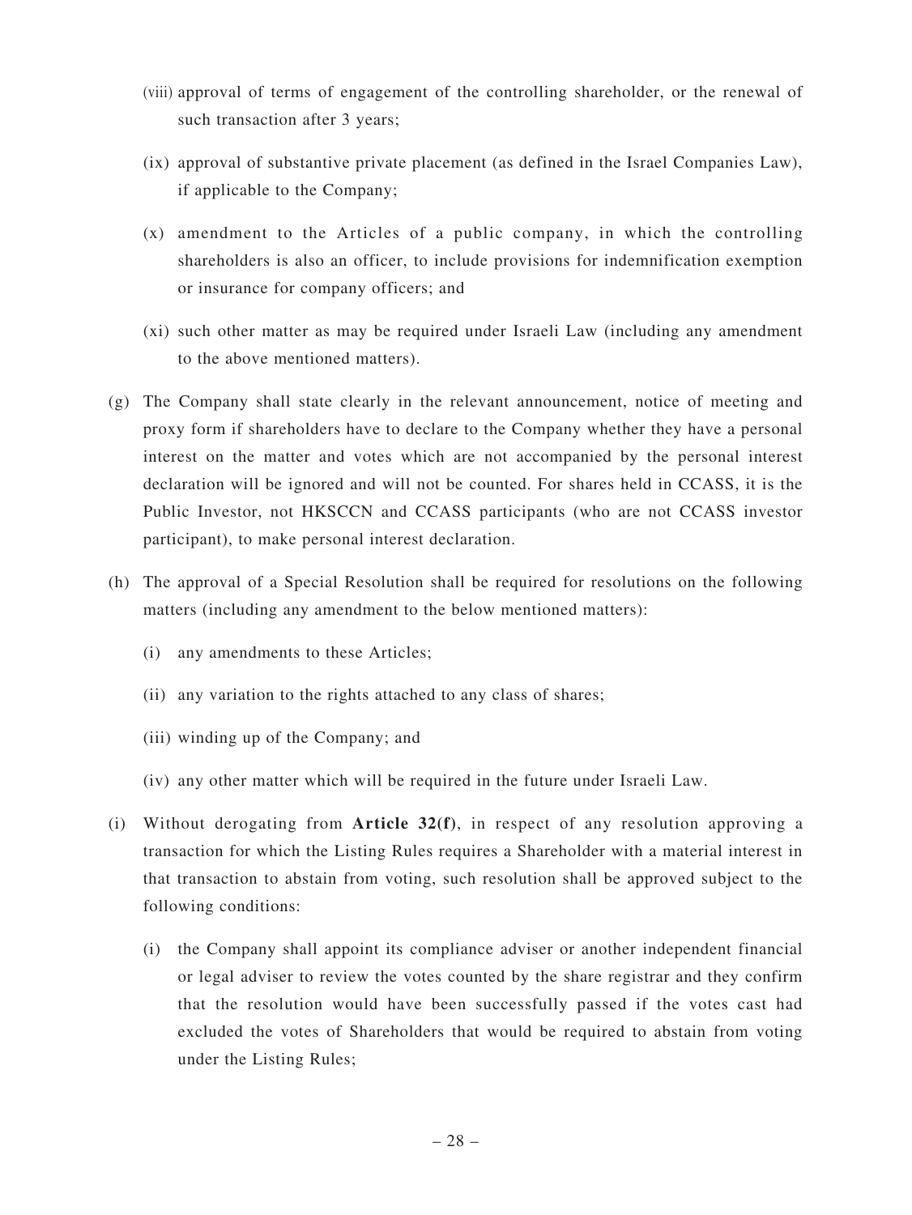(viii) approval of terms of engagement of the controlling shareholder, or the renewal of such transaction after 3 years;

(ix) approval of substantive private placement (as defined in the Israel Companies Law), if applicable to the Company;

(x) amendment to the Articles of a public company, in which the controlling shareholders is also an officer, to include provisions for indemnification exemption or insurance for company officers; and

(xi) such other matter as may be required under Israeli Law (including any amendment to the above mentioned matters).

(g) The Company shall state clearly in the relevant announcement, notice of meeting and proxy form if shareholders have to declare to the Company whether they have a personal interest on the matter and votes which are not accompanied by the personal interest declaration will be ignored and will not be counted. For shares held in CCASS, it is the Public Investor, not HKSCCN and CCASS participants (who are not CCASS investor participant), to make personal interest declaration.

(h) The approval of a Special Resolution shall be required for resolutions on the following matters (including any amendment to the below mentioned matters):

(i) any amendments to these Articles;

(ii) any variation to the rights attached to any class of shares;

(iii) winding up of the Company; and

(iv) any other matter which will be required in the future under Israeli Law.

(i) Without derogating from **Article 32(f)**, in respect of any resolution approving a transaction for which the Listing Rules requires a Shareholder with a material interest in that transaction to abstain from voting, such resolution shall be approved subject to the following conditions:

(i) the Company shall appoint its compliance adviser or another independent financial or legal adviser to review the votes counted by the share registrar and they confirm that the resolution would have been successfully passed if the votes cast had excluded the votes of Shareholders that would be required to abstain from voting under the Listing Rules;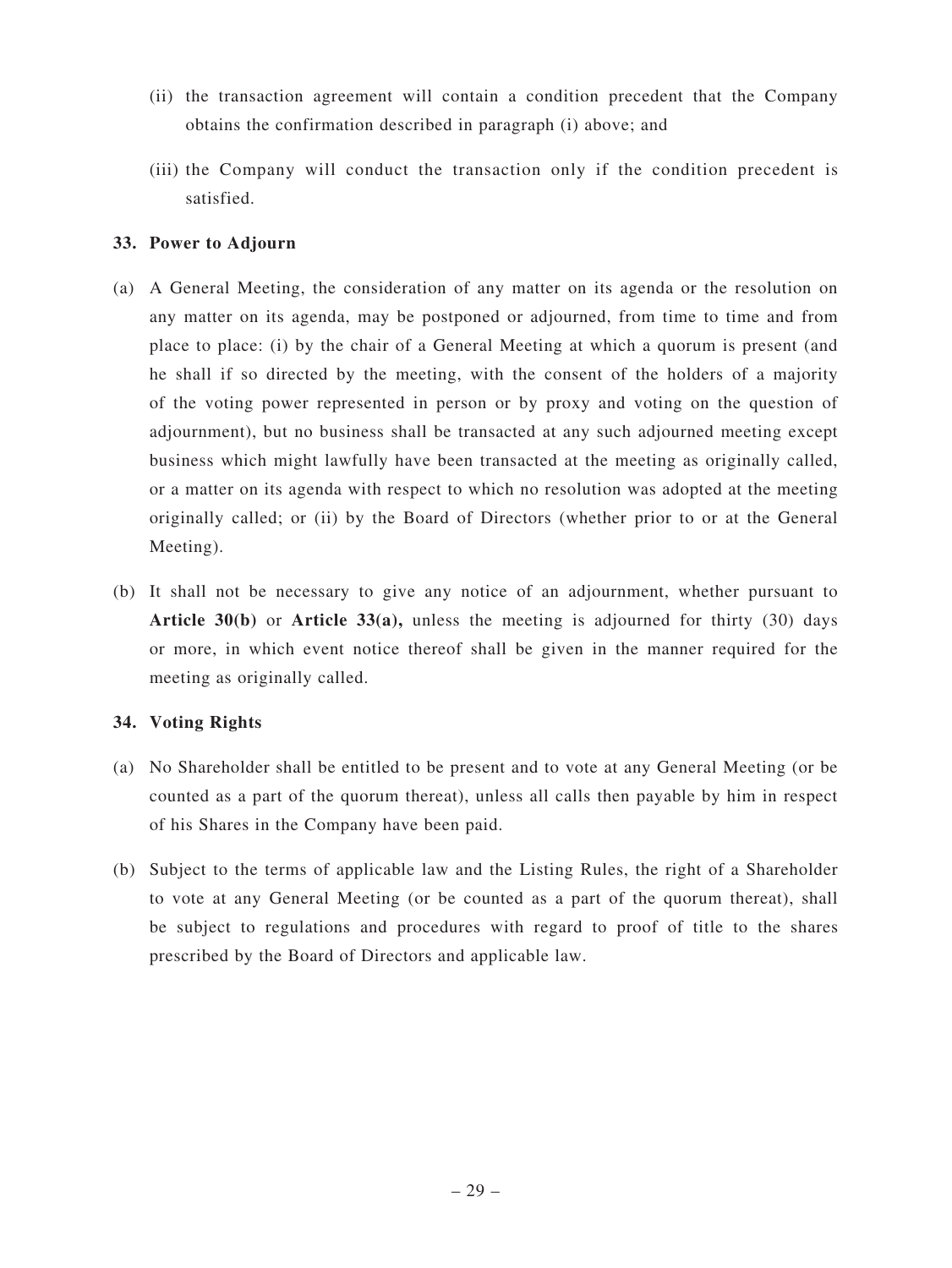(ii) the transaction agreement will contain a condition precedent that the Company obtains the confirmation described in paragraph (i) above; and

(iii) the Company will conduct the transaction only if the condition precedent is satisfied.

**33. Power to Adjourn**

(a) A General Meeting, the consideration of any matter on its agenda or the resolution on any matter on its agenda, may be postponed or adjourned, from time to time and from place to place: (i) by the chair of a General Meeting at which a quorum is present (and he shall if so directed by the meeting, with the consent of the holders of a majority of the voting power represented in person or by proxy and voting on the question of adjournment), but no business shall be transacted at any such adjourned meeting except business which might lawfully have been transacted at the meeting as originally called, or a matter on its agenda with respect to which no resolution was adopted at the meeting originally called; or (ii) by the Board of Directors (whether prior to or at the General Meeting).

(b) It shall not be necessary to give any notice of an adjournment, whether pursuant to **Article 30(b)** or **Article 33(a),** unless the meeting is adjourned for thirty (30) days or more, in which event notice thereof shall be given in the manner required for the meeting as originally called.

**34. Voting Rights**

(a) No Shareholder shall be entitled to be present and to vote at any General Meeting (or be counted as a part of the quorum thereat), unless all calls then payable by him in respect of his Shares in the Company have been paid.

(b) Subject to the terms of applicable law and the Listing Rules, the right of a Shareholder to vote at any General Meeting (or be counted as a part of the quorum thereat), shall be subject to regulations and procedures with regard to proof of title to the shares prescribed by the Board of Directors and applicable law.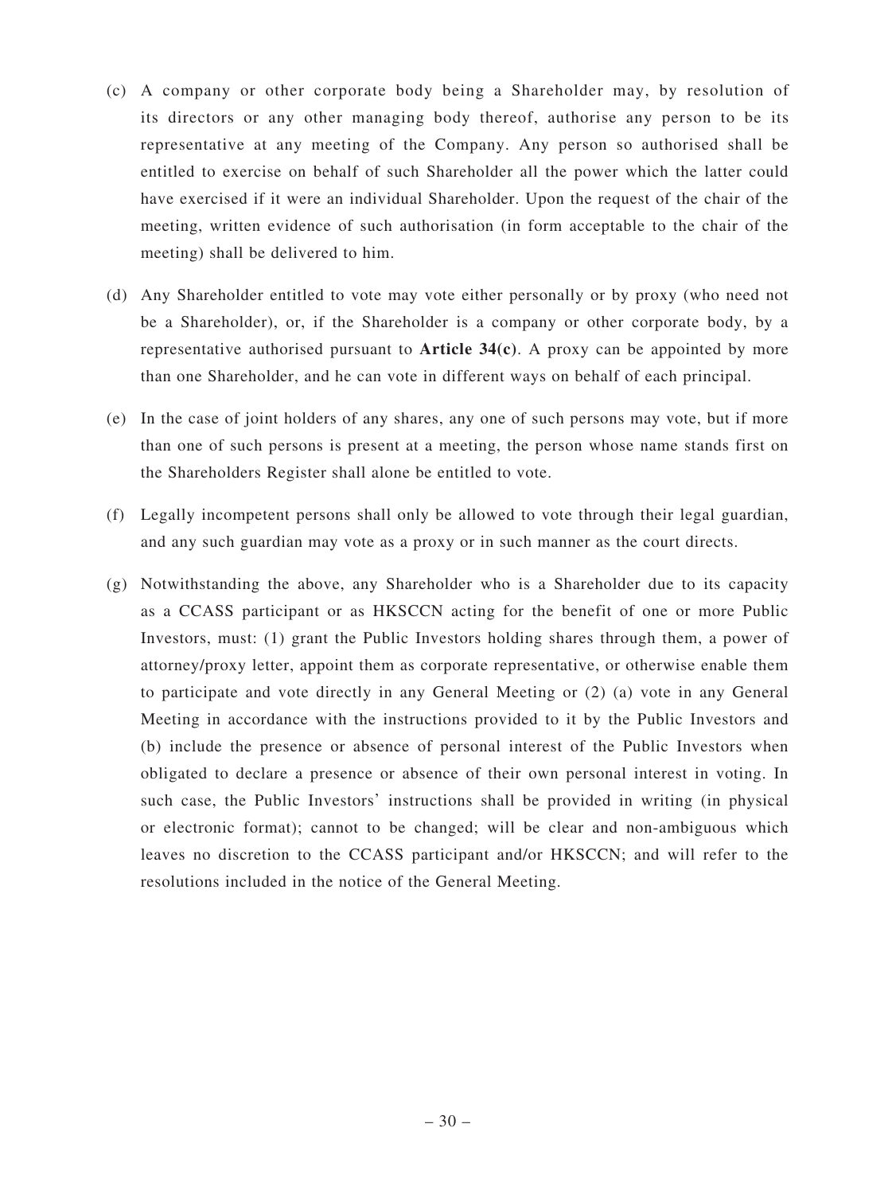(c) A company or other corporate body being a Shareholder may, by resolution of its directors or any other managing body thereof, authorise any person to be its representative at any meeting of the Company. Any person so authorised shall be entitled to exercise on behalf of such Shareholder all the power which the latter could have exercised if it were an individual Shareholder. Upon the request of the chair of the meeting, written evidence of such authorisation (in form acceptable to the chair of the meeting) shall be delivered to him.

(d) Any Shareholder entitled to vote may vote either personally or by proxy (who need not be a Shareholder), or, if the Shareholder is a company or other corporate body, by a representative authorised pursuant to **Article 34(c)**. A proxy can be appointed by more than one Shareholder, and he can vote in different ways on behalf of each principal.

(e) In the case of joint holders of any shares, any one of such persons may vote, but if more than one of such persons is present at a meeting, the person whose name stands first on the Shareholders Register shall alone be entitled to vote.

(f) Legally incompetent persons shall only be allowed to vote through their legal guardian, and any such guardian may vote as a proxy or in such manner as the court directs.

(g) Notwithstanding the above, any Shareholder who is a Shareholder due to its capacity as a CCASS participant or as HKSCCN acting for the benefit of one or more Public Investors, must: (1) grant the Public Investors holding shares through them, a power of attorney/proxy letter, appoint them as corporate representative, or otherwise enable them to participate and vote directly in any General Meeting or (2) (a) vote in any General Meeting in accordance with the instructions provided to it by the Public Investors and (b) include the presence or absence of personal interest of the Public Investors when obligated to declare a presence or absence of their own personal interest in voting. In such case, the Public Investors' instructions shall be provided in writing (in physical or electronic format); cannot to be changed; will be clear and non-ambiguous which leaves no discretion to the CCASS participant and/or HKSCCN; and will refer to the resolutions included in the notice of the General Meeting.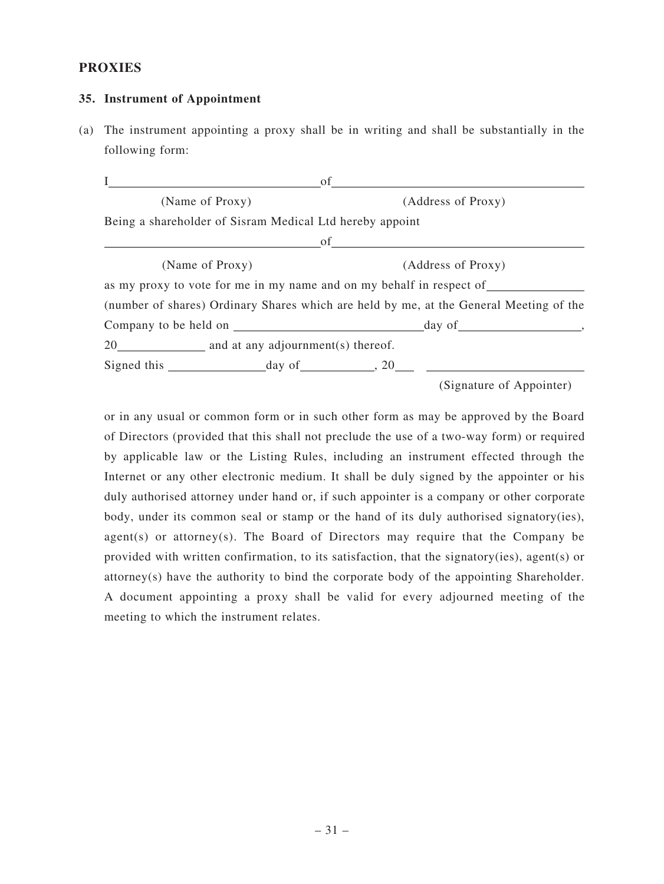## PROXIES

### 35. Instrument of Appointment

(a) The instrument appointing a proxy shall be in writing and shall be substantially in the following form:

I \_\_\_\_\_\_\_\_\_\_\_\_\_\_\_\_\_\_\_\_\_\_\_\_\_\_\_\_ of \_\_\_\_\_\_\_\_\_\_\_\_\_\_\_\_\_\_\_\_\_\_\_\_\_\_\_\_\_\_\_\_\_\_

(Name of Proxy) (Address of Proxy)

Being a shareholder of Sisram Medical Ltd hereby appoint

\_\_\_\_\_\_\_\_\_\_\_\_\_\_\_\_\_\_\_\_\_\_\_\_\_\_\_\_ of \_\_\_\_\_\_\_\_\_\_\_\_\_\_\_\_\_\_\_\_\_\_\_\_\_\_\_\_\_\_\_\_\_\_

(Name of Proxy) (Address of Proxy)

as my proxy to vote for me in my name and on my behalf in respect of \_\_\_\_\_\_\_\_\_\_\_\_\_\_ (number of shares) Ordinary Shares which are held by me, at the General Meeting of the Company to be held on \_\_\_\_\_\_\_\_\_\_\_\_\_\_\_\_\_\_\_\_\_\_\_\_\_\_ day of \_\_\_\_\_\_\_\_\_\_\_\_\_\_\_\_\_\_,

20\_\_\_\_\_\_\_\_\_\_\_\_ and at any adjournment(s) thereof.

Signed this \_\_\_\_\_\_\_\_\_\_\_\_\_\_ day of \_\_\_\_\_\_\_\_\_\_, 20\_\_\_ \_\_\_\_\_\_\_\_\_\_\_\_\_\_\_\_\_\_\_\_\_\_\_\_

(Signature of Appointer)

or in any usual or common form or in such other form as may be approved by the Board of Directors (provided that this shall not preclude the use of a two-way form) or required by applicable law or the Listing Rules, including an instrument effected through the Internet or any other electronic medium. It shall be duly signed by the appointer or his duly authorised attorney under hand or, if such appointer is a company or other corporate body, under its common seal or stamp or the hand of its duly authorised signatory(ies), agent(s) or attorney(s). The Board of Directors may require that the Company be provided with written confirmation, to its satisfaction, that the signatory(ies), agent(s) or attorney(s) have the authority to bind the corporate body of the appointing Shareholder. A document appointing a proxy shall be valid for every adjourned meeting of the meeting to which the instrument relates.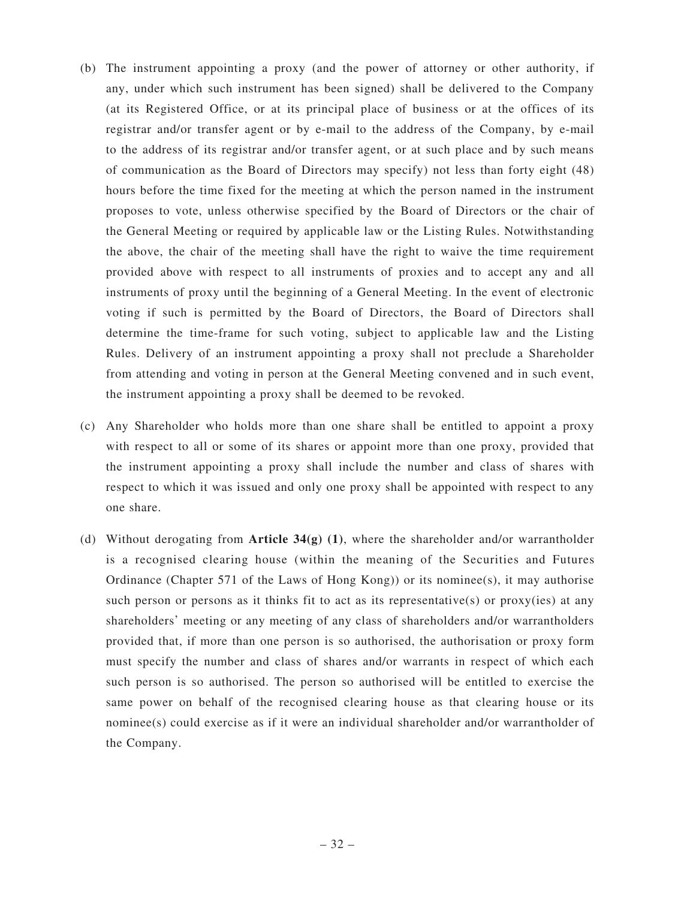(b) The instrument appointing a proxy (and the power of attorney or other authority, if any, under which such instrument has been signed) shall be delivered to the Company (at its Registered Office, or at its principal place of business or at the offices of its registrar and/or transfer agent or by e-mail to the address of the Company, by e-mail to the address of its registrar and/or transfer agent, or at such place and by such means of communication as the Board of Directors may specify) not less than forty eight (48) hours before the time fixed for the meeting at which the person named in the instrument proposes to vote, unless otherwise specified by the Board of Directors or the chair of the General Meeting or required by applicable law or the Listing Rules. Notwithstanding the above, the chair of the meeting shall have the right to waive the time requirement provided above with respect to all instruments of proxies and to accept any and all instruments of proxy until the beginning of a General Meeting. In the event of electronic voting if such is permitted by the Board of Directors, the Board of Directors shall determine the time-frame for such voting, subject to applicable law and the Listing Rules. Delivery of an instrument appointing a proxy shall not preclude a Shareholder from attending and voting in person at the General Meeting convened and in such event, the instrument appointing a proxy shall be deemed to be revoked.

(c) Any Shareholder who holds more than one share shall be entitled to appoint a proxy with respect to all or some of its shares or appoint more than one proxy, provided that the instrument appointing a proxy shall include the number and class of shares with respect to which it was issued and only one proxy shall be appointed with respect to any one share.

(d) Without derogating from **Article 34(g) (1)**, where the shareholder and/or warrantholder is a recognised clearing house (within the meaning of the Securities and Futures Ordinance (Chapter 571 of the Laws of Hong Kong)) or its nominee(s), it may authorise such person or persons as it thinks fit to act as its representative(s) or proxy(ies) at any shareholders' meeting or any meeting of any class of shareholders and/or warrantholders provided that, if more than one person is so authorised, the authorisation or proxy form must specify the number and class of shares and/or warrants in respect of which each such person is so authorised. The person so authorised will be entitled to exercise the same power on behalf of the recognised clearing house as that clearing house or its nominee(s) could exercise as if it were an individual shareholder and/or warrantholder of the Company.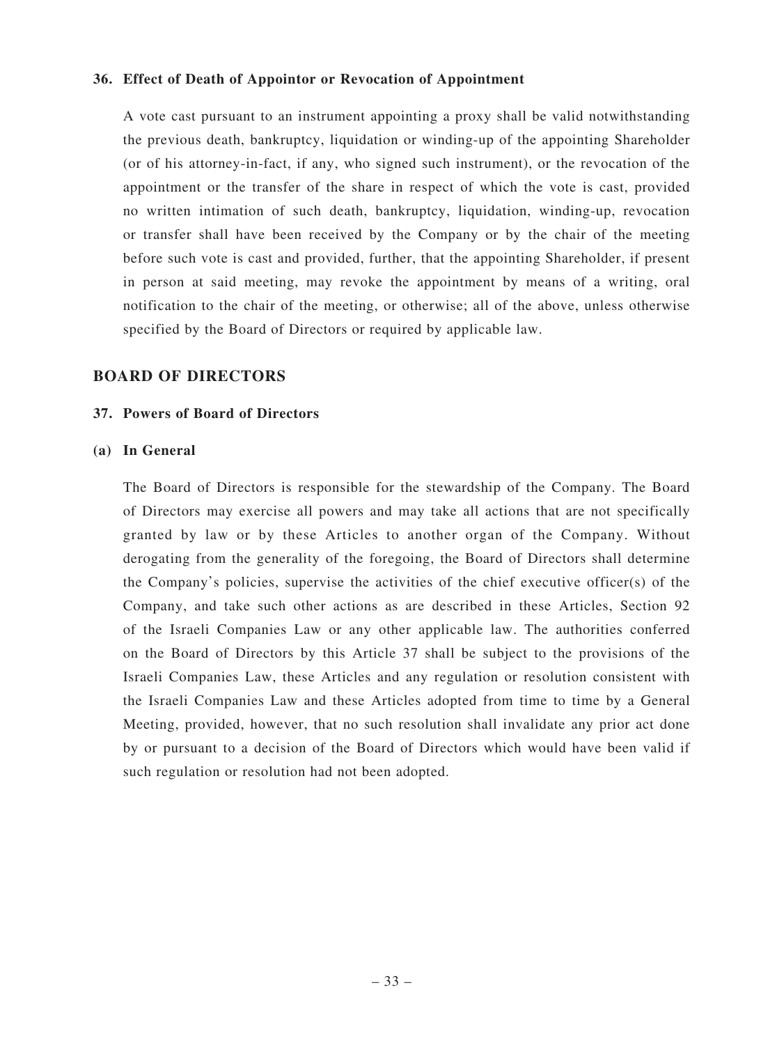### 36. Effect of Death of Appointor or Revocation of Appointment

A vote cast pursuant to an instrument appointing a proxy shall be valid notwithstanding the previous death, bankruptcy, liquidation or winding-up of the appointing Shareholder (or of his attorney-in-fact, if any, who signed such instrument), or the revocation of the appointment or the transfer of the share in respect of which the vote is cast, provided no written intimation of such death, bankruptcy, liquidation, winding-up, revocation or transfer shall have been received by the Company or by the chair of the meeting before such vote is cast and provided, further, that the appointing Shareholder, if present in person at said meeting, may revoke the appointment by means of a writing, oral notification to the chair of the meeting, or otherwise; all of the above, unless otherwise specified by the Board of Directors or required by applicable law.

## BOARD OF DIRECTORS

### 37. Powers of Board of Directors

#### (a) In General

The Board of Directors is responsible for the stewardship of the Company. The Board of Directors may exercise all powers and may take all actions that are not specifically granted by law or by these Articles to another organ of the Company. Without derogating from the generality of the foregoing, the Board of Directors shall determine the Company's policies, supervise the activities of the chief executive officer(s) of the Company, and take such other actions as are described in these Articles, Section 92 of the Israeli Companies Law or any other applicable law. The authorities conferred on the Board of Directors by this Article 37 shall be subject to the provisions of the Israeli Companies Law, these Articles and any regulation or resolution consistent with the Israeli Companies Law and these Articles adopted from time to time by a General Meeting, provided, however, that no such resolution shall invalidate any prior act done by or pursuant to a decision of the Board of Directors which would have been valid if such regulation or resolution had not been adopted.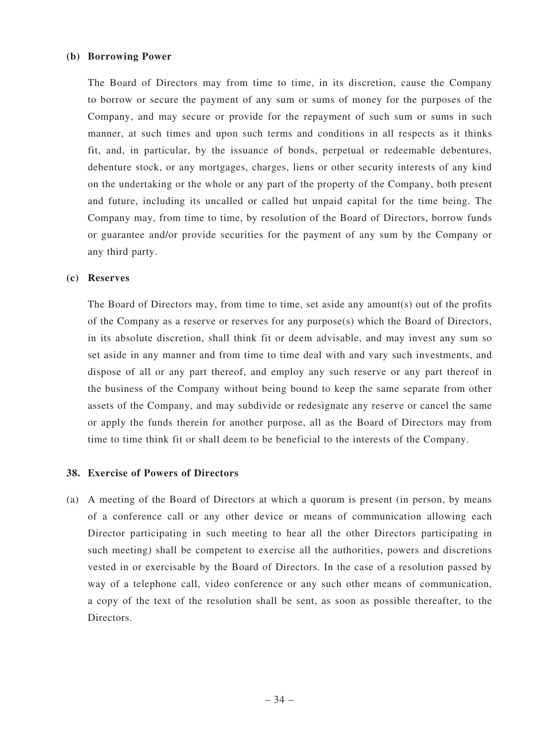**(b) Borrowing Power**

The Board of Directors may from time to time, in its discretion, cause the Company to borrow or secure the payment of any sum or sums of money for the purposes of the Company, and may secure or provide for the repayment of such sum or sums in such manner, at such times and upon such terms and conditions in all respects as it thinks fit, and, in particular, by the issuance of bonds, perpetual or redeemable debentures, debenture stock, or any mortgages, charges, liens or other security interests of any kind on the undertaking or the whole or any part of the property of the Company, both present and future, including its uncalled or called but unpaid capital for the time being. The Company may, from time to time, by resolution of the Board of Directors, borrow funds or guarantee and/or provide securities for the payment of any sum by the Company or any third party.

**(c) Reserves**

The Board of Directors may, from time to time, set aside any amount(s) out of the profits of the Company as a reserve or reserves for any purpose(s) which the Board of Directors, in its absolute discretion, shall think fit or deem advisable, and may invest any sum so set aside in any manner and from time to time deal with and vary such investments, and dispose of all or any part thereof, and employ any such reserve or any part thereof in the business of the Company without being bound to keep the same separate from other assets of the Company, and may subdivide or redesignate any reserve or cancel the same or apply the funds therein for another purpose, all as the Board of Directors may from time to time think fit or shall deem to be beneficial to the interests of the Company.

**38. Exercise of Powers of Directors**

(a) A meeting of the Board of Directors at which a quorum is present (in person, by means of a conference call or any other device or means of communication allowing each Director participating in such meeting to hear all the other Directors participating in such meeting) shall be competent to exercise all the authorities, powers and discretions vested in or exercisable by the Board of Directors. In the case of a resolution passed by way of a telephone call, video conference or any such other means of communication, a copy of the text of the resolution shall be sent, as soon as possible thereafter, to the Directors.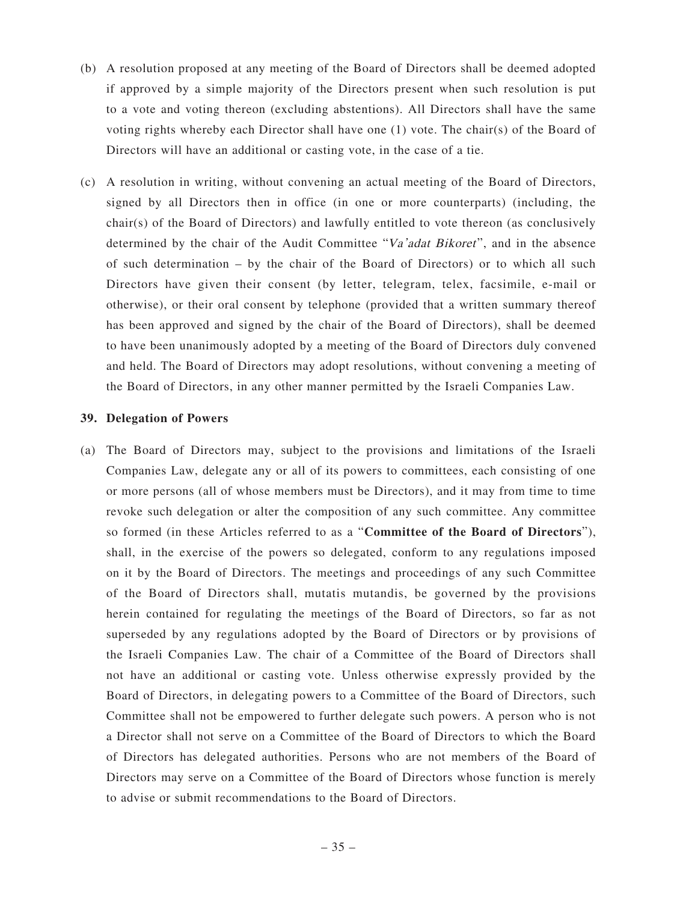(b) A resolution proposed at any meeting of the Board of Directors shall be deemed adopted if approved by a simple majority of the Directors present when such resolution is put to a vote and voting thereon (excluding abstentions). All Directors shall have the same voting rights whereby each Director shall have one (1) vote. The chair(s) of the Board of Directors will have an additional or casting vote, in the case of a tie.

(c) A resolution in writing, without convening an actual meeting of the Board of Directors, signed by all Directors then in office (in one or more counterparts) (including, the chair(s) of the Board of Directors) and lawfully entitled to vote thereon (as conclusively determined by the chair of the Audit Committee "*Va'adat Bikoret*", and in the absence of such determination – by the chair of the Board of Directors) or to which all such Directors have given their consent (by letter, telegram, telex, facsimile, e-mail or otherwise), or their oral consent by telephone (provided that a written summary thereof has been approved and signed by the chair of the Board of Directors), shall be deemed to have been unanimously adopted by a meeting of the Board of Directors duly convened and held. The Board of Directors may adopt resolutions, without convening a meeting of the Board of Directors, in any other manner permitted by the Israeli Companies Law.

**39. Delegation of Powers**

(a) The Board of Directors may, subject to the provisions and limitations of the Israeli Companies Law, delegate any or all of its powers to committees, each consisting of one or more persons (all of whose members must be Directors), and it may from time to time revoke such delegation or alter the composition of any such committee. Any committee so formed (in these Articles referred to as a "**Committee of the Board of Directors**"), shall, in the exercise of the powers so delegated, conform to any regulations imposed on it by the Board of Directors. The meetings and proceedings of any such Committee of the Board of Directors shall, mutatis mutandis, be governed by the provisions herein contained for regulating the meetings of the Board of Directors, so far as not superseded by any regulations adopted by the Board of Directors or by provisions of the Israeli Companies Law. The chair of a Committee of the Board of Directors shall not have an additional or casting vote. Unless otherwise expressly provided by the Board of Directors, in delegating powers to a Committee of the Board of Directors, such Committee shall not be empowered to further delegate such powers. A person who is not a Director shall not serve on a Committee of the Board of Directors to which the Board of Directors has delegated authorities. Persons who are not members of the Board of Directors may serve on a Committee of the Board of Directors whose function is merely to advise or submit recommendations to the Board of Directors.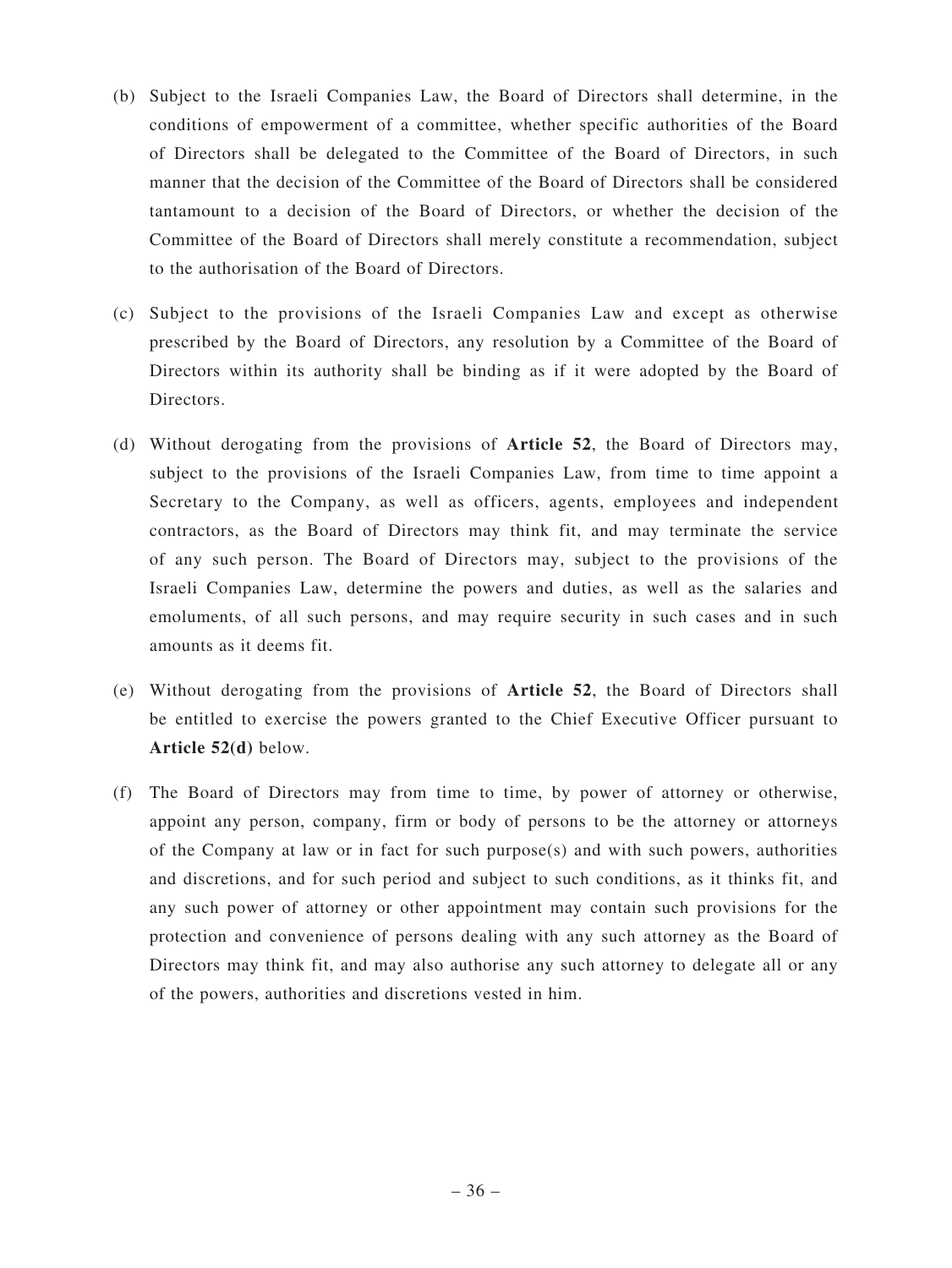(b) Subject to the Israeli Companies Law, the Board of Directors shall determine, in the conditions of empowerment of a committee, whether specific authorities of the Board of Directors shall be delegated to the Committee of the Board of Directors, in such manner that the decision of the Committee of the Board of Directors shall be considered tantamount to a decision of the Board of Directors, or whether the decision of the Committee of the Board of Directors shall merely constitute a recommendation, subject to the authorisation of the Board of Directors.

(c) Subject to the provisions of the Israeli Companies Law and except as otherwise prescribed by the Board of Directors, any resolution by a Committee of the Board of Directors within its authority shall be binding as if it were adopted by the Board of Directors.

(d) Without derogating from the provisions of **Article 52**, the Board of Directors may, subject to the provisions of the Israeli Companies Law, from time to time appoint a Secretary to the Company, as well as officers, agents, employees and independent contractors, as the Board of Directors may think fit, and may terminate the service of any such person. The Board of Directors may, subject to the provisions of the Israeli Companies Law, determine the powers and duties, as well as the salaries and emoluments, of all such persons, and may require security in such cases and in such amounts as it deems fit.

(e) Without derogating from the provisions of **Article 52**, the Board of Directors shall be entitled to exercise the powers granted to the Chief Executive Officer pursuant to **Article 52(d)** below.

(f) The Board of Directors may from time to time, by power of attorney or otherwise, appoint any person, company, firm or body of persons to be the attorney or attorneys of the Company at law or in fact for such purpose(s) and with such powers, authorities and discretions, and for such period and subject to such conditions, as it thinks fit, and any such power of attorney or other appointment may contain such provisions for the protection and convenience of persons dealing with any such attorney as the Board of Directors may think fit, and may also authorise any such attorney to delegate all or any of the powers, authorities and discretions vested in him.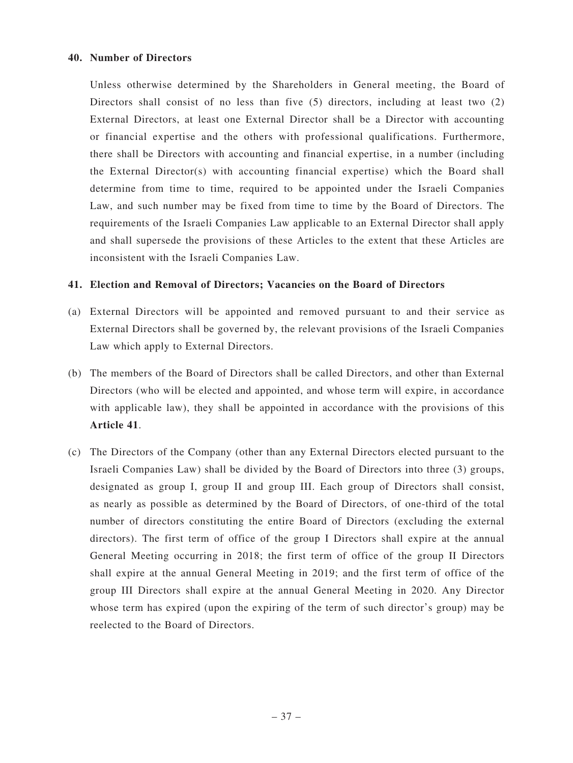**40. Number of Directors**

Unless otherwise determined by the Shareholders in General meeting, the Board of Directors shall consist of no less than five (5) directors, including at least two (2) External Directors, at least one External Director shall be a Director with accounting or financial expertise and the others with professional qualifications. Furthermore, there shall be Directors with accounting and financial expertise, in a number (including the External Director(s) with accounting financial expertise) which the Board shall determine from time to time, required to be appointed under the Israeli Companies Law, and such number may be fixed from time to time by the Board of Directors. The requirements of the Israeli Companies Law applicable to an External Director shall apply and shall supersede the provisions of these Articles to the extent that these Articles are inconsistent with the Israeli Companies Law.

**41. Election and Removal of Directors; Vacancies on the Board of Directors**

(a) External Directors will be appointed and removed pursuant to and their service as External Directors shall be governed by, the relevant provisions of the Israeli Companies Law which apply to External Directors.

(b) The members of the Board of Directors shall be called Directors, and other than External Directors (who will be elected and appointed, and whose term will expire, in accordance with applicable law), they shall be appointed in accordance with the provisions of this **Article 41**.

(c) The Directors of the Company (other than any External Directors elected pursuant to the Israeli Companies Law) shall be divided by the Board of Directors into three (3) groups, designated as group I, group II and group III. Each group of Directors shall consist, as nearly as possible as determined by the Board of Directors, of one-third of the total number of directors constituting the entire Board of Directors (excluding the external directors). The first term of office of the group I Directors shall expire at the annual General Meeting occurring in 2018; the first term of office of the group II Directors shall expire at the annual General Meeting in 2019; and the first term of office of the group III Directors shall expire at the annual General Meeting in 2020. Any Director whose term has expired (upon the expiring of the term of such director's group) may be reelected to the Board of Directors.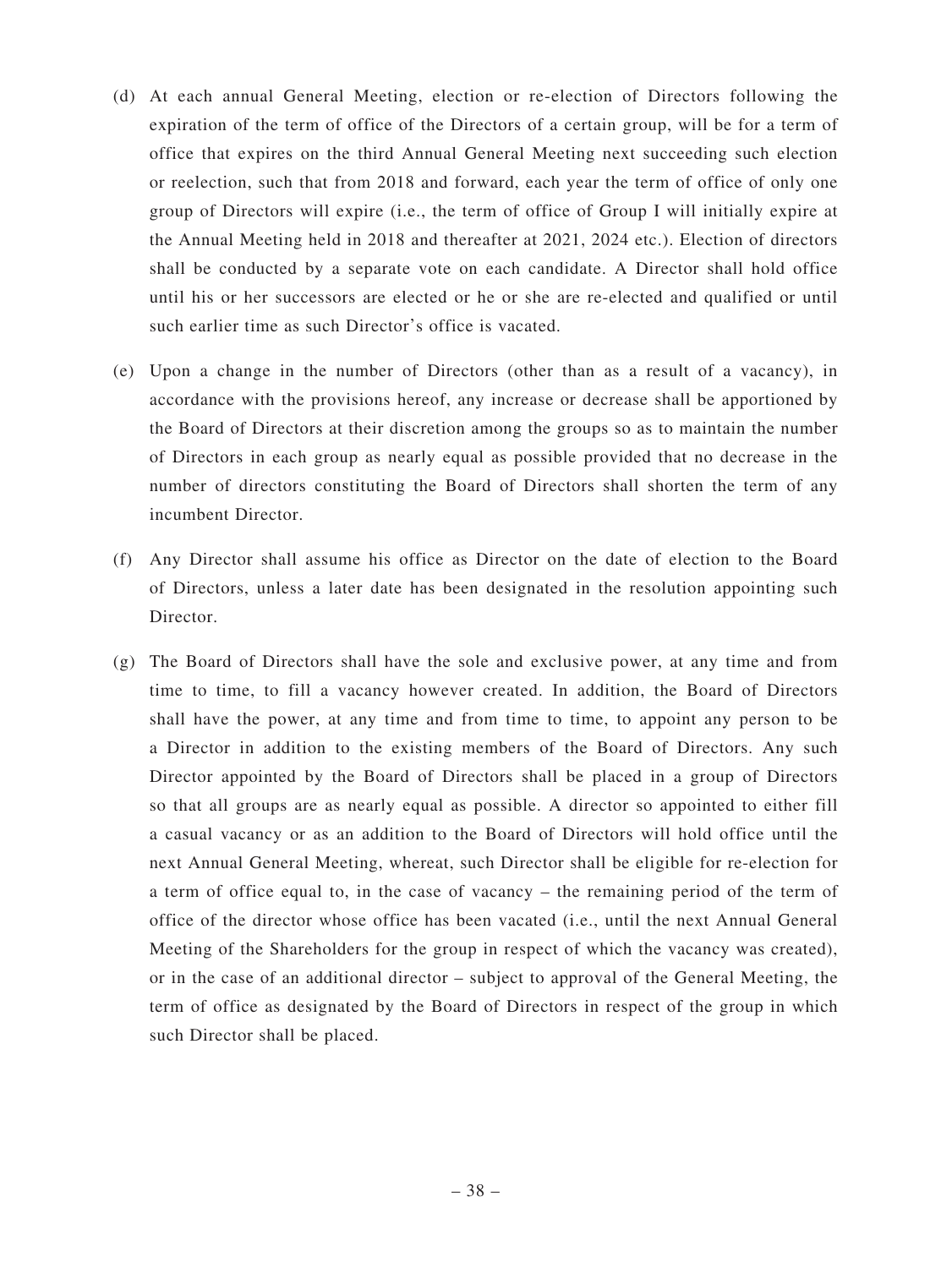(d) At each annual General Meeting, election or re-election of Directors following the expiration of the term of office of the Directors of a certain group, will be for a term of office that expires on the third Annual General Meeting next succeeding such election or reelection, such that from 2018 and forward, each year the term of office of only one group of Directors will expire (i.e., the term of office of Group I will initially expire at the Annual Meeting held in 2018 and thereafter at 2021, 2024 etc.). Election of directors shall be conducted by a separate vote on each candidate. A Director shall hold office until his or her successors are elected or he or she are re-elected and qualified or until such earlier time as such Director's office is vacated.

(e) Upon a change in the number of Directors (other than as a result of a vacancy), in accordance with the provisions hereof, any increase or decrease shall be apportioned by the Board of Directors at their discretion among the groups so as to maintain the number of Directors in each group as nearly equal as possible provided that no decrease in the number of directors constituting the Board of Directors shall shorten the term of any incumbent Director.

(f) Any Director shall assume his office as Director on the date of election to the Board of Directors, unless a later date has been designated in the resolution appointing such Director.

(g) The Board of Directors shall have the sole and exclusive power, at any time and from time to time, to fill a vacancy however created. In addition, the Board of Directors shall have the power, at any time and from time to time, to appoint any person to be a Director in addition to the existing members of the Board of Directors. Any such Director appointed by the Board of Directors shall be placed in a group of Directors so that all groups are as nearly equal as possible. A director so appointed to either fill a casual vacancy or as an addition to the Board of Directors will hold office until the next Annual General Meeting, whereat, such Director shall be eligible for re-election for a term of office equal to, in the case of vacancy – the remaining period of the term of office of the director whose office has been vacated (i.e., until the next Annual General Meeting of the Shareholders for the group in respect of which the vacancy was created), or in the case of an additional director – subject to approval of the General Meeting, the term of office as designated by the Board of Directors in respect of the group in which such Director shall be placed.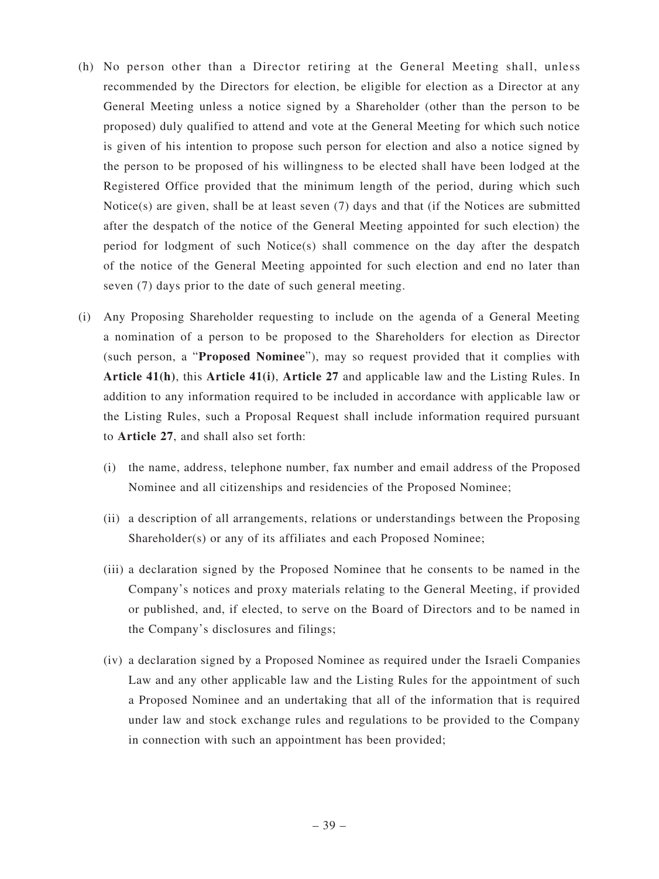(h) No person other than a Director retiring at the General Meeting shall, unless recommended by the Directors for election, be eligible for election as a Director at any General Meeting unless a notice signed by a Shareholder (other than the person to be proposed) duly qualified to attend and vote at the General Meeting for which such notice is given of his intention to propose such person for election and also a notice signed by the person to be proposed of his willingness to be elected shall have been lodged at the Registered Office provided that the minimum length of the period, during which such Notice(s) are given, shall be at least seven (7) days and that (if the Notices are submitted after the despatch of the notice of the General Meeting appointed for such election) the period for lodgment of such Notice(s) shall commence on the day after the despatch of the notice of the General Meeting appointed for such election and end no later than seven (7) days prior to the date of such general meeting.

(i) Any Proposing Shareholder requesting to include on the agenda of a General Meeting a nomination of a person to be proposed to the Shareholders for election as Director (such person, a "**Proposed Nominee**"), may so request provided that it complies with **Article 41(h)**, this **Article 41(i)**, **Article 27** and applicable law and the Listing Rules. In addition to any information required to be included in accordance with applicable law or the Listing Rules, such a Proposal Request shall include information required pursuant to **Article 27**, and shall also set forth:

   (i) the name, address, telephone number, fax number and email address of the Proposed Nominee and all citizenships and residencies of the Proposed Nominee;

   (ii) a description of all arrangements, relations or understandings between the Proposing Shareholder(s) or any of its affiliates and each Proposed Nominee;

   (iii) a declaration signed by the Proposed Nominee that he consents to be named in the Company's notices and proxy materials relating to the General Meeting, if provided or published, and, if elected, to serve on the Board of Directors and to be named in the Company's disclosures and filings;

   (iv) a declaration signed by a Proposed Nominee as required under the Israeli Companies Law and any other applicable law and the Listing Rules for the appointment of such a Proposed Nominee and an undertaking that all of the information that is required under law and stock exchange rules and regulations to be provided to the Company in connection with such an appointment has been provided;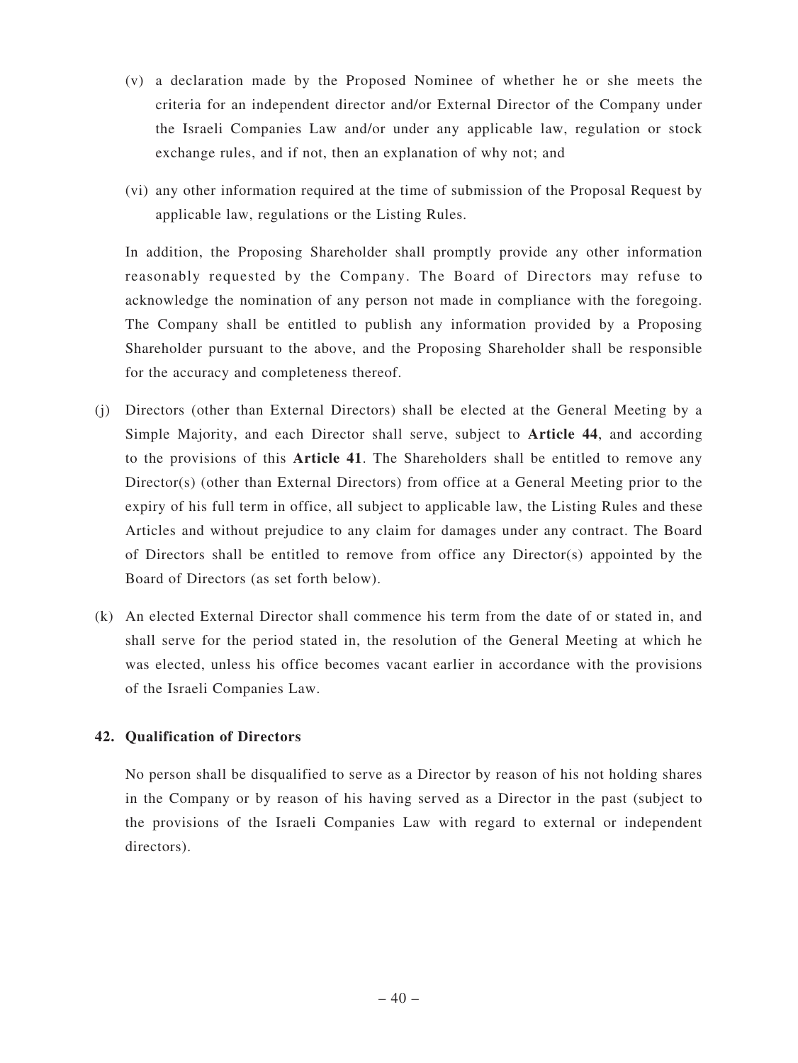(v) a declaration made by the Proposed Nominee of whether he or she meets the criteria for an independent director and/or External Director of the Company under the Israeli Companies Law and/or under any applicable law, regulation or stock exchange rules, and if not, then an explanation of why not; and

(vi) any other information required at the time of submission of the Proposal Request by applicable law, regulations or the Listing Rules.

In addition, the Proposing Shareholder shall promptly provide any other information reasonably requested by the Company. The Board of Directors may refuse to acknowledge the nomination of any person not made in compliance with the foregoing. The Company shall be entitled to publish any information provided by a Proposing Shareholder pursuant to the above, and the Proposing Shareholder shall be responsible for the accuracy and completeness thereof.

(j) Directors (other than External Directors) shall be elected at the General Meeting by a Simple Majority, and each Director shall serve, subject to **Article 44**, and according to the provisions of this **Article 41**. The Shareholders shall be entitled to remove any Director(s) (other than External Directors) from office at a General Meeting prior to the expiry of his full term in office, all subject to applicable law, the Listing Rules and these Articles and without prejudice to any claim for damages under any contract. The Board of Directors shall be entitled to remove from office any Director(s) appointed by the Board of Directors (as set forth below).

(k) An elected External Director shall commence his term from the date of or stated in, and shall serve for the period stated in, the resolution of the General Meeting at which he was elected, unless his office becomes vacant earlier in accordance with the provisions of the Israeli Companies Law.

**42. Qualification of Directors**

No person shall be disqualified to serve as a Director by reason of his not holding shares in the Company or by reason of his having served as a Director in the past (subject to the provisions of the Israeli Companies Law with regard to external or independent directors).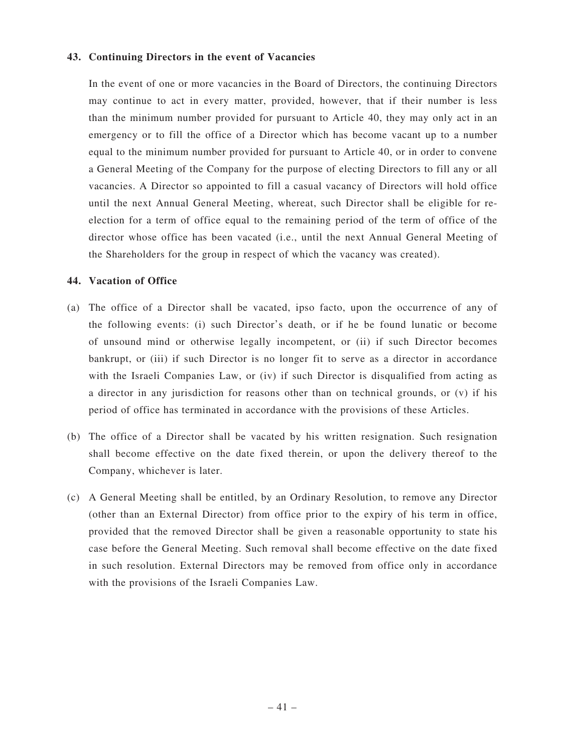**43. Continuing Directors in the event of Vacancies**

In the event of one or more vacancies in the Board of Directors, the continuing Directors may continue to act in every matter, provided, however, that if their number is less than the minimum number provided for pursuant to Article 40, they may only act in an emergency or to fill the office of a Director which has become vacant up to a number equal to the minimum number provided for pursuant to Article 40, or in order to convene a General Meeting of the Company for the purpose of electing Directors to fill any or all vacancies. A Director so appointed to fill a casual vacancy of Directors will hold office until the next Annual General Meeting, whereat, such Director shall be eligible for re-election for a term of office equal to the remaining period of the term of office of the director whose office has been vacated (i.e., until the next Annual General Meeting of the Shareholders for the group in respect of which the vacancy was created).

**44. Vacation of Office**

(a) The office of a Director shall be vacated, ipso facto, upon the occurrence of any of the following events: (i) such Director's death, or if he be found lunatic or become of unsound mind or otherwise legally incompetent, or (ii) if such Director becomes bankrupt, or (iii) if such Director is no longer fit to serve as a director in accordance with the Israeli Companies Law, or (iv) if such Director is disqualified from acting as a director in any jurisdiction for reasons other than on technical grounds, or (v) if his period of office has terminated in accordance with the provisions of these Articles.

(b) The office of a Director shall be vacated by his written resignation. Such resignation shall become effective on the date fixed therein, or upon the delivery thereof to the Company, whichever is later.

(c) A General Meeting shall be entitled, by an Ordinary Resolution, to remove any Director (other than an External Director) from office prior to the expiry of his term in office, provided that the removed Director shall be given a reasonable opportunity to state his case before the General Meeting. Such removal shall become effective on the date fixed in such resolution. External Directors may be removed from office only in accordance with the provisions of the Israeli Companies Law.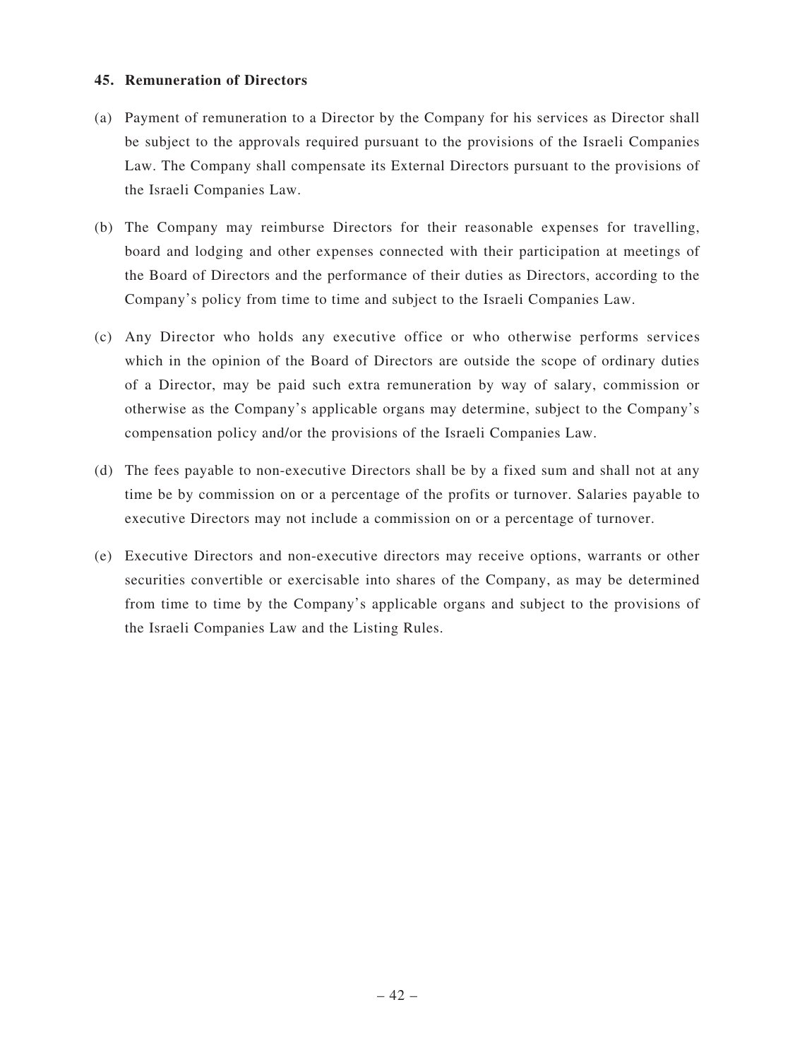## 45. Remuneration of Directors

(a) Payment of remuneration to a Director by the Company for his services as Director shall be subject to the approvals required pursuant to the provisions of the Israeli Companies Law. The Company shall compensate its External Directors pursuant to the provisions of the Israeli Companies Law.

(b) The Company may reimburse Directors for their reasonable expenses for travelling, board and lodging and other expenses connected with their participation at meetings of the Board of Directors and the performance of their duties as Directors, according to the Company's policy from time to time and subject to the Israeli Companies Law.

(c) Any Director who holds any executive office or who otherwise performs services which in the opinion of the Board of Directors are outside the scope of ordinary duties of a Director, may be paid such extra remuneration by way of salary, commission or otherwise as the Company's applicable organs may determine, subject to the Company's compensation policy and/or the provisions of the Israeli Companies Law.

(d) The fees payable to non-executive Directors shall be by a fixed sum and shall not at any time be by commission on or a percentage of the profits or turnover. Salaries payable to executive Directors may not include a commission on or a percentage of turnover.

(e) Executive Directors and non-executive directors may receive options, warrants or other securities convertible or exercisable into shares of the Company, as may be determined from time to time by the Company's applicable organs and subject to the provisions of the Israeli Companies Law and the Listing Rules.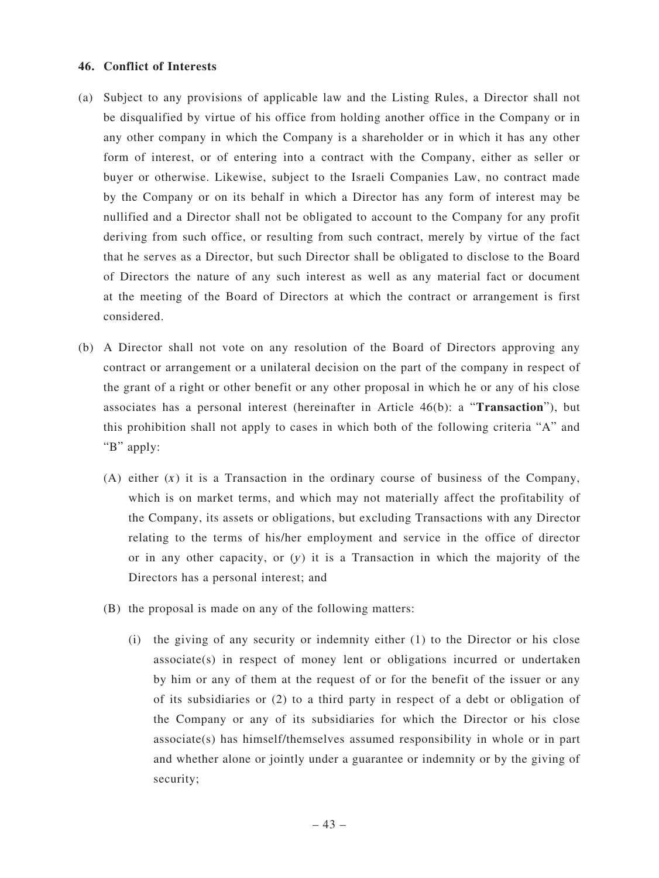**46. Conflict of Interests**

(a) Subject to any provisions of applicable law and the Listing Rules, a Director shall not be disqualified by virtue of his office from holding another office in the Company or in any other company in which the Company is a shareholder or in which it has any other form of interest, or of entering into a contract with the Company, either as seller or buyer or otherwise. Likewise, subject to the Israeli Companies Law, no contract made by the Company or on its behalf in which a Director has any form of interest may be nullified and a Director shall not be obligated to account to the Company for any profit deriving from such office, or resulting from such contract, merely by virtue of the fact that he serves as a Director, but such Director shall be obligated to disclose to the Board of Directors the nature of any such interest as well as any material fact or document at the meeting of the Board of Directors at which the contract or arrangement is first considered.

(b) A Director shall not vote on any resolution of the Board of Directors approving any contract or arrangement or a unilateral decision on the part of the company in respect of the grant of a right or other benefit or any other proposal in which he or any of his close associates has a personal interest (hereinafter in Article 46(b): a "**Transaction**"), but this prohibition shall not apply to cases in which both of the following criteria "A" and "B" apply:

(A) either (*x*) it is a Transaction in the ordinary course of business of the Company, which is on market terms, and which may not materially affect the profitability of the Company, its assets or obligations, but excluding Transactions with any Director relating to the terms of his/her employment and service in the office of director or in any other capacity, or (*y*) it is a Transaction in which the majority of the Directors has a personal interest; and

(B) the proposal is made on any of the following matters:

(i) the giving of any security or indemnity either (1) to the Director or his close associate(s) in respect of money lent or obligations incurred or undertaken by him or any of them at the request of or for the benefit of the issuer or any of its subsidiaries or (2) to a third party in respect of a debt or obligation of the Company or any of its subsidiaries for which the Director or his close associate(s) has himself/themselves assumed responsibility in whole or in part and whether alone or jointly under a guarantee or indemnity or by the giving of security;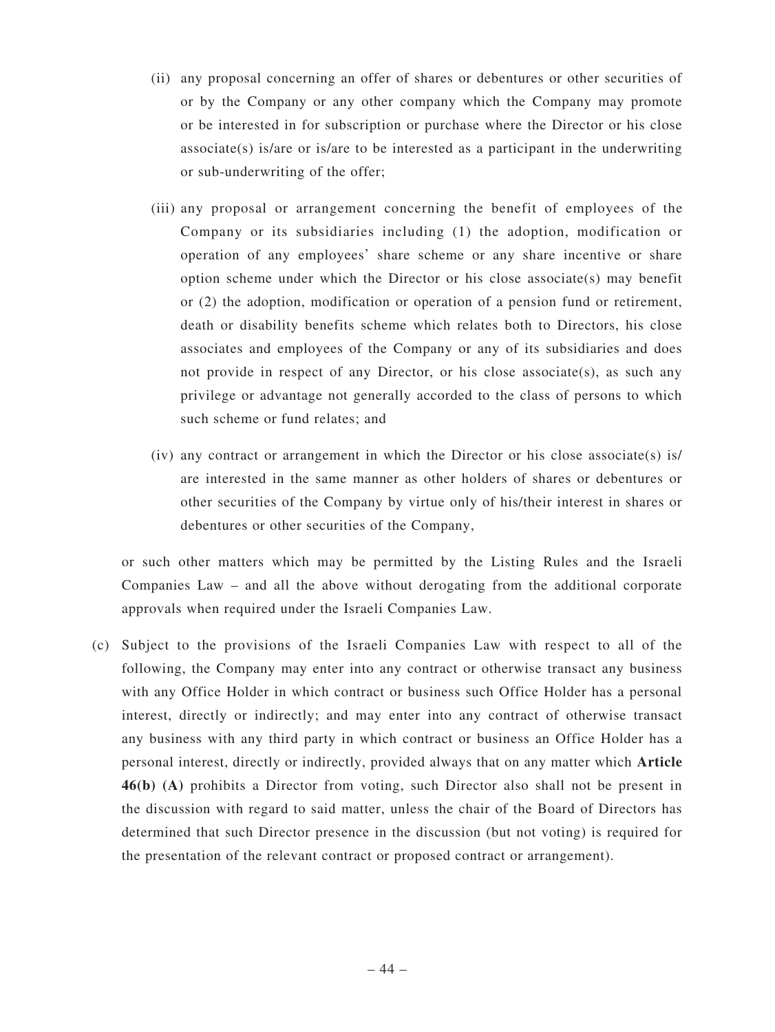(ii) any proposal concerning an offer of shares or debentures or other securities of or by the Company or any other company which the Company may promote or be interested in for subscription or purchase where the Director or his close associate(s) is/are or is/are to be interested as a participant in the underwriting or sub-underwriting of the offer;

(iii) any proposal or arrangement concerning the benefit of employees of the Company or its subsidiaries including (1) the adoption, modification or operation of any employees' share scheme or any share incentive or share option scheme under which the Director or his close associate(s) may benefit or (2) the adoption, modification or operation of a pension fund or retirement, death or disability benefits scheme which relates both to Directors, his close associates and employees of the Company or any of its subsidiaries and does not provide in respect of any Director, or his close associate(s), as such any privilege or advantage not generally accorded to the class of persons to which such scheme or fund relates; and

(iv) any contract or arrangement in which the Director or his close associate(s) is/are interested in the same manner as other holders of shares or debentures or other securities of the Company by virtue only of his/their interest in shares or debentures or other securities of the Company,

or such other matters which may be permitted by the Listing Rules and the Israeli Companies Law – and all the above without derogating from the additional corporate approvals when required under the Israeli Companies Law.

(c) Subject to the provisions of the Israeli Companies Law with respect to all of the following, the Company may enter into any contract or otherwise transact any business with any Office Holder in which contract or business such Office Holder has a personal interest, directly or indirectly; and may enter into any contract of otherwise transact any business with any third party in which contract or business an Office Holder has a personal interest, directly or indirectly, provided always that on any matter which **Article 46(b) (A)** prohibits a Director from voting, such Director also shall not be present in the discussion with regard to said matter, unless the chair of the Board of Directors has determined that such Director presence in the discussion (but not voting) is required for the presentation of the relevant contract or proposed contract or arrangement).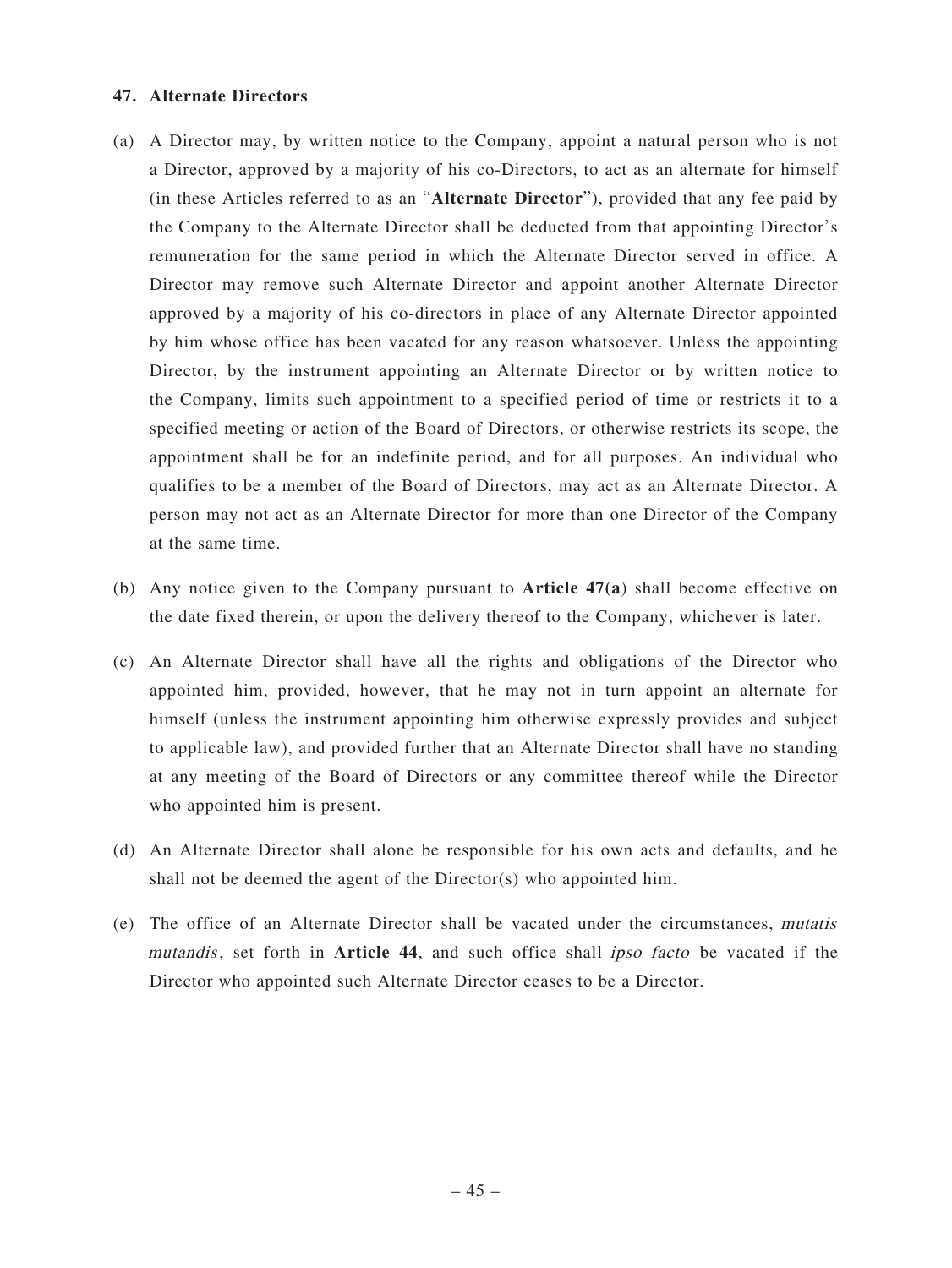## 47. Alternate Directors

(a) A Director may, by written notice to the Company, appoint a natural person who is not a Director, approved by a majority of his co-Directors, to act as an alternate for himself (in these Articles referred to as an "**Alternate Director**"), provided that any fee paid by the Company to the Alternate Director shall be deducted from that appointing Director's remuneration for the same period in which the Alternate Director served in office. A Director may remove such Alternate Director and appoint another Alternate Director approved by a majority of his co-directors in place of any Alternate Director appointed by him whose office has been vacated for any reason whatsoever. Unless the appointing Director, by the instrument appointing an Alternate Director or by written notice to the Company, limits such appointment to a specified period of time or restricts it to a specified meeting or action of the Board of Directors, or otherwise restricts its scope, the appointment shall be for an indefinite period, and for all purposes. An individual who qualifies to be a member of the Board of Directors, may act as an Alternate Director. A person may not act as an Alternate Director for more than one Director of the Company at the same time.

(b) Any notice given to the Company pursuant to **Article 47(a)** shall become effective on the date fixed therein, or upon the delivery thereof to the Company, whichever is later.

(c) An Alternate Director shall have all the rights and obligations of the Director who appointed him, provided, however, that he may not in turn appoint an alternate for himself (unless the instrument appointing him otherwise expressly provides and subject to applicable law), and provided further that an Alternate Director shall have no standing at any meeting of the Board of Directors or any committee thereof while the Director who appointed him is present.

(d) An Alternate Director shall alone be responsible for his own acts and defaults, and he shall not be deemed the agent of the Director(s) who appointed him.

(e) The office of an Alternate Director shall be vacated under the circumstances, *mutatis mutandis*, set forth in **Article 44**, and such office shall *ipso facto* be vacated if the Director who appointed such Alternate Director ceases to be a Director.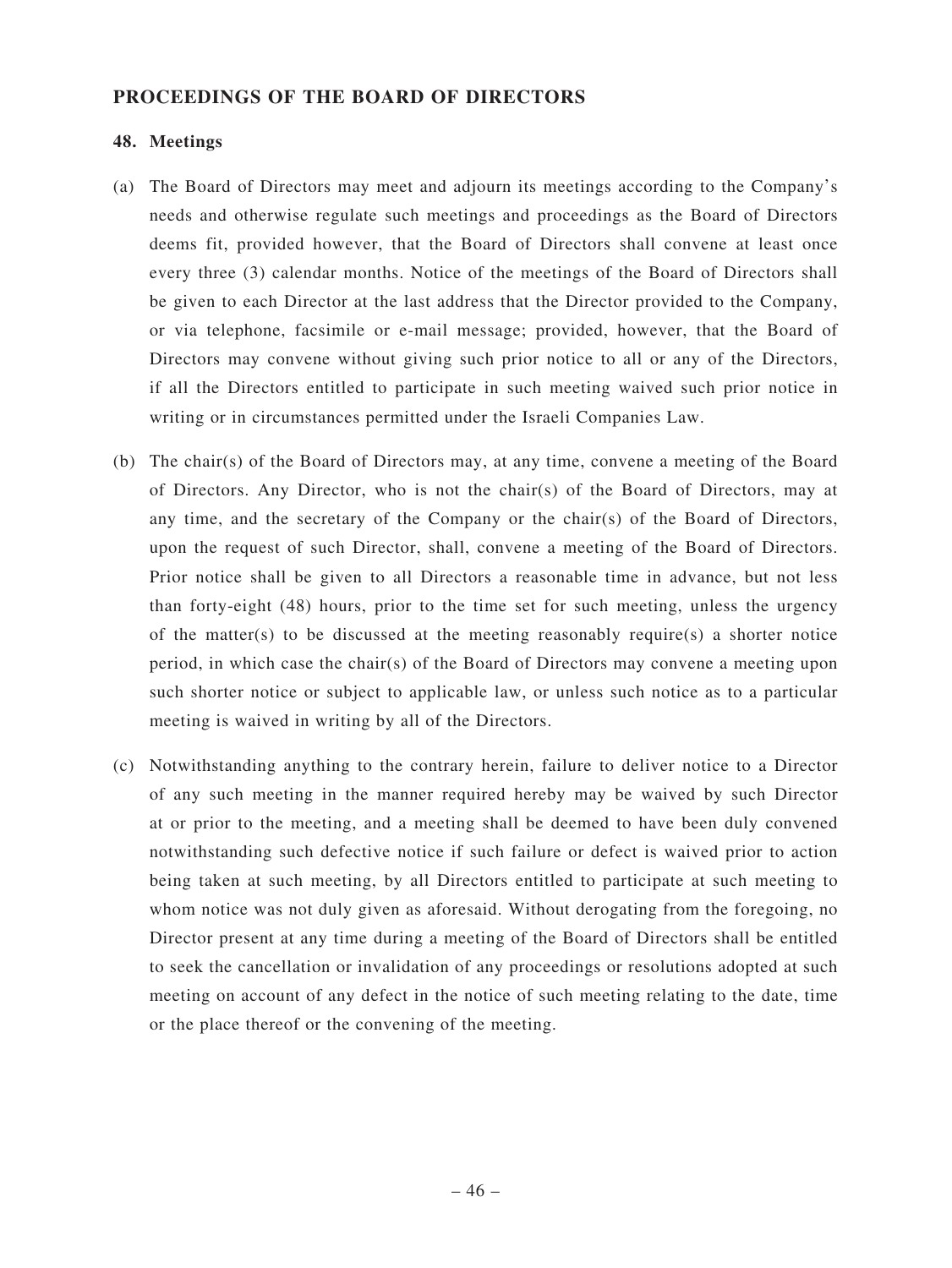## PROCEEDINGS OF THE BOARD OF DIRECTORS

### 48. Meetings

(a) The Board of Directors may meet and adjourn its meetings according to the Company's needs and otherwise regulate such meetings and proceedings as the Board of Directors deems fit, provided however, that the Board of Directors shall convene at least once every three (3) calendar months. Notice of the meetings of the Board of Directors shall be given to each Director at the last address that the Director provided to the Company, or via telephone, facsimile or e-mail message; provided, however, that the Board of Directors may convene without giving such prior notice to all or any of the Directors, if all the Directors entitled to participate in such meeting waived such prior notice in writing or in circumstances permitted under the Israeli Companies Law.

(b) The chair(s) of the Board of Directors may, at any time, convene a meeting of the Board of Directors. Any Director, who is not the chair(s) of the Board of Directors, may at any time, and the secretary of the Company or the chair(s) of the Board of Directors, upon the request of such Director, shall, convene a meeting of the Board of Directors. Prior notice shall be given to all Directors a reasonable time in advance, but not less than forty-eight (48) hours, prior to the time set for such meeting, unless the urgency of the matter(s) to be discussed at the meeting reasonably require(s) a shorter notice period, in which case the chair(s) of the Board of Directors may convene a meeting upon such shorter notice or subject to applicable law, or unless such notice as to a particular meeting is waived in writing by all of the Directors.

(c) Notwithstanding anything to the contrary herein, failure to deliver notice to a Director of any such meeting in the manner required hereby may be waived by such Director at or prior to the meeting, and a meeting shall be deemed to have been duly convened notwithstanding such defective notice if such failure or defect is waived prior to action being taken at such meeting, by all Directors entitled to participate at such meeting to whom notice was not duly given as aforesaid. Without derogating from the foregoing, no Director present at any time during a meeting of the Board of Directors shall be entitled to seek the cancellation or invalidation of any proceedings or resolutions adopted at such meeting on account of any defect in the notice of such meeting relating to the date, time or the place thereof or the convening of the meeting.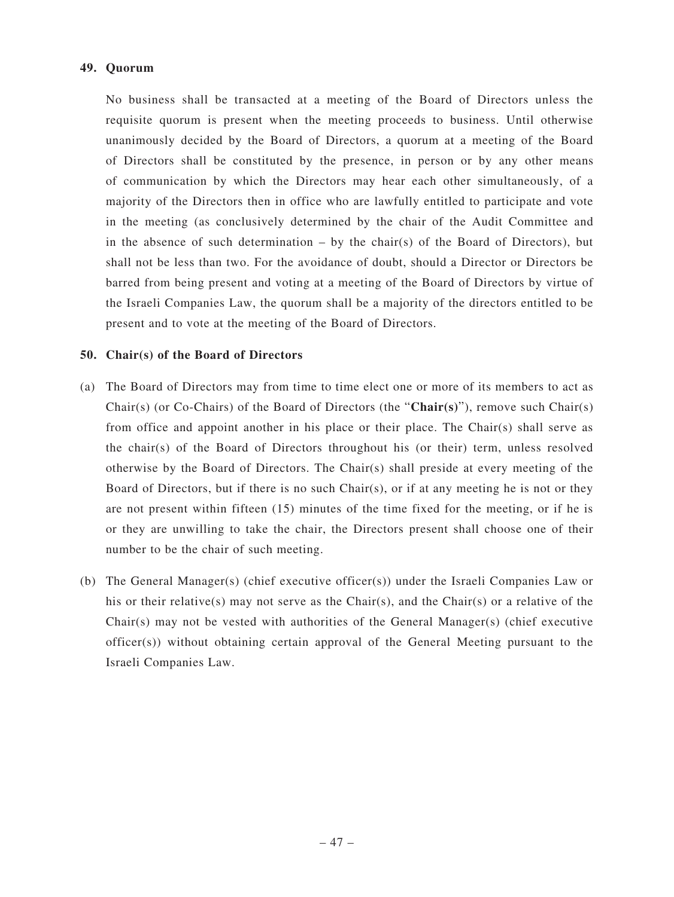### 49. Quorum

No business shall be transacted at a meeting of the Board of Directors unless the requisite quorum is present when the meeting proceeds to business. Until otherwise unanimously decided by the Board of Directors, a quorum at a meeting of the Board of Directors shall be constituted by the presence, in person or by any other means of communication by which the Directors may hear each other simultaneously, of a majority of the Directors then in office who are lawfully entitled to participate and vote in the meeting (as conclusively determined by the chair of the Audit Committee and in the absence of such determination – by the chair(s) of the Board of Directors), but shall not be less than two. For the avoidance of doubt, should a Director or Directors be barred from being present and voting at a meeting of the Board of Directors by virtue of the Israeli Companies Law, the quorum shall be a majority of the directors entitled to be present and to vote at the meeting of the Board of Directors.

### 50. Chair(s) of the Board of Directors

(a) The Board of Directors may from time to time elect one or more of its members to act as Chair(s) (or Co-Chairs) of the Board of Directors (the "**Chair(s)**"), remove such Chair(s) from office and appoint another in his place or their place. The Chair(s) shall serve as the chair(s) of the Board of Directors throughout his (or their) term, unless resolved otherwise by the Board of Directors. The Chair(s) shall preside at every meeting of the Board of Directors, but if there is no such Chair(s), or if at any meeting he is not or they are not present within fifteen (15) minutes of the time fixed for the meeting, or if he is or they are unwilling to take the chair, the Directors present shall choose one of their number to be the chair of such meeting.

(b) The General Manager(s) (chief executive officer(s)) under the Israeli Companies Law or his or their relative(s) may not serve as the Chair(s), and the Chair(s) or a relative of the Chair(s) may not be vested with authorities of the General Manager(s) (chief executive officer(s)) without obtaining certain approval of the General Meeting pursuant to the Israeli Companies Law.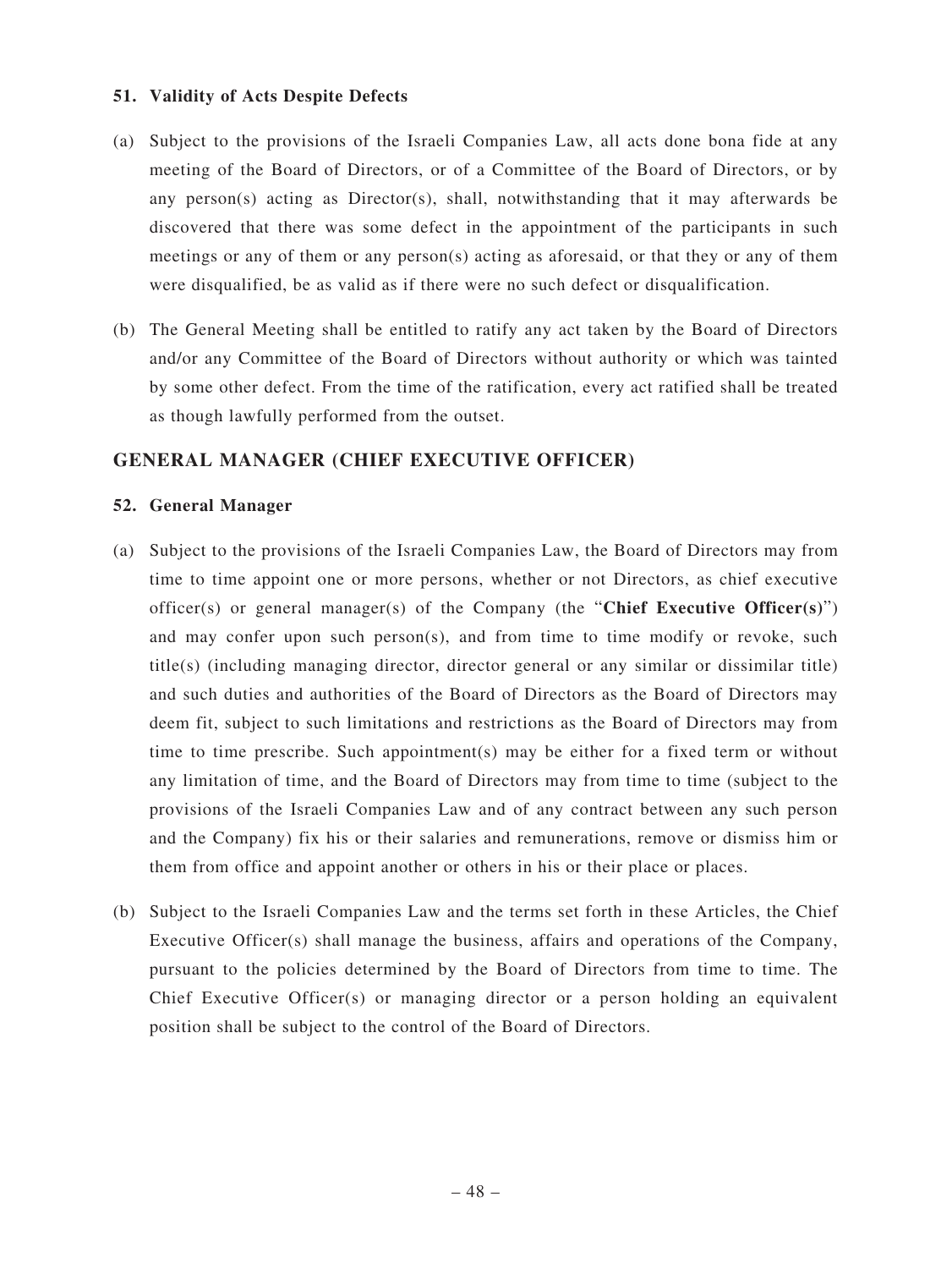#### 51. Validity of Acts Despite Defects

(a) Subject to the provisions of the Israeli Companies Law, all acts done bona fide at any meeting of the Board of Directors, or of a Committee of the Board of Directors, or by any person(s) acting as Director(s), shall, notwithstanding that it may afterwards be discovered that there was some defect in the appointment of the participants in such meetings or any of them or any person(s) acting as aforesaid, or that they or any of them were disqualified, be as valid as if there were no such defect or disqualification.

(b) The General Meeting shall be entitled to ratify any act taken by the Board of Directors and/or any Committee of the Board of Directors without authority or which was tainted by some other defect. From the time of the ratification, every act ratified shall be treated as though lawfully performed from the outset.

### GENERAL MANAGER (CHIEF EXECUTIVE OFFICER)

#### 52. General Manager

(a) Subject to the provisions of the Israeli Companies Law, the Board of Directors may from time to time appoint one or more persons, whether or not Directors, as chief executive officer(s) or general manager(s) of the Company (the "**Chief Executive Officer(s)**") and may confer upon such person(s), and from time to time modify or revoke, such title(s) (including managing director, director general or any similar or dissimilar title) and such duties and authorities of the Board of Directors as the Board of Directors may deem fit, subject to such limitations and restrictions as the Board of Directors may from time to time prescribe. Such appointment(s) may be either for a fixed term or without any limitation of time, and the Board of Directors may from time to time (subject to the provisions of the Israeli Companies Law and of any contract between any such person and the Company) fix his or their salaries and remunerations, remove or dismiss him or them from office and appoint another or others in his or their place or places.

(b) Subject to the Israeli Companies Law and the terms set forth in these Articles, the Chief Executive Officer(s) shall manage the business, affairs and operations of the Company, pursuant to the policies determined by the Board of Directors from time to time. The Chief Executive Officer(s) or managing director or a person holding an equivalent position shall be subject to the control of the Board of Directors.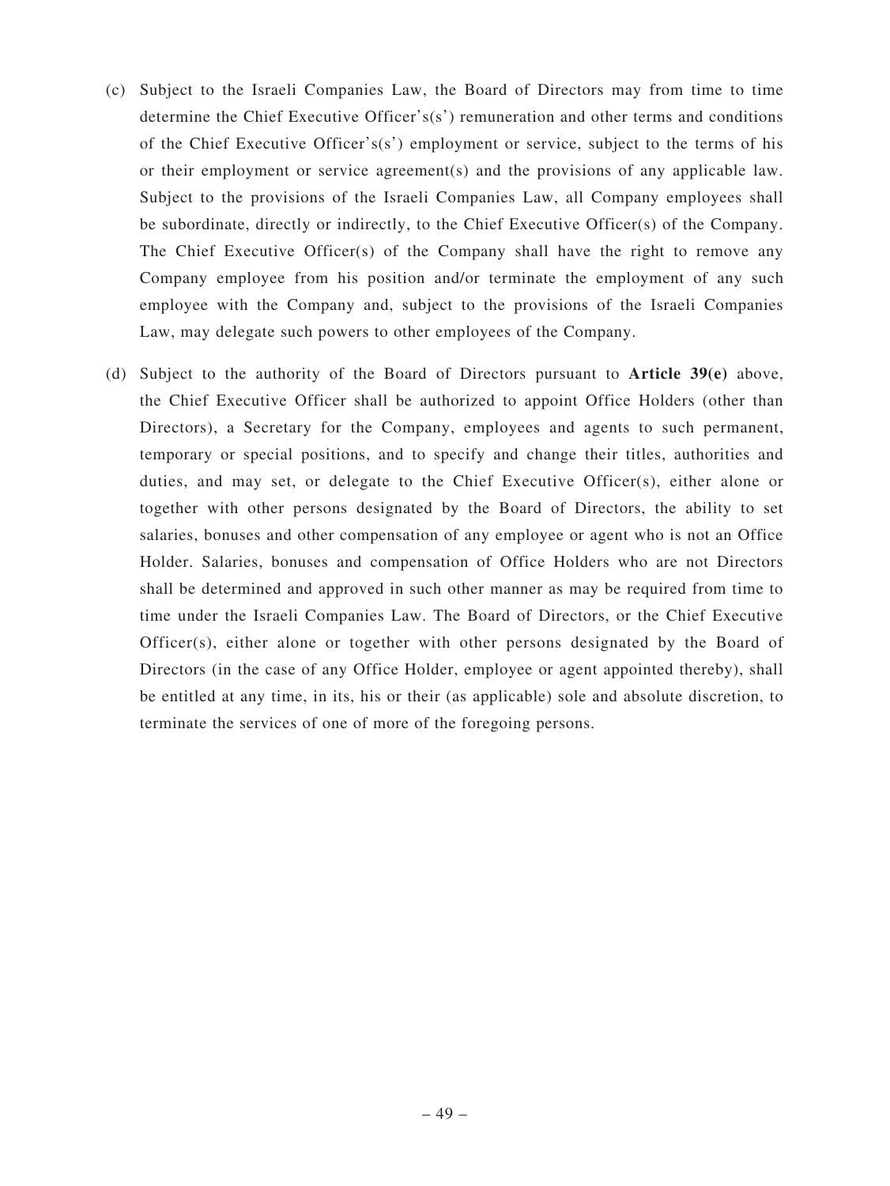(c) Subject to the Israeli Companies Law, the Board of Directors may from time to time determine the Chief Executive Officer's(s') remuneration and other terms and conditions of the Chief Executive Officer's(s') employment or service, subject to the terms of his or their employment or service agreement(s) and the provisions of any applicable law. Subject to the provisions of the Israeli Companies Law, all Company employees shall be subordinate, directly or indirectly, to the Chief Executive Officer(s) of the Company. The Chief Executive Officer(s) of the Company shall have the right to remove any Company employee from his position and/or terminate the employment of any such employee with the Company and, subject to the provisions of the Israeli Companies Law, may delegate such powers to other employees of the Company.

(d) Subject to the authority of the Board of Directors pursuant to **Article 39(e)** above, the Chief Executive Officer shall be authorized to appoint Office Holders (other than Directors), a Secretary for the Company, employees and agents to such permanent, temporary or special positions, and to specify and change their titles, authorities and duties, and may set, or delegate to the Chief Executive Officer(s), either alone or together with other persons designated by the Board of Directors, the ability to set salaries, bonuses and other compensation of any employee or agent who is not an Office Holder. Salaries, bonuses and compensation of Office Holders who are not Directors shall be determined and approved in such other manner as may be required from time to time under the Israeli Companies Law. The Board of Directors, or the Chief Executive Officer(s), either alone or together with other persons designated by the Board of Directors (in the case of any Office Holder, employee or agent appointed thereby), shall be entitled at any time, in its, his or their (as applicable) sole and absolute discretion, to terminate the services of one of more of the foregoing persons.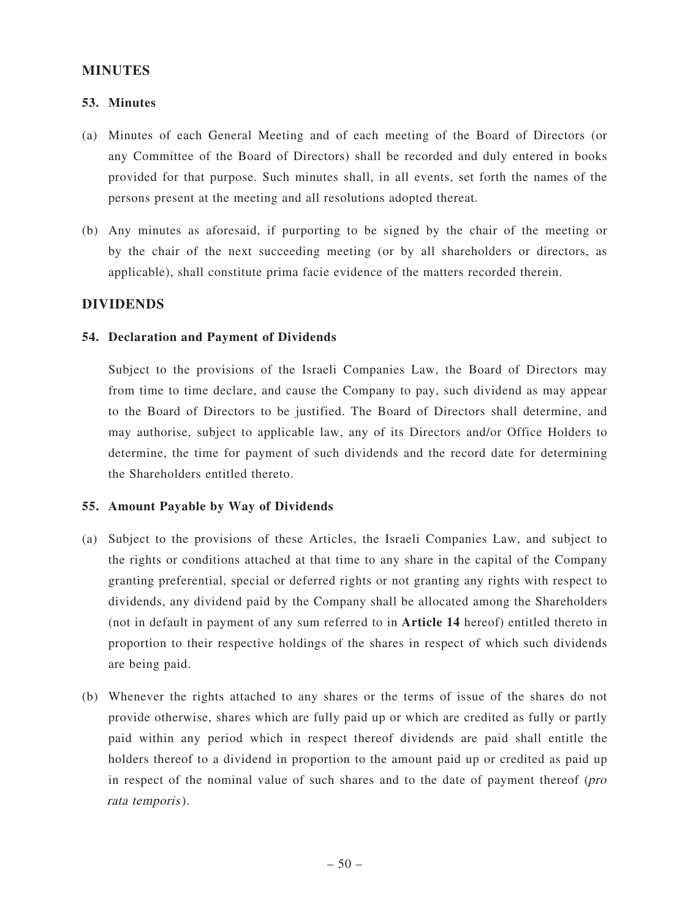## MINUTES

### 53. Minutes

(a) Minutes of each General Meeting and of each meeting of the Board of Directors (or any Committee of the Board of Directors) shall be recorded and duly entered in books provided for that purpose. Such minutes shall, in all events, set forth the names of the persons present at the meeting and all resolutions adopted thereat.

(b) Any minutes as aforesaid, if purporting to be signed by the chair of the meeting or by the chair of the next succeeding meeting (or by all shareholders or directors, as applicable), shall constitute prima facie evidence of the matters recorded therein.

## DIVIDENDS

### 54. Declaration and Payment of Dividends

Subject to the provisions of the Israeli Companies Law, the Board of Directors may from time to time declare, and cause the Company to pay, such dividend as may appear to the Board of Directors to be justified. The Board of Directors shall determine, and may authorise, subject to applicable law, any of its Directors and/or Office Holders to determine, the time for payment of such dividends and the record date for determining the Shareholders entitled thereto.

### 55. Amount Payable by Way of Dividends

(a) Subject to the provisions of these Articles, the Israeli Companies Law, and subject to the rights or conditions attached at that time to any share in the capital of the Company granting preferential, special or deferred rights or not granting any rights with respect to dividends, any dividend paid by the Company shall be allocated among the Shareholders (not in default in payment of any sum referred to in **Article 14** hereof) entitled thereto in proportion to their respective holdings of the shares in respect of which such dividends are being paid.

(b) Whenever the rights attached to any shares or the terms of issue of the shares do not provide otherwise, shares which are fully paid up or which are credited as fully or partly paid within any period which in respect thereof dividends are paid shall entitle the holders thereof to a dividend in proportion to the amount paid up or credited as paid up in respect of the nominal value of such shares and to the date of payment thereof (*pro rata temporis*).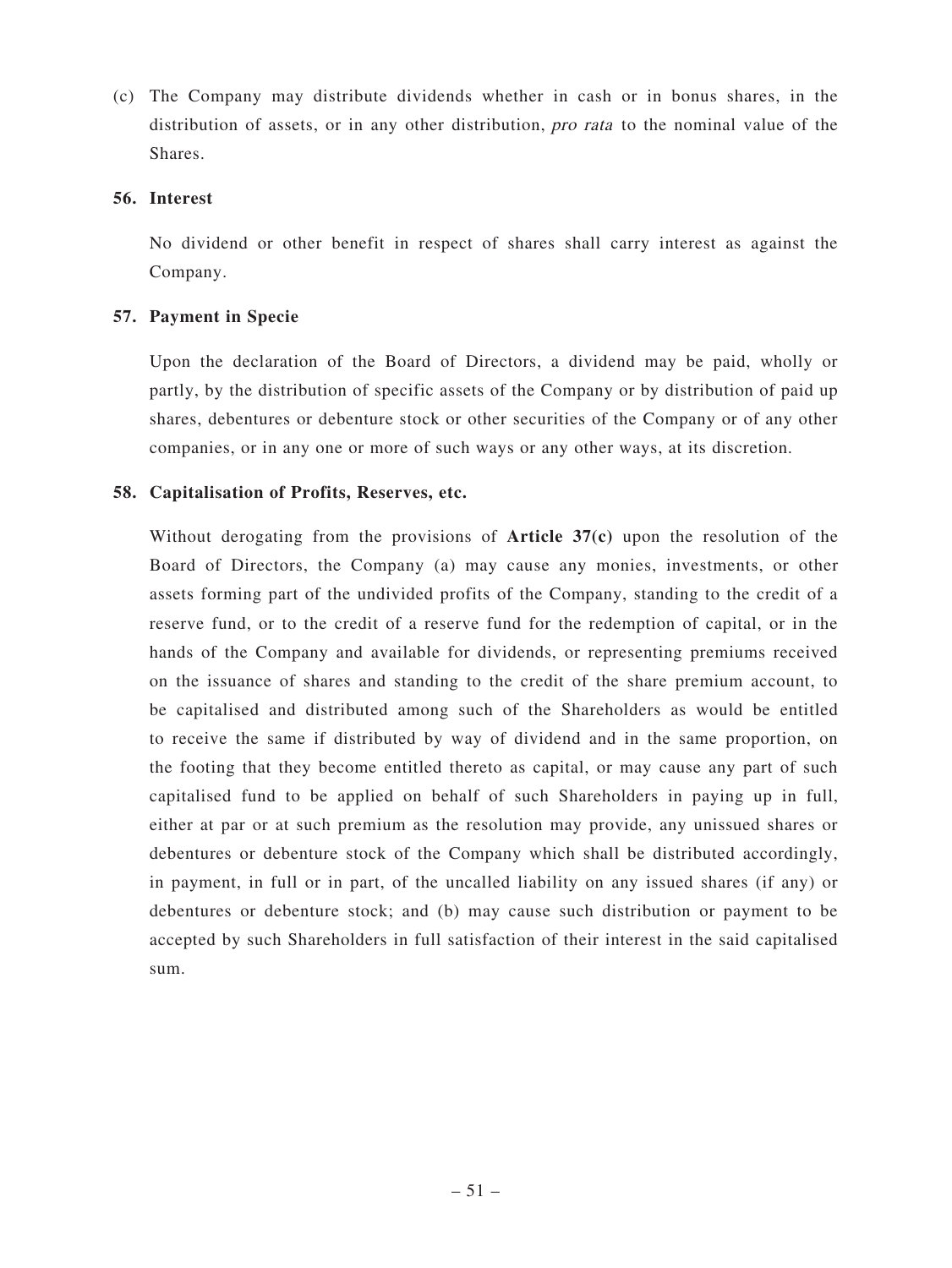(c) The Company may distribute dividends whether in cash or in bonus shares, in the distribution of assets, or in any other distribution, *pro rata* to the nominal value of the Shares.

**56. Interest**

No dividend or other benefit in respect of shares shall carry interest as against the Company.

**57. Payment in Specie**

Upon the declaration of the Board of Directors, a dividend may be paid, wholly or partly, by the distribution of specific assets of the Company or by distribution of paid up shares, debentures or debenture stock or other securities of the Company or of any other companies, or in any one or more of such ways or any other ways, at its discretion.

**58. Capitalisation of Profits, Reserves, etc.**

Without derogating from the provisions of **Article 37(c)** upon the resolution of the Board of Directors, the Company (a) may cause any monies, investments, or other assets forming part of the undivided profits of the Company, standing to the credit of a reserve fund, or to the credit of a reserve fund for the redemption of capital, or in the hands of the Company and available for dividends, or representing premiums received on the issuance of shares and standing to the credit of the share premium account, to be capitalised and distributed among such of the Shareholders as would be entitled to receive the same if distributed by way of dividend and in the same proportion, on the footing that they become entitled thereto as capital, or may cause any part of such capitalised fund to be applied on behalf of such Shareholders in paying up in full, either at par or at such premium as the resolution may provide, any unissued shares or debentures or debenture stock of the Company which shall be distributed accordingly, in payment, in full or in part, of the uncalled liability on any issued shares (if any) or debentures or debenture stock; and (b) may cause such distribution or payment to be accepted by such Shareholders in full satisfaction of their interest in the said capitalised sum.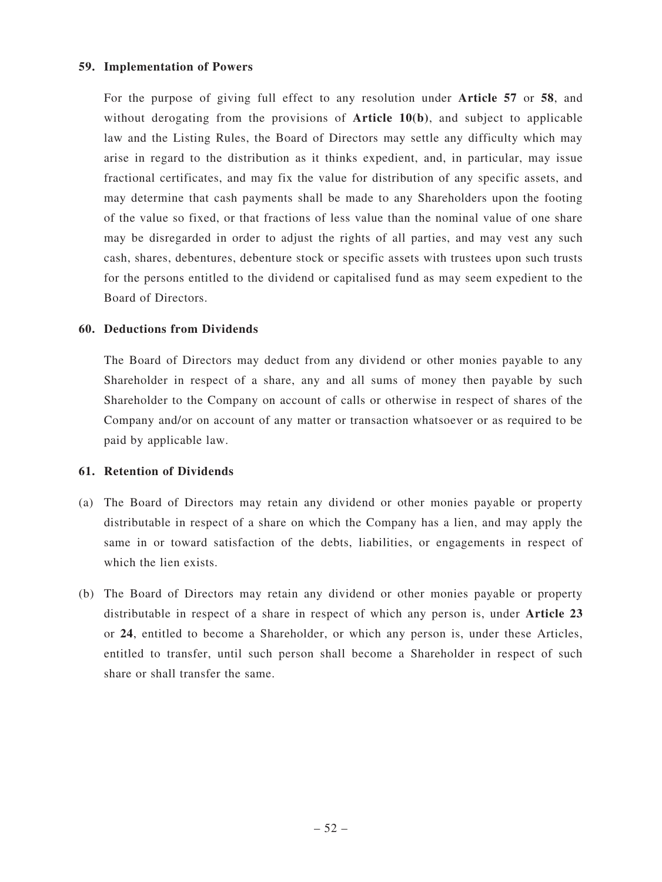**59. Implementation of Powers**

For the purpose of giving full effect to any resolution under **Article 57** or **58**, and without derogating from the provisions of **Article 10(b)**, and subject to applicable law and the Listing Rules, the Board of Directors may settle any difficulty which may arise in regard to the distribution as it thinks expedient, and, in particular, may issue fractional certificates, and may fix the value for distribution of any specific assets, and may determine that cash payments shall be made to any Shareholders upon the footing of the value so fixed, or that fractions of less value than the nominal value of one share may be disregarded in order to adjust the rights of all parties, and may vest any such cash, shares, debentures, debenture stock or specific assets with trustees upon such trusts for the persons entitled to the dividend or capitalised fund as may seem expedient to the Board of Directors.

**60. Deductions from Dividends**

The Board of Directors may deduct from any dividend or other monies payable to any Shareholder in respect of a share, any and all sums of money then payable by such Shareholder to the Company on account of calls or otherwise in respect of shares of the Company and/or on account of any matter or transaction whatsoever or as required to be paid by applicable law.

**61. Retention of Dividends**

(a) The Board of Directors may retain any dividend or other monies payable or property distributable in respect of a share on which the Company has a lien, and may apply the same in or toward satisfaction of the debts, liabilities, or engagements in respect of which the lien exists.

(b) The Board of Directors may retain any dividend or other monies payable or property distributable in respect of a share in respect of which any person is, under **Article 23** or **24**, entitled to become a Shareholder, or which any person is, under these Articles, entitled to transfer, until such person shall become a Shareholder in respect of such share or shall transfer the same.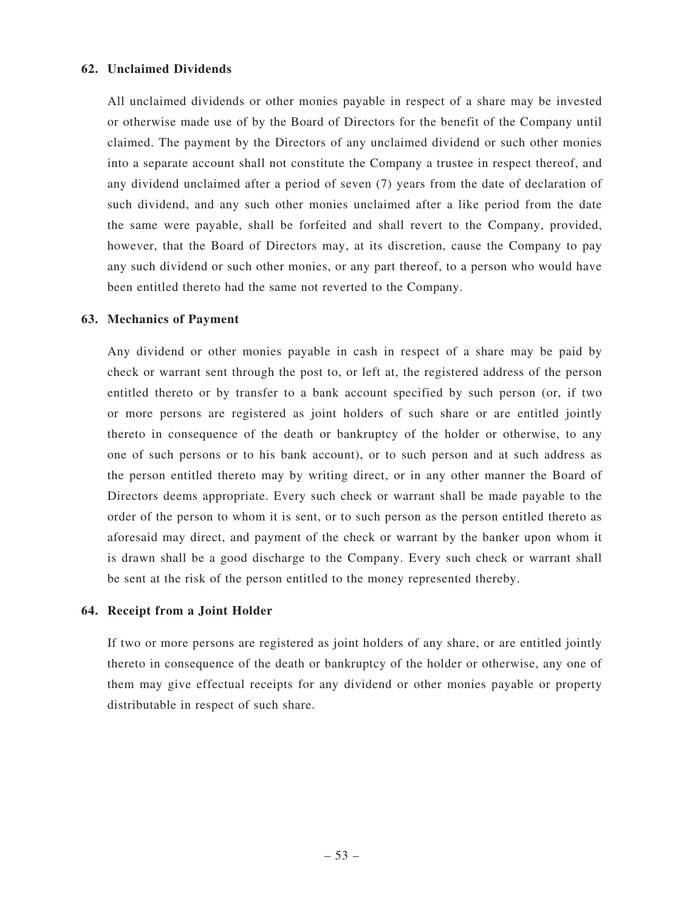**62. Unclaimed Dividends**

All unclaimed dividends or other monies payable in respect of a share may be invested or otherwise made use of by the Board of Directors for the benefit of the Company until claimed. The payment by the Directors of any unclaimed dividend or such other monies into a separate account shall not constitute the Company a trustee in respect thereof, and any dividend unclaimed after a period of seven (7) years from the date of declaration of such dividend, and any such other monies unclaimed after a like period from the date the same were payable, shall be forfeited and shall revert to the Company, provided, however, that the Board of Directors may, at its discretion, cause the Company to pay any such dividend or such other monies, or any part thereof, to a person who would have been entitled thereto had the same not reverted to the Company.

**63. Mechanics of Payment**

Any dividend or other monies payable in cash in respect of a share may be paid by check or warrant sent through the post to, or left at, the registered address of the person entitled thereto or by transfer to a bank account specified by such person (or, if two or more persons are registered as joint holders of such share or are entitled jointly thereto in consequence of the death or bankruptcy of the holder or otherwise, to any one of such persons or to his bank account), or to such person and at such address as the person entitled thereto may by writing direct, or in any other manner the Board of Directors deems appropriate. Every such check or warrant shall be made payable to the order of the person to whom it is sent, or to such person as the person entitled thereto as aforesaid may direct, and payment of the check or warrant by the banker upon whom it is drawn shall be a good discharge to the Company. Every such check or warrant shall be sent at the risk of the person entitled to the money represented thereby.

**64. Receipt from a Joint Holder**

If two or more persons are registered as joint holders of any share, or are entitled jointly thereto in consequence of the death or bankruptcy of the holder or otherwise, any one of them may give effectual receipts for any dividend or other monies payable or property distributable in respect of such share.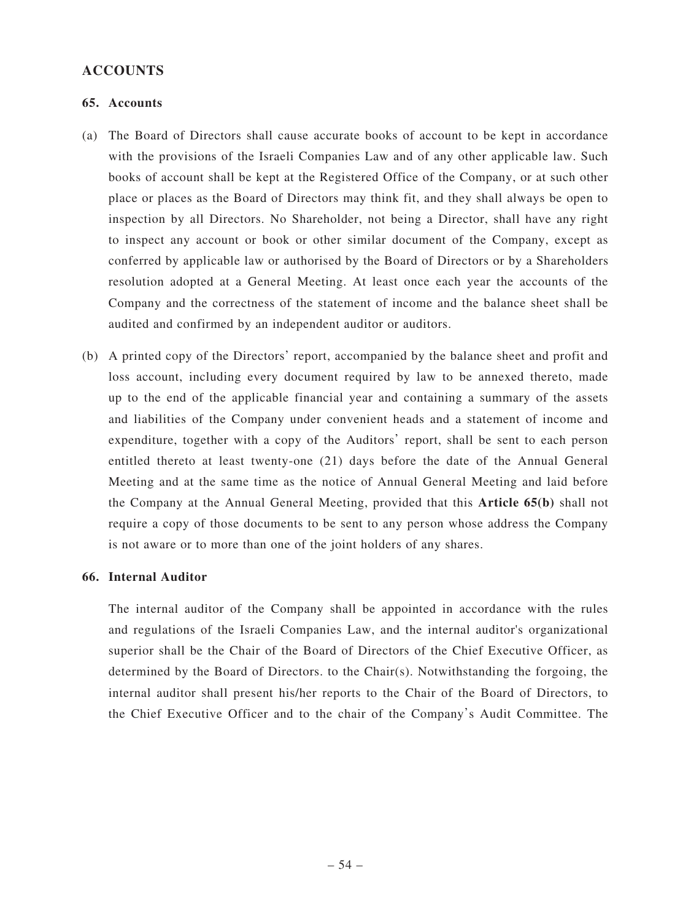## ACCOUNTS

### 65. Accounts

(a) The Board of Directors shall cause accurate books of account to be kept in accordance with the provisions of the Israeli Companies Law and of any other applicable law. Such books of account shall be kept at the Registered Office of the Company, or at such other place or places as the Board of Directors may think fit, and they shall always be open to inspection by all Directors. No Shareholder, not being a Director, shall have any right to inspect any account or book or other similar document of the Company, except as conferred by applicable law or authorised by the Board of Directors or by a Shareholders resolution adopted at a General Meeting. At least once each year the accounts of the Company and the correctness of the statement of income and the balance sheet shall be audited and confirmed by an independent auditor or auditors.

(b) A printed copy of the Directors' report, accompanied by the balance sheet and profit and loss account, including every document required by law to be annexed thereto, made up to the end of the applicable financial year and containing a summary of the assets and liabilities of the Company under convenient heads and a statement of income and expenditure, together with a copy of the Auditors' report, shall be sent to each person entitled thereto at least twenty-one (21) days before the date of the Annual General Meeting and at the same time as the notice of Annual General Meeting and laid before the Company at the Annual General Meeting, provided that this **Article 65(b)** shall not require a copy of those documents to be sent to any person whose address the Company is not aware or to more than one of the joint holders of any shares.

### 66. Internal Auditor

The internal auditor of the Company shall be appointed in accordance with the rules and regulations of the Israeli Companies Law, and the internal auditor's organizational superior shall be the Chair of the Board of Directors of the Chief Executive Officer, as determined by the Board of Directors. to the Chair(s). Notwithstanding the forgoing, the internal auditor shall present his/her reports to the Chair of the Board of Directors, to the Chief Executive Officer and to the chair of the Company's Audit Committee. The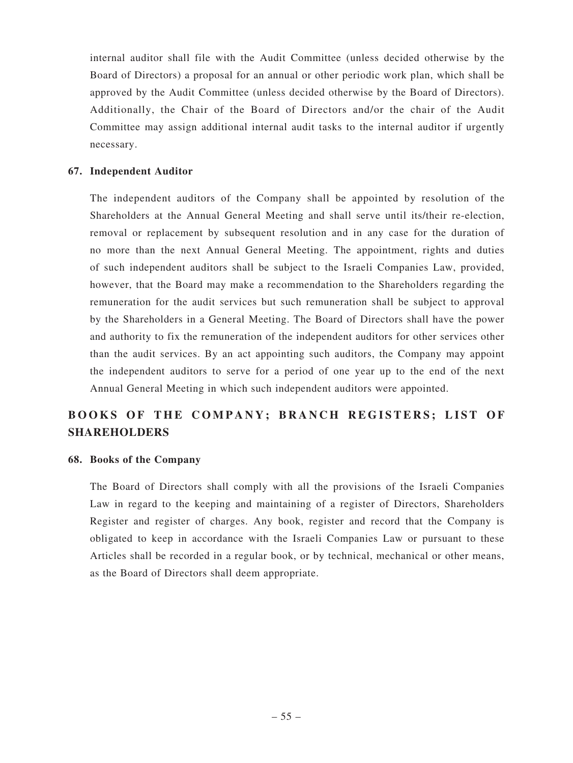internal auditor shall file with the Audit Committee (unless decided otherwise by the Board of Directors) a proposal for an annual or other periodic work plan, which shall be approved by the Audit Committee (unless decided otherwise by the Board of Directors). Additionally, the Chair of the Board of Directors and/or the chair of the Audit Committee may assign additional internal audit tasks to the internal auditor if urgently necessary.

**67. Independent Auditor**

The independent auditors of the Company shall be appointed by resolution of the Shareholders at the Annual General Meeting and shall serve until its/their re-election, removal or replacement by subsequent resolution and in any case for the duration of no more than the next Annual General Meeting. The appointment, rights and duties of such independent auditors shall be subject to the Israeli Companies Law, provided, however, that the Board may make a recommendation to the Shareholders regarding the remuneration for the audit services but such remuneration shall be subject to approval by the Shareholders in a General Meeting. The Board of Directors shall have the power and authority to fix the remuneration of the independent auditors for other services other than the audit services. By an act appointing such auditors, the Company may appoint the independent auditors to serve for a period of one year up to the end of the next Annual General Meeting in which such independent auditors were appointed.

## BOOKS OF THE COMPANY; BRANCH REGISTERS; LIST OF SHAREHOLDERS

**68. Books of the Company**

The Board of Directors shall comply with all the provisions of the Israeli Companies Law in regard to the keeping and maintaining of a register of Directors, Shareholders Register and register of charges. Any book, register and record that the Company is obligated to keep in accordance with the Israeli Companies Law or pursuant to these Articles shall be recorded in a regular book, or by technical, mechanical or other means, as the Board of Directors shall deem appropriate.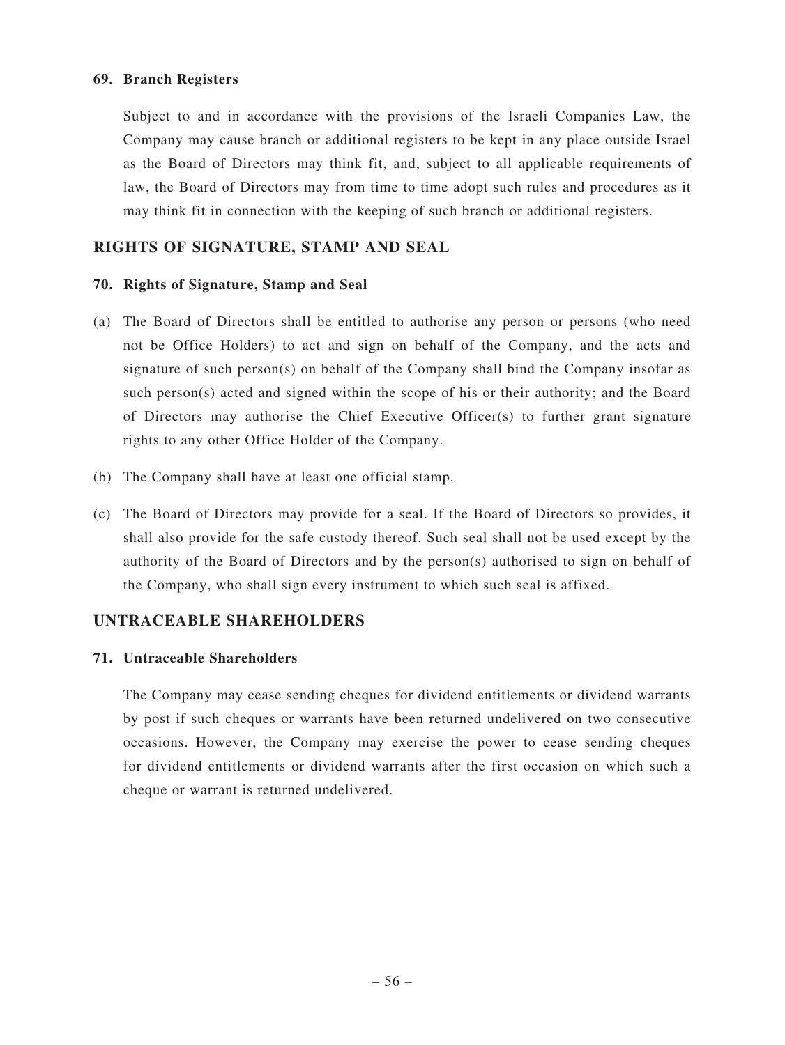#### 69. Branch Registers

Subject to and in accordance with the provisions of the Israeli Companies Law, the Company may cause branch or additional registers to be kept in any place outside Israel as the Board of Directors may think fit, and, subject to all applicable requirements of law, the Board of Directors may from time to time adopt such rules and procedures as it may think fit in connection with the keeping of such branch or additional registers.

### RIGHTS OF SIGNATURE, STAMP AND SEAL

#### 70. Rights of Signature, Stamp and Seal

(a) The Board of Directors shall be entitled to authorise any person or persons (who need not be Office Holders) to act and sign on behalf of the Company, and the acts and signature of such person(s) on behalf of the Company shall bind the Company insofar as such person(s) acted and signed within the scope of his or their authority; and the Board of Directors may authorise the Chief Executive Officer(s) to further grant signature rights to any other Office Holder of the Company.

(b) The Company shall have at least one official stamp.

(c) The Board of Directors may provide for a seal. If the Board of Directors so provides, it shall also provide for the safe custody thereof. Such seal shall not be used except by the authority of the Board of Directors and by the person(s) authorised to sign on behalf of the Company, who shall sign every instrument to which such seal is affixed.

### UNTRACEABLE SHAREHOLDERS

#### 71. Untraceable Shareholders

The Company may cease sending cheques for dividend entitlements or dividend warrants by post if such cheques or warrants have been returned undelivered on two consecutive occasions. However, the Company may exercise the power to cease sending cheques for dividend entitlements or dividend warrants after the first occasion on which such a cheque or warrant is returned undelivered.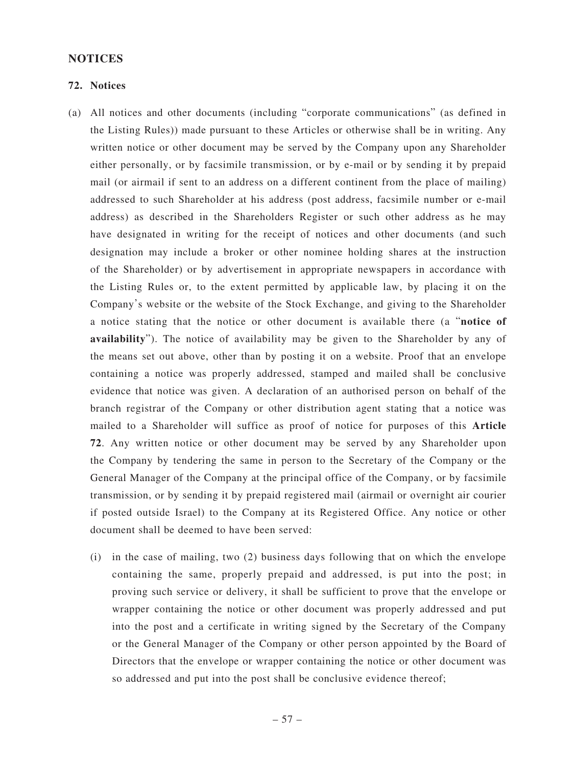## NOTICES

### 72. Notices

(a) All notices and other documents (including "corporate communications" (as defined in the Listing Rules)) made pursuant to these Articles or otherwise shall be in writing. Any written notice or other document may be served by the Company upon any Shareholder either personally, or by facsimile transmission, or by e-mail or by sending it by prepaid mail (or airmail if sent to an address on a different continent from the place of mailing) addressed to such Shareholder at his address (post address, facsimile number or e-mail address) as described in the Shareholders Register or such other address as he may have designated in writing for the receipt of notices and other documents (and such designation may include a broker or other nominee holding shares at the instruction of the Shareholder) or by advertisement in appropriate newspapers in accordance with the Listing Rules or, to the extent permitted by applicable law, by placing it on the Company's website or the website of the Stock Exchange, and giving to the Shareholder a notice stating that the notice or other document is available there (a "**notice of availability**"). The notice of availability may be given to the Shareholder by any of the means set out above, other than by posting it on a website. Proof that an envelope containing a notice was properly addressed, stamped and mailed shall be conclusive evidence that notice was given. A declaration of an authorised person on behalf of the branch registrar of the Company or other distribution agent stating that a notice was mailed to a Shareholder will suffice as proof of notice for purposes of this **Article 72**. Any written notice or other document may be served by any Shareholder upon the Company by tendering the same in person to the Secretary of the Company or the General Manager of the Company at the principal office of the Company, or by facsimile transmission, or by sending it by prepaid registered mail (airmail or overnight air courier if posted outside Israel) to the Company at its Registered Office. Any notice or other document shall be deemed to have been served:

(i) in the case of mailing, two (2) business days following that on which the envelope containing the same, properly prepaid and addressed, is put into the post; in proving such service or delivery, it shall be sufficient to prove that the envelope or wrapper containing the notice or other document was properly addressed and put into the post and a certificate in writing signed by the Secretary of the Company or the General Manager of the Company or other person appointed by the Board of Directors that the envelope or wrapper containing the notice or other document was so addressed and put into the post shall be conclusive evidence thereof;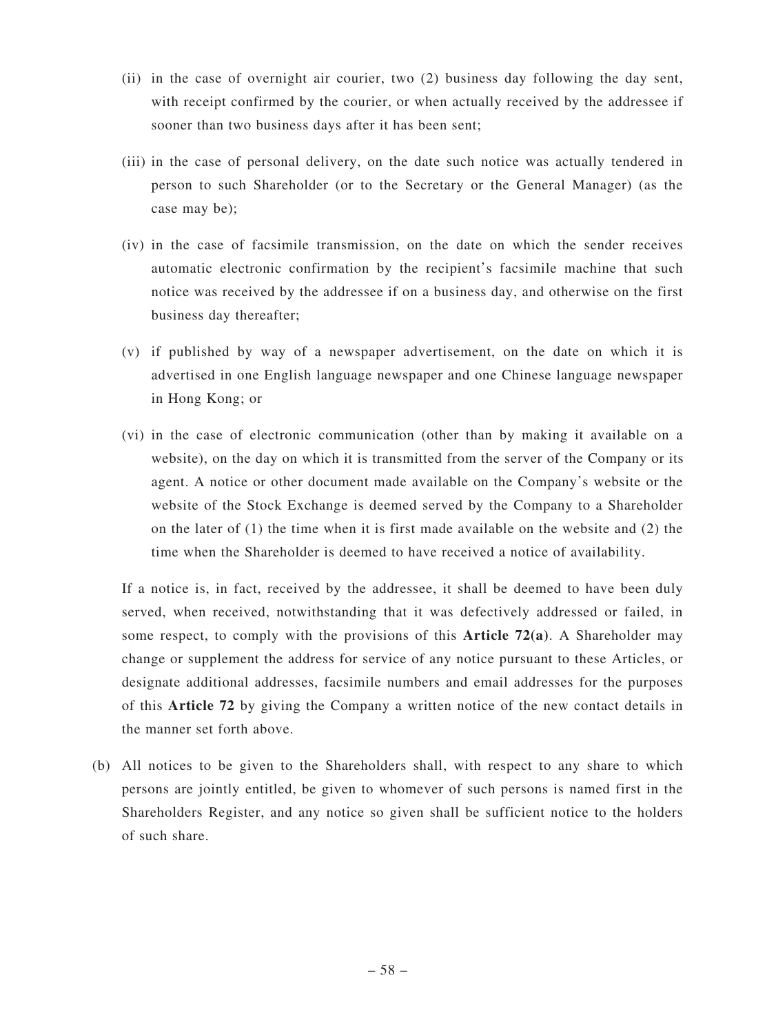(ii) in the case of overnight air courier, two (2) business day following the day sent, with receipt confirmed by the courier, or when actually received by the addressee if sooner than two business days after it has been sent;

(iii) in the case of personal delivery, on the date such notice was actually tendered in person to such Shareholder (or to the Secretary or the General Manager) (as the case may be);

(iv) in the case of facsimile transmission, on the date on which the sender receives automatic electronic confirmation by the recipient's facsimile machine that such notice was received by the addressee if on a business day, and otherwise on the first business day thereafter;

(v) if published by way of a newspaper advertisement, on the date on which it is advertised in one English language newspaper and one Chinese language newspaper in Hong Kong; or

(vi) in the case of electronic communication (other than by making it available on a website), on the day on which it is transmitted from the server of the Company or its agent. A notice or other document made available on the Company's website or the website of the Stock Exchange is deemed served by the Company to a Shareholder on the later of (1) the time when it is first made available on the website and (2) the time when the Shareholder is deemed to have received a notice of availability.

If a notice is, in fact, received by the addressee, it shall be deemed to have been duly served, when received, notwithstanding that it was defectively addressed or failed, in some respect, to comply with the provisions of this **Article 72(a)**. A Shareholder may change or supplement the address for service of any notice pursuant to these Articles, or designate additional addresses, facsimile numbers and email addresses for the purposes of this **Article 72** by giving the Company a written notice of the new contact details in the manner set forth above.

(b) All notices to be given to the Shareholders shall, with respect to any share to which persons are jointly entitled, be given to whomever of such persons is named first in the Shareholders Register, and any notice so given shall be sufficient notice to the holders of such share.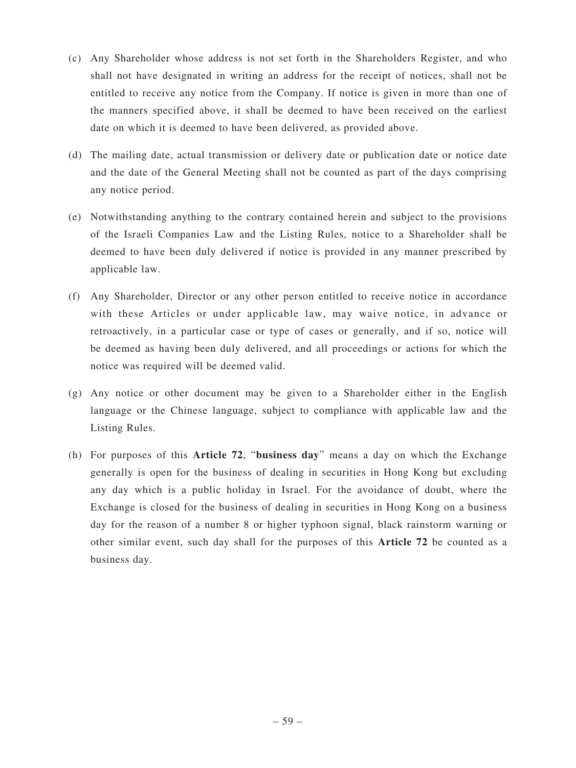(c) Any Shareholder whose address is not set forth in the Shareholders Register, and who shall not have designated in writing an address for the receipt of notices, shall not be entitled to receive any notice from the Company. If notice is given in more than one of the manners specified above, it shall be deemed to have been received on the earliest date on which it is deemed to have been delivered, as provided above.

(d) The mailing date, actual transmission or delivery date or publication date or notice date and the date of the General Meeting shall not be counted as part of the days comprising any notice period.

(e) Notwithstanding anything to the contrary contained herein and subject to the provisions of the Israeli Companies Law and the Listing Rules, notice to a Shareholder shall be deemed to have been duly delivered if notice is provided in any manner prescribed by applicable law.

(f) Any Shareholder, Director or any other person entitled to receive notice in accordance with these Articles or under applicable law, may waive notice, in advance or retroactively, in a particular case or type of cases or generally, and if so, notice will be deemed as having been duly delivered, and all proceedings or actions for which the notice was required will be deemed valid.

(g) Any notice or other document may be given to a Shareholder either in the English language or the Chinese language, subject to compliance with applicable law and the Listing Rules.

(h) For purposes of this **Article 72**, "**business day**" means a day on which the Exchange generally is open for the business of dealing in securities in Hong Kong but excluding any day which is a public holiday in Israel. For the avoidance of doubt, where the Exchange is closed for the business of dealing in securities in Hong Kong on a business day for the reason of a number 8 or higher typhoon signal, black rainstorm warning or other similar event, such day shall for the purposes of this **Article 72** be counted as a business day.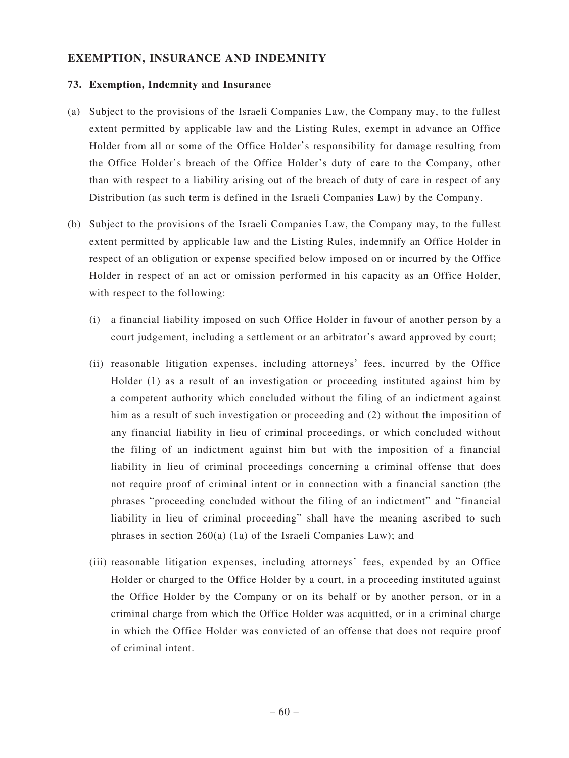## EXEMPTION, INSURANCE AND INDEMNITY

### 73. Exemption, Indemnity and Insurance

(a) Subject to the provisions of the Israeli Companies Law, the Company may, to the fullest extent permitted by applicable law and the Listing Rules, exempt in advance an Office Holder from all or some of the Office Holder's responsibility for damage resulting from the Office Holder's breach of the Office Holder's duty of care to the Company, other than with respect to a liability arising out of the breach of duty of care in respect of any Distribution (as such term is defined in the Israeli Companies Law) by the Company.

(b) Subject to the provisions of the Israeli Companies Law, the Company may, to the fullest extent permitted by applicable law and the Listing Rules, indemnify an Office Holder in respect of an obligation or expense specified below imposed on or incurred by the Office Holder in respect of an act or omission performed in his capacity as an Office Holder, with respect to the following:

(i) a financial liability imposed on such Office Holder in favour of another person by a court judgement, including a settlement or an arbitrator's award approved by court;

(ii) reasonable litigation expenses, including attorneys' fees, incurred by the Office Holder (1) as a result of an investigation or proceeding instituted against him by a competent authority which concluded without the filing of an indictment against him as a result of such investigation or proceeding and (2) without the imposition of any financial liability in lieu of criminal proceedings, or which concluded without the filing of an indictment against him but with the imposition of a financial liability in lieu of criminal proceedings concerning a criminal offense that does not require proof of criminal intent or in connection with a financial sanction (the phrases "proceeding concluded without the filing of an indictment" and "financial liability in lieu of criminal proceeding" shall have the meaning ascribed to such phrases in section 260(a) (1a) of the Israeli Companies Law); and

(iii) reasonable litigation expenses, including attorneys' fees, expended by an Office Holder or charged to the Office Holder by a court, in a proceeding instituted against the Office Holder by the Company or on its behalf or by another person, or in a criminal charge from which the Office Holder was acquitted, or in a criminal charge in which the Office Holder was convicted of an offense that does not require proof of criminal intent.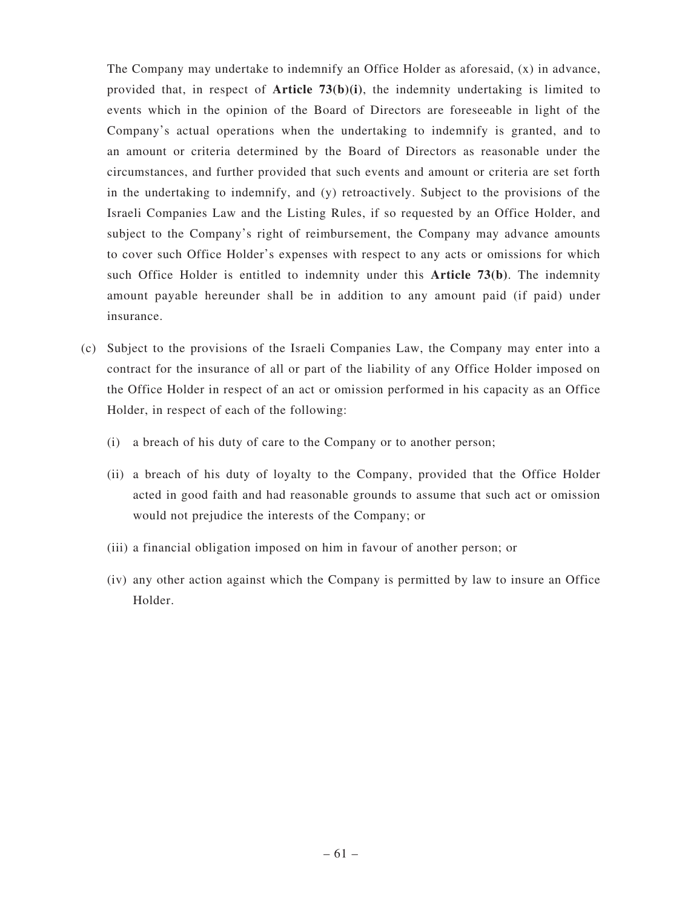The Company may undertake to indemnify an Office Holder as aforesaid, (x) in advance, provided that, in respect of **Article 73(b)(i)**, the indemnity undertaking is limited to events which in the opinion of the Board of Directors are foreseeable in light of the Company's actual operations when the undertaking to indemnify is granted, and to an amount or criteria determined by the Board of Directors as reasonable under the circumstances, and further provided that such events and amount or criteria are set forth in the undertaking to indemnify, and (y) retroactively. Subject to the provisions of the Israeli Companies Law and the Listing Rules, if so requested by an Office Holder, and subject to the Company's right of reimbursement, the Company may advance amounts to cover such Office Holder's expenses with respect to any acts or omissions for which such Office Holder is entitled to indemnity under this **Article 73(b)**. The indemnity amount payable hereunder shall be in addition to any amount paid (if paid) under insurance.

(c) Subject to the provisions of the Israeli Companies Law, the Company may enter into a contract for the insurance of all or part of the liability of any Office Holder imposed on the Office Holder in respect of an act or omission performed in his capacity as an Office Holder, in respect of each of the following:

  (i) a breach of his duty of care to the Company or to another person;

  (ii) a breach of his duty of loyalty to the Company, provided that the Office Holder acted in good faith and had reasonable grounds to assume that such act or omission would not prejudice the interests of the Company; or

  (iii) a financial obligation imposed on him in favour of another person; or

  (iv) any other action against which the Company is permitted by law to insure an Office Holder.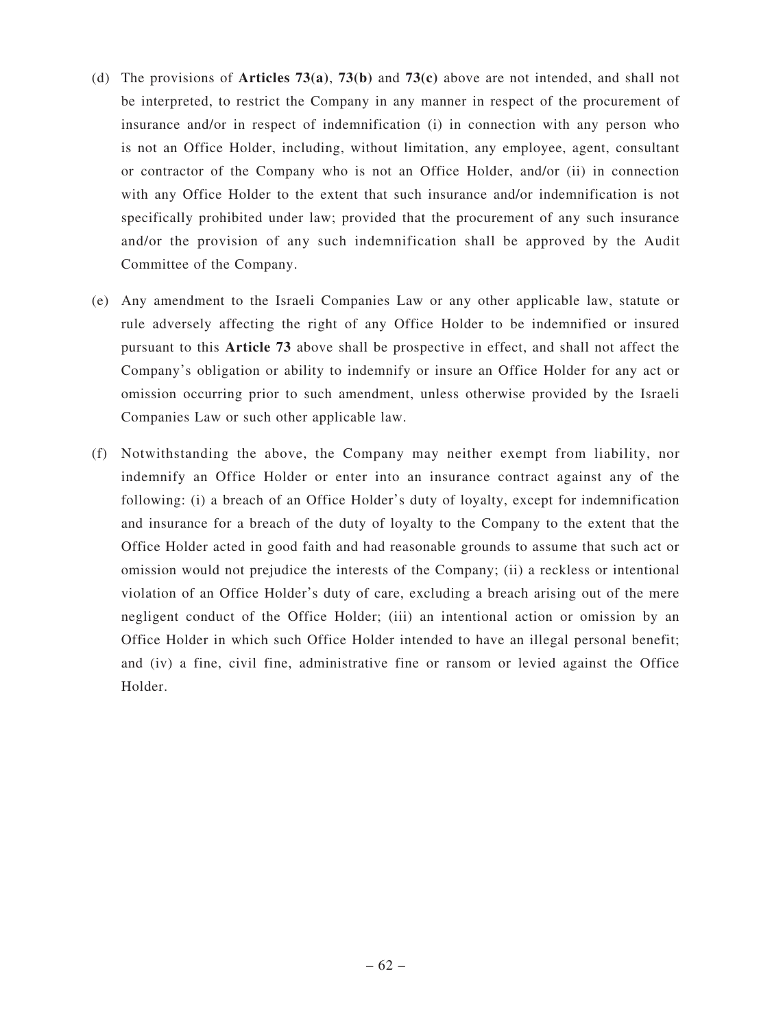(d) The provisions of **Articles 73(a)**, **73(b)** and **73(c)** above are not intended, and shall not be interpreted, to restrict the Company in any manner in respect of the procurement of insurance and/or in respect of indemnification (i) in connection with any person who is not an Office Holder, including, without limitation, any employee, agent, consultant or contractor of the Company who is not an Office Holder, and/or (ii) in connection with any Office Holder to the extent that such insurance and/or indemnification is not specifically prohibited under law; provided that the procurement of any such insurance and/or the provision of any such indemnification shall be approved by the Audit Committee of the Company.

(e) Any amendment to the Israeli Companies Law or any other applicable law, statute or rule adversely affecting the right of any Office Holder to be indemnified or insured pursuant to this **Article 73** above shall be prospective in effect, and shall not affect the Company's obligation or ability to indemnify or insure an Office Holder for any act or omission occurring prior to such amendment, unless otherwise provided by the Israeli Companies Law or such other applicable law.

(f) Notwithstanding the above, the Company may neither exempt from liability, nor indemnify an Office Holder or enter into an insurance contract against any of the following: (i) a breach of an Office Holder's duty of loyalty, except for indemnification and insurance for a breach of the duty of loyalty to the Company to the extent that the Office Holder acted in good faith and had reasonable grounds to assume that such act or omission would not prejudice the interests of the Company; (ii) a reckless or intentional violation of an Office Holder's duty of care, excluding a breach arising out of the mere negligent conduct of the Office Holder; (iii) an intentional action or omission by an Office Holder in which such Office Holder intended to have an illegal personal benefit; and (iv) a fine, civil fine, administrative fine or ransom or levied against the Office Holder.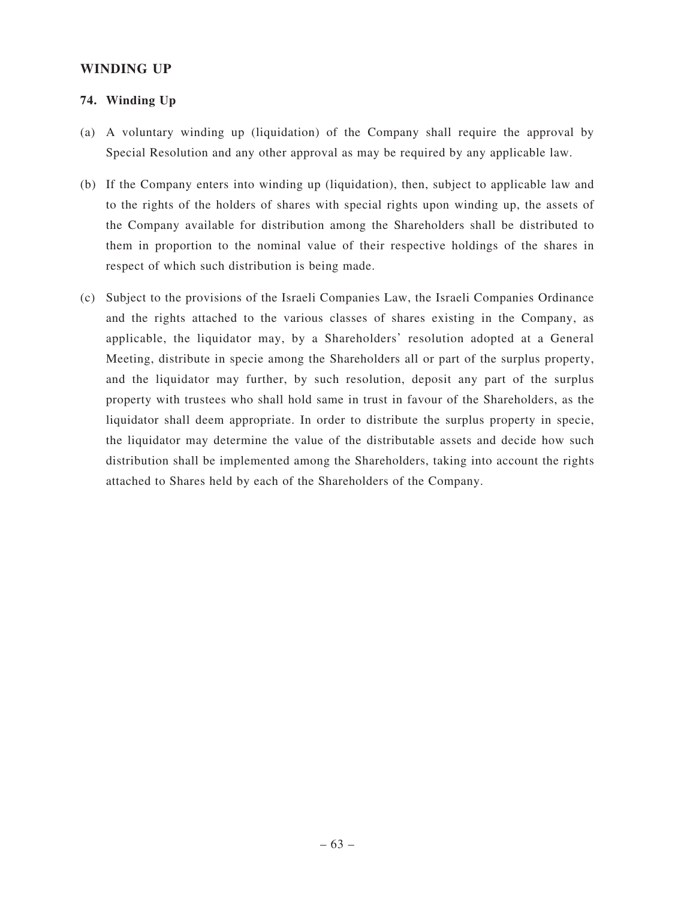## WINDING UP

### 74. Winding Up

(a) A voluntary winding up (liquidation) of the Company shall require the approval by Special Resolution and any other approval as may be required by any applicable law.

(b) If the Company enters into winding up (liquidation), then, subject to applicable law and to the rights of the holders of shares with special rights upon winding up, the assets of the Company available for distribution among the Shareholders shall be distributed to them in proportion to the nominal value of their respective holdings of the shares in respect of which such distribution is being made.

(c) Subject to the provisions of the Israeli Companies Law, the Israeli Companies Ordinance and the rights attached to the various classes of shares existing in the Company, as applicable, the liquidator may, by a Shareholders' resolution adopted at a General Meeting, distribute in specie among the Shareholders all or part of the surplus property, and the liquidator may further, by such resolution, deposit any part of the surplus property with trustees who shall hold same in trust in favour of the Shareholders, as the liquidator shall deem appropriate. In order to distribute the surplus property in specie, the liquidator may determine the value of the distributable assets and decide how such distribution shall be implemented among the Shareholders, taking into account the rights attached to Shares held by each of the Shareholders of the Company.